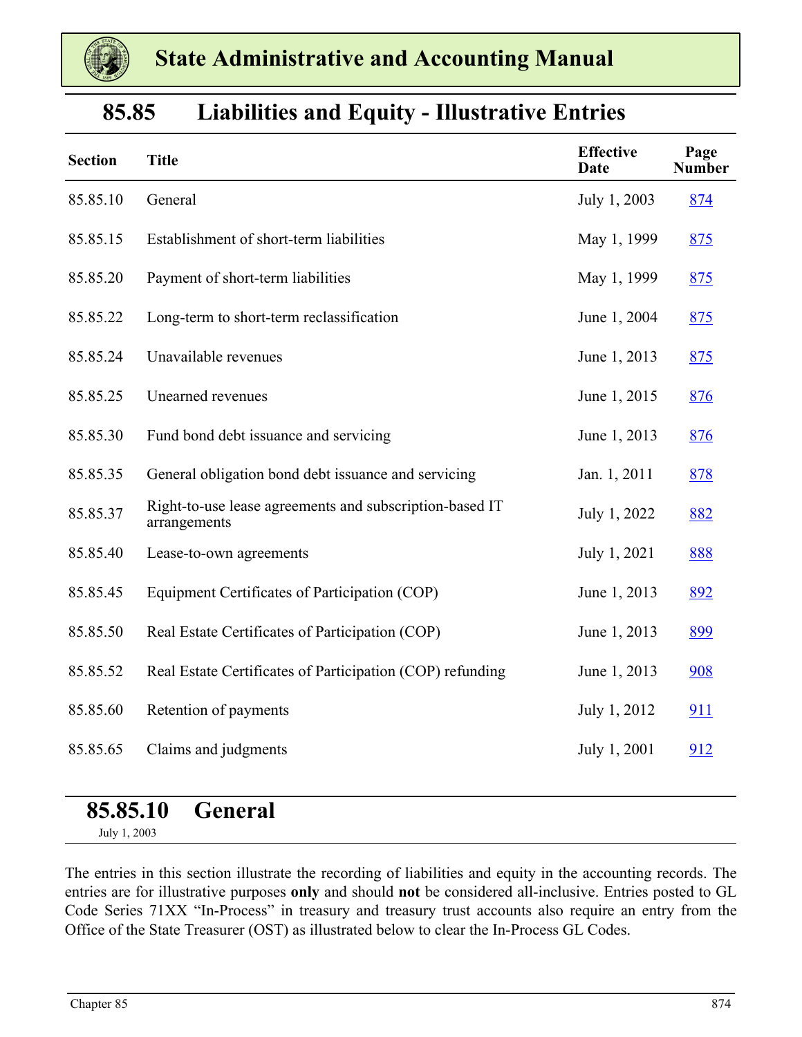# State Administrative and Accounting Manual

## 85.85 Liabilities and Equity - Illustrative Entries

| Section | Title | Effective Date | Page Number |
|---|---|---|---|
| 85.85.10 | General | July 1, 2003 | 874 |
| 85.85.15 | Establishment of short-term liabilities | May 1, 1999 | 875 |
| 85.85.20 | Payment of short-term liabilities | May 1, 1999 | 875 |
| 85.85.22 | Long-term to short-term reclassification | June 1, 2004 | 875 |
| 85.85.24 | Unavailable revenues | June 1, 2013 | 875 |
| 85.85.25 | Unearned revenues | June 1, 2015 | 876 |
| 85.85.30 | Fund bond debt issuance and servicing | June 1, 2013 | 876 |
| 85.85.35 | General obligation bond debt issuance and servicing | Jan. 1, 2011 | 878 |
| 85.85.37 | Right-to-use lease agreements and subscription-based IT arrangements | July 1, 2022 | 882 |
| 85.85.40 | Lease-to-own agreements | July 1, 2021 | 888 |
| 85.85.45 | Equipment Certificates of Participation (COP) | June 1, 2013 | 892 |
| 85.85.50 | Real Estate Certificates of Participation (COP) | June 1, 2013 | 899 |
| 85.85.52 | Real Estate Certificates of Participation (COP) refunding | June 1, 2013 | 908 |
| 85.85.60 | Retention of payments | July 1, 2012 | 911 |
| 85.85.65 | Claims and judgments | July 1, 2001 | 912 |

### 85.85.10 General

July 1, 2003

The entries in this section illustrate the recording of liabilities and equity in the accounting records. The entries are for illustrative purposes **only** and should **not** be considered all-inclusive. Entries posted to GL Code Series 71XX "In-Process" in treasury and treasury trust accounts also require an entry from the Office of the State Treasurer (OST) as illustrated below to clear the In-Process GL Codes.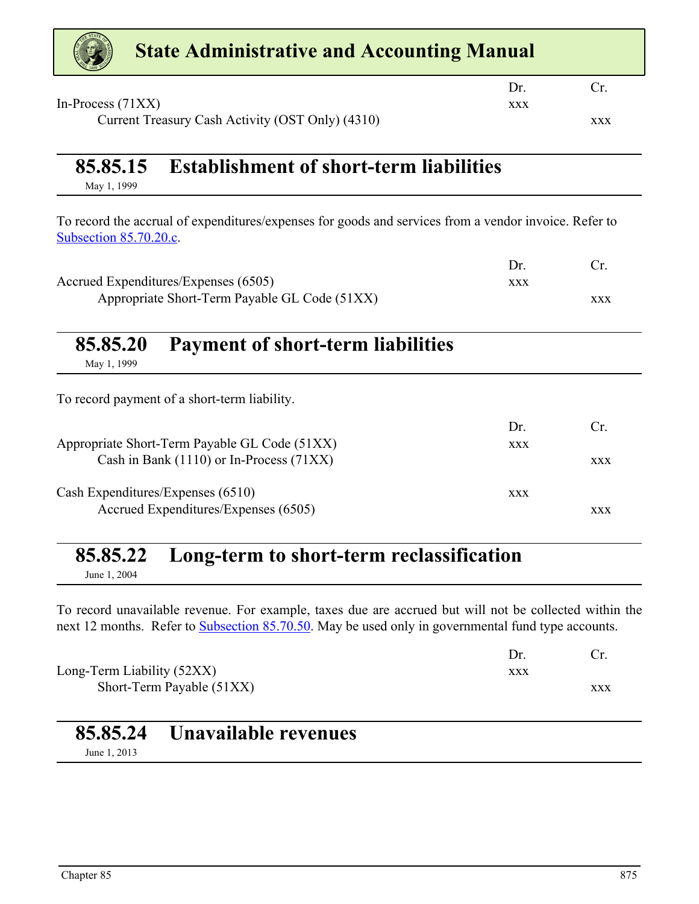| | Dr. | Cr. |
|---|---|---|
| In-Process (71XX) | xxx | |
| Current Treasury Cash Activity (OST Only) (4310) | | xxx |

## 85.85.15 Establishment of short-term liabilities

May 1, 1999

To record the accrual of expenditures/expenses for goods and services from a vendor invoice. Refer to Subsection 85.70.20.c.

| | Dr. | Cr. |
|---|---|---|
| Accrued Expenditures/Expenses (6505) | xxx | |
| Appropriate Short-Term Payable GL Code (51XX) | | xxx |

## 85.85.20 Payment of short-term liabilities

May 1, 1999

To record payment of a short-term liability.

| | Dr. | Cr. |
|---|---|---|
| Appropriate Short-Term Payable GL Code (51XX) | xxx | |
| Cash in Bank (1110) or In-Process (71XX) | | xxx |
| | | |
| Cash Expenditures/Expenses (6510) | xxx | |
| Accrued Expenditures/Expenses (6505) | | xxx |

## 85.85.22 Long-term to short-term reclassification

June 1, 2004

To record unavailable revenue. For example, taxes due are accrued but will not be collected within the next 12 months. Refer to Subsection 85.70.50. May be used only in governmental fund type accounts.

| | Dr. | Cr. |
|---|---|---|
| Long-Term Liability (52XX) | xxx | |
| Short-Term Payable (51XX) | | xxx |

## 85.85.24 Unavailable revenues

June 1, 2013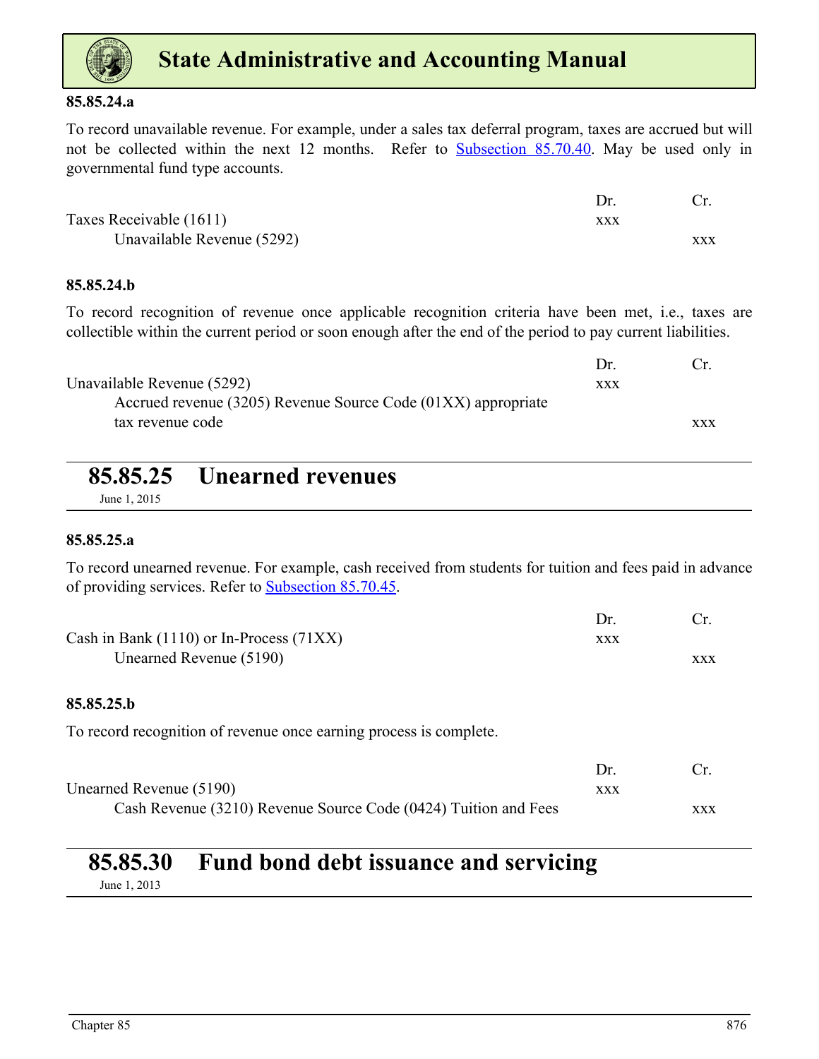#### 85.85.24.a

To record unavailable revenue. For example, under a sales tax deferral program, taxes are accrued but will not be collected within the next 12 months. Refer to Subsection 85.70.40. May be used only in governmental fund type accounts.

| | Dr. | Cr. |
|---|---|---|
| Taxes Receivable (1611) | xxx | |
| Unavailable Revenue (5292) | | xxx |

#### 85.85.24.b

To record recognition of revenue once applicable recognition criteria have been met, i.e., taxes are collectible within the current period or soon enough after the end of the period to pay current liabilities.

| | Dr. | Cr. |
|---|---|---|
| Unavailable Revenue (5292) | xxx | |
| Accrued revenue (3205) Revenue Source Code (01XX) appropriate tax revenue code | | xxx |

## 85.85.25 Unearned revenues

June 1, 2015

#### 85.85.25.a

To record unearned revenue. For example, cash received from students for tuition and fees paid in advance of providing services. Refer to Subsection 85.70.45.

| | Dr. | Cr. |
|---|---|---|
| Cash in Bank (1110) or In-Process (71XX) | xxx | |
| Unearned Revenue (5190) | | xxx |

#### 85.85.25.b

To record recognition of revenue once earning process is complete.

| | Dr. | Cr. |
|---|---|---|
| Unearned Revenue (5190) | xxx | |
| Cash Revenue (3210) Revenue Source Code (0424) Tuition and Fees | | xxx |

## 85.85.30 Fund bond debt issuance and servicing

June 1, 2013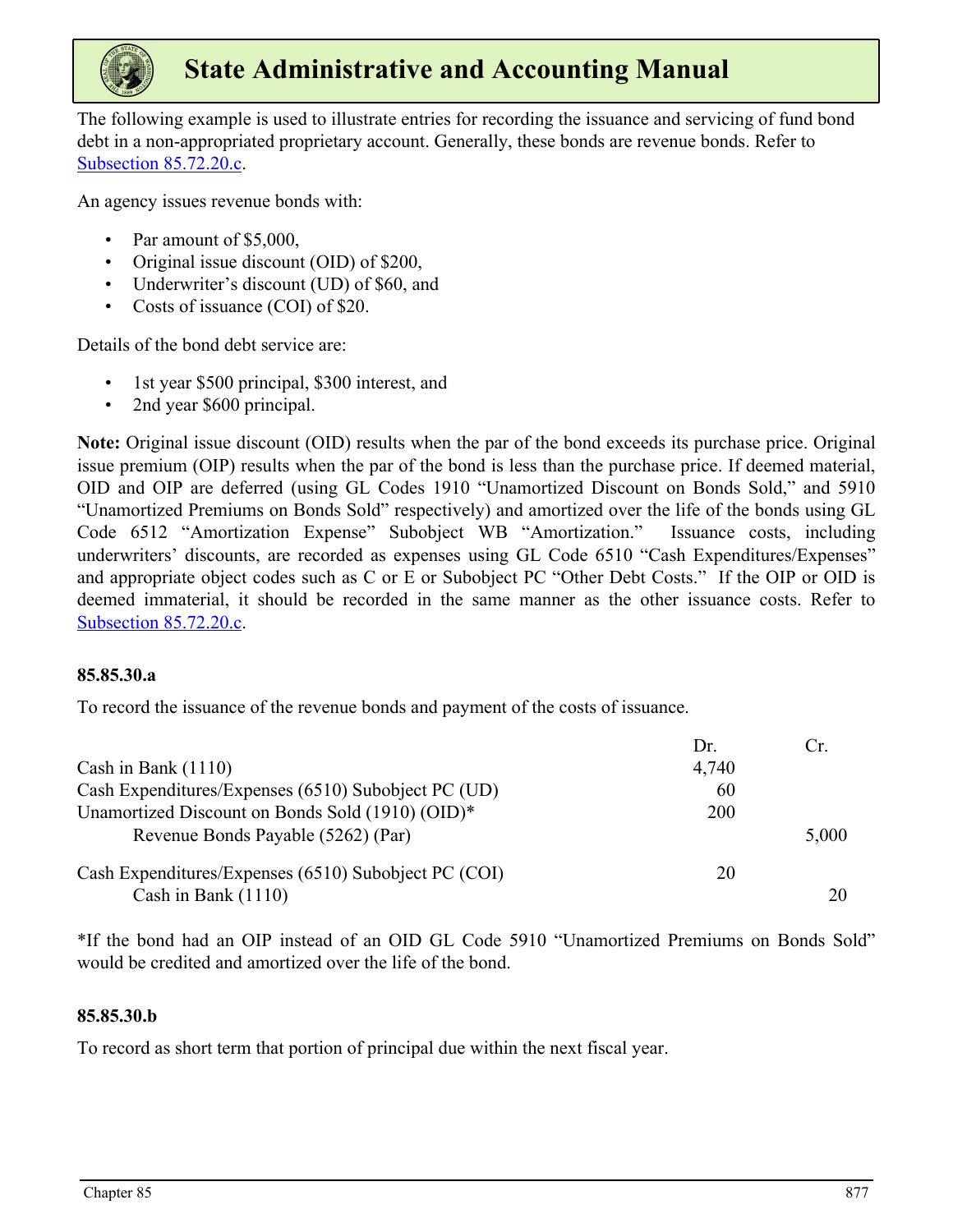The following example is used to illustrate entries for recording the issuance and servicing of fund bond debt in a non-appropriated proprietary account. Generally, these bonds are revenue bonds. Refer to [Subsection 85.72.20.c](#).

An agency issues revenue bonds with:

- Par amount of $5,000,
- Original issue discount (OID) of $200,
- Underwriter's discount (UD) of $60, and
- Costs of issuance (COI) of $20.

Details of the bond debt service are:

- 1st year $500 principal, $300 interest, and
- 2nd year $600 principal.

**Note:** Original issue discount (OID) results when the par of the bond exceeds its purchase price. Original issue premium (OIP) results when the par of the bond is less than the purchase price. If deemed material, OID and OIP are deferred (using GL Codes 1910 "Unamortized Discount on Bonds Sold," and 5910 "Unamortized Premiums on Bonds Sold" respectively) and amortized over the life of the bonds using GL Code 6512 "Amortization Expense" Subobject WB "Amortization." Issuance costs, including underwriters' discounts, are recorded as expenses using GL Code 6510 "Cash Expenditures/Expenses" and appropriate object codes such as C or E or Subobject PC "Other Debt Costs." If the OIP or OID is deemed immaterial, it should be recorded in the same manner as the other issuance costs. Refer to [Subsection 85.72.20.c](#).

#### 85.85.30.a

To record the issuance of the revenue bonds and payment of the costs of issuance.

| | Dr. | Cr. |
|---|---|---|
| Cash in Bank (1110) | 4,740 | |
| Cash Expenditures/Expenses (6510) Subobject PC (UD) | 60 | |
| Unamortized Discount on Bonds Sold (1910) (OID)* | 200 | |
| Revenue Bonds Payable (5262) (Par) | | 5,000 |
| | | |
| Cash Expenditures/Expenses (6510) Subobject PC (COI) | 20 | |
| Cash in Bank (1110) | | 20 |

*If the bond had an OIP instead of an OID GL Code 5910 "Unamortized Premiums on Bonds Sold" would be credited and amortized over the life of the bond.

#### 85.85.30.b

To record as short term that portion of principal due within the next fiscal year.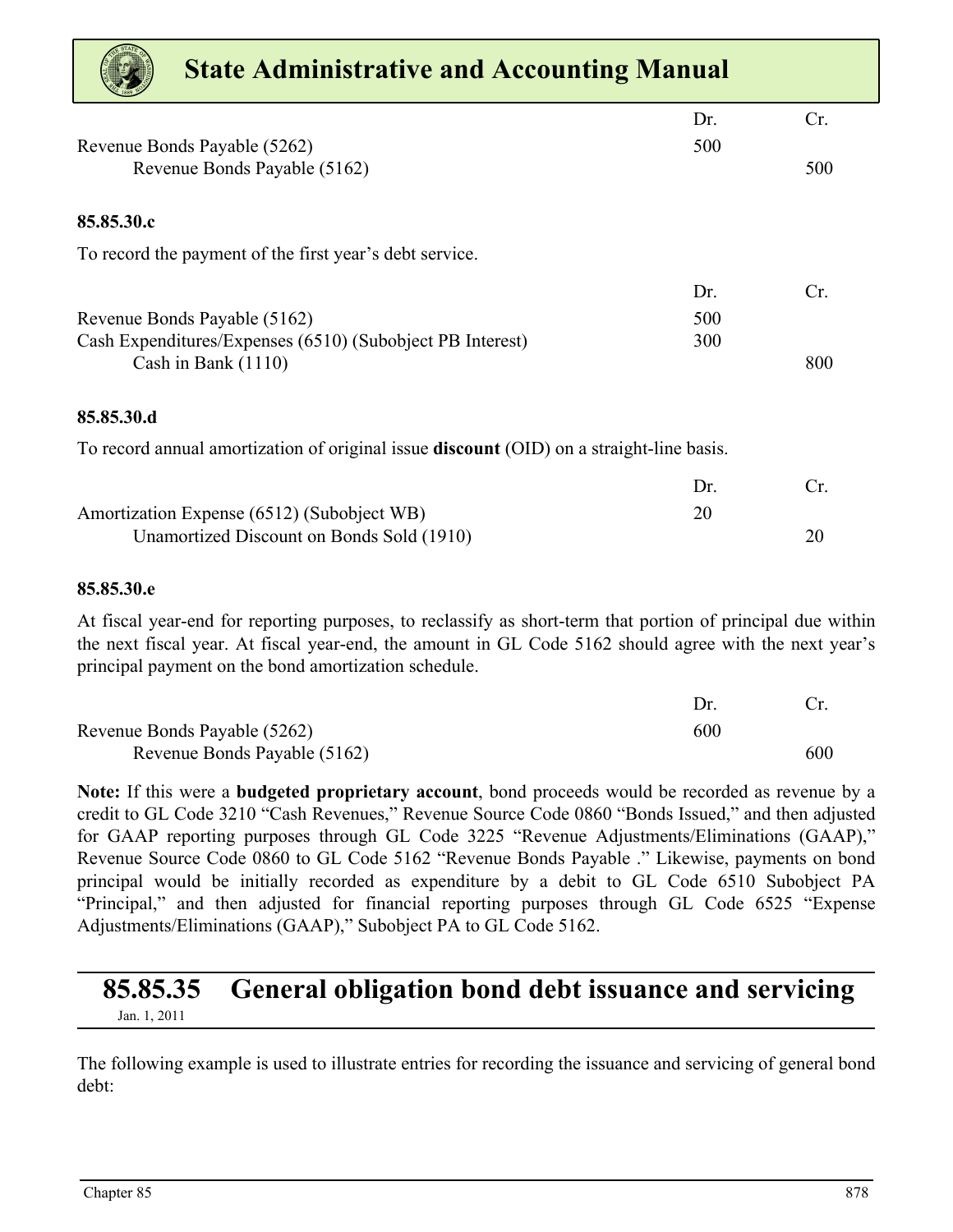| | Dr. | Cr. |
|---|---|---|
| Revenue Bonds Payable (5262) | 500 | |
| Revenue Bonds Payable (5162) | | 500 |

**85.85.30.c**

To record the payment of the first year's debt service.

| | Dr. | Cr. |
|---|---|---|
| Revenue Bonds Payable (5162) | 500 | |
| Cash Expenditures/Expenses (6510) (Subobject PB Interest) | 300 | |
| Cash in Bank (1110) | | 800 |

**85.85.30.d**

To record annual amortization of original issue **discount** (OID) on a straight-line basis.

| | Dr. | Cr. |
|---|---|---|
| Amortization Expense (6512) (Subobject WB) | 20 | |
| Unamortized Discount on Bonds Sold (1910) | | 20 |

**85.85.30.e**

At fiscal year-end for reporting purposes, to reclassify as short-term that portion of principal due within the next fiscal year. At fiscal year-end, the amount in GL Code 5162 should agree with the next year's principal payment on the bond amortization schedule.

| | Dr. | Cr. |
|---|---|---|
| Revenue Bonds Payable (5262) | 600 | |
| Revenue Bonds Payable (5162) | | 600 |

**Note:** If this were a **budgeted proprietary account**, bond proceeds would be recorded as revenue by a credit to GL Code 3210 "Cash Revenues," Revenue Source Code 0860 "Bonds Issued," and then adjusted for GAAP reporting purposes through GL Code 3225 "Revenue Adjustments/Eliminations (GAAP)," Revenue Source Code 0860 to GL Code 5162 "Revenue Bonds Payable ." Likewise, payments on bond principal would be initially recorded as expenditure by a debit to GL Code 6510 Subobject PA "Principal," and then adjusted for financial reporting purposes through GL Code 6525 "Expense Adjustments/Eliminations (GAAP)," Subobject PA to GL Code 5162.

## 85.85.35 General obligation bond debt issuance and servicing

Jan. 1, 2011

The following example is used to illustrate entries for recording the issuance and servicing of general bond debt: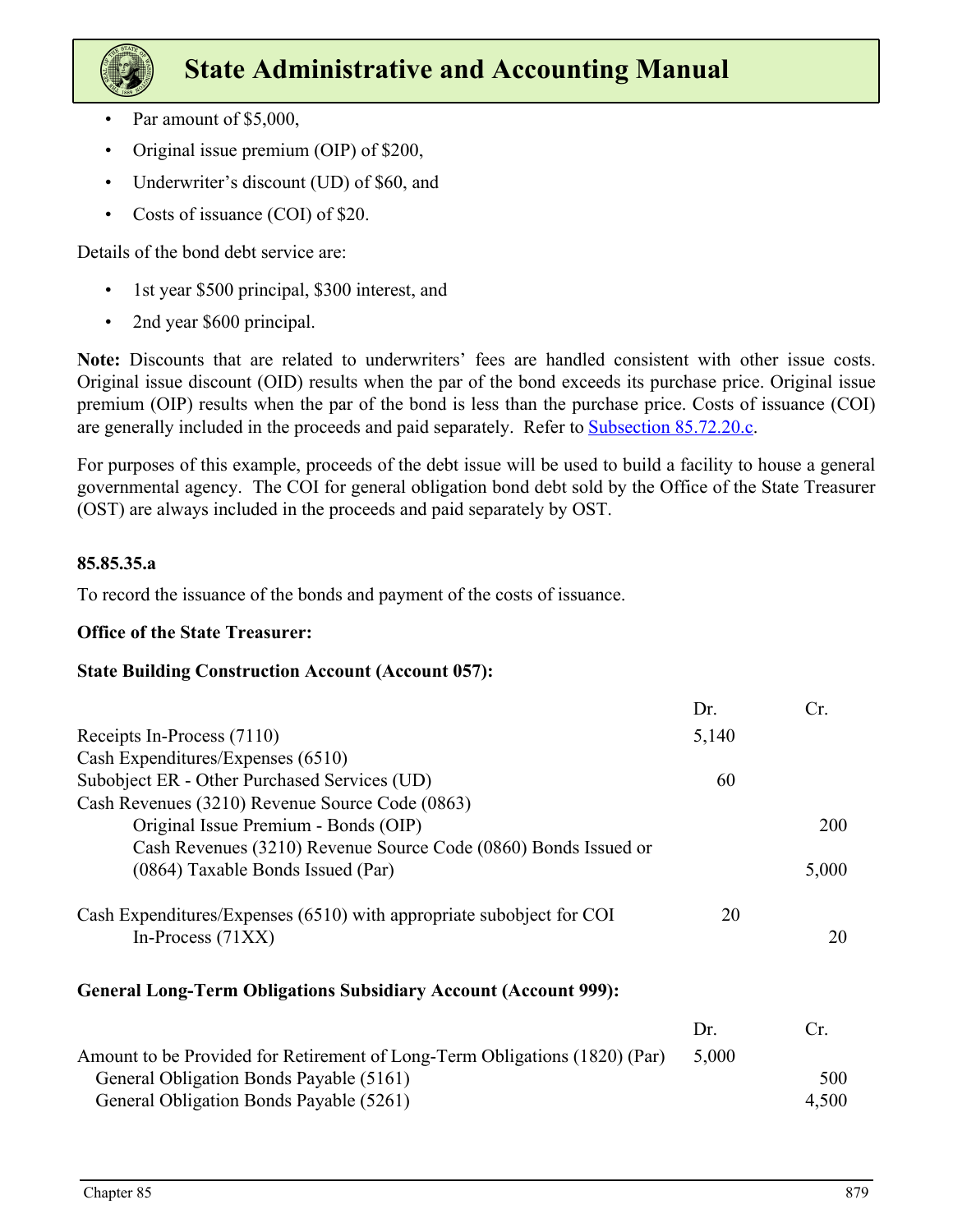- Par amount of $5,000,
- Original issue premium (OIP) of $200,
- Underwriter's discount (UD) of $60, and
- Costs of issuance (COI) of $20.

Details of the bond debt service are:

- 1st year $500 principal, $300 interest, and
- 2nd year $600 principal.

**Note:** Discounts that are related to underwriters' fees are handled consistent with other issue costs. Original issue discount (OID) results when the par of the bond exceeds its purchase price. Original issue premium (OIP) results when the par of the bond is less than the purchase price. Costs of issuance (COI) are generally included in the proceeds and paid separately. Refer to Subsection 85.72.20.c.

For purposes of this example, proceeds of the debt issue will be used to build a facility to house a general governmental agency. The COI for general obligation bond debt sold by the Office of the State Treasurer (OST) are always included in the proceeds and paid separately by OST.

**85.85.35.a**

To record the issuance of the bonds and payment of the costs of issuance.

**Office of the State Treasurer:**

**State Building Construction Account (Account 057):**

| | Dr. | Cr. |
|---|---|---|
| Receipts In-Process (7110) | 5,140 | |
| Cash Expenditures/Expenses (6510) | | |
| Subobject ER - Other Purchased Services (UD) | 60 | |
| Cash Revenues (3210) Revenue Source Code (0863) | | |
| Original Issue Premium - Bonds (OIP) | | 200 |
| Cash Revenues (3210) Revenue Source Code (0860) Bonds Issued or (0864) Taxable Bonds Issued (Par) | | 5,000 |
| | | |
| Cash Expenditures/Expenses (6510) with appropriate subobject for COI | 20 | |
| In-Process (71XX) | | 20 |

**General Long-Term Obligations Subsidiary Account (Account 999):**

| | Dr. | Cr. |
|---|---|---|
| Amount to be Provided for Retirement of Long-Term Obligations (1820) (Par) | 5,000 | |
| General Obligation Bonds Payable (5161) | | 500 |
| General Obligation Bonds Payable (5261) | | 4,500 |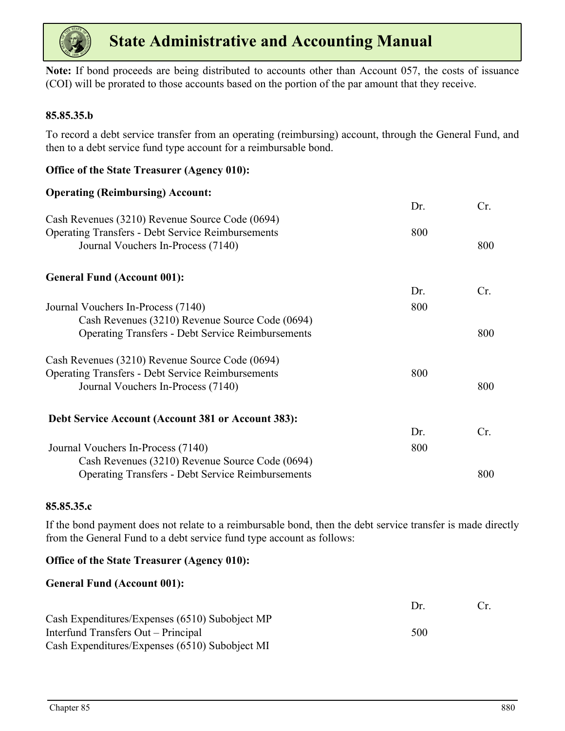**Note:** If bond proceeds are being distributed to accounts other than Account 057, the costs of issuance (COI) will be prorated to those accounts based on the portion of the par amount that they receive.

### 85.85.35.b

To record a debt service transfer from an operating (reimbursing) account, through the General Fund, and then to a debt service fund type account for a reimbursable bond.

**Office of the State Treasurer (Agency 010):**

**Operating (Reimbursing) Account:**

| | Dr. | Cr. |
|---|---|---|
| Cash Revenues (3210) Revenue Source Code (0694) Operating Transfers - Debt Service Reimbursements | 800 | |
| Journal Vouchers In-Process (7140) | | 800 |

**General Fund (Account 001):**

| | Dr. | Cr. |
|---|---|---|
| Journal Vouchers In-Process (7140) | 800 | |
| Cash Revenues (3210) Revenue Source Code (0694) Operating Transfers - Debt Service Reimbursements | | 800 |
| Cash Revenues (3210) Revenue Source Code (0694) Operating Transfers - Debt Service Reimbursements | 800 | |
| Journal Vouchers In-Process (7140) | | 800 |

**Debt Service Account (Account 381 or Account 383):**

| | Dr. | Cr. |
|---|---|---|
| Journal Vouchers In-Process (7140) | 800 | |
| Cash Revenues (3210) Revenue Source Code (0694) Operating Transfers - Debt Service Reimbursements | | 800 |

### 85.85.35.c

If the bond payment does not relate to a reimbursable bond, then the debt service transfer is made directly from the General Fund to a debt service fund type account as follows:

**Office of the State Treasurer (Agency 010):**

**General Fund (Account 001):**

| | Dr. | Cr. |
|---|---|---|
| Cash Expenditures/Expenses (6510) Subobject MP Interfund Transfers Out – Principal | 500 | |
| Cash Expenditures/Expenses (6510) Subobject MI | | |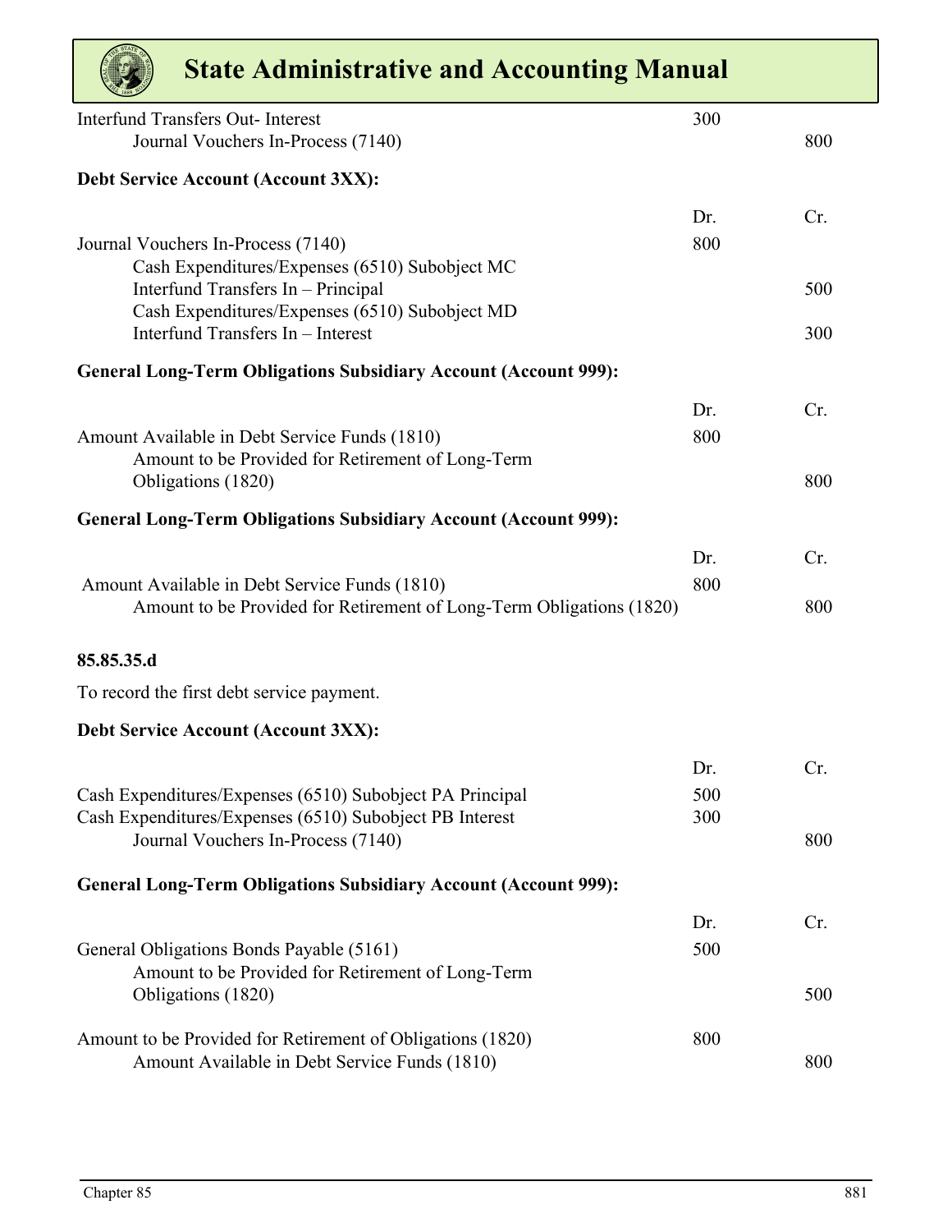| | | |
|---|---|---|
| Interfund Transfers Out- Interest | 300 | |
| Journal Vouchers In-Process (7140) | | 800 |

**Debt Service Account (Account 3XX):**

| | Dr. | Cr. |
|---|---|---|
| Journal Vouchers In-Process (7140) | 800 | |
| Cash Expenditures/Expenses (6510) Subobject MC Interfund Transfers In – Principal | | 500 |
| Cash Expenditures/Expenses (6510) Subobject MD Interfund Transfers In – Interest | | 300 |

**General Long-Term Obligations Subsidiary Account (Account 999):**

| | Dr. | Cr. |
|---|---|---|
| Amount Available in Debt Service Funds (1810) | 800 | |
| Amount to be Provided for Retirement of Long-Term Obligations (1820) | | 800 |

**General Long-Term Obligations Subsidiary Account (Account 999):**

| | Dr. | Cr. |
|---|---|---|
| Amount Available in Debt Service Funds (1810) | 800 | |
| Amount to be Provided for Retirement of Long-Term Obligations (1820) | | 800 |

**85.85.35.d**

To record the first debt service payment.

**Debt Service Account (Account 3XX):**

| | Dr. | Cr. |
|---|---|---|
| Cash Expenditures/Expenses (6510) Subobject PA Principal | 500 | |
| Cash Expenditures/Expenses (6510) Subobject PB Interest | 300 | |
| Journal Vouchers In-Process (7140) | | 800 |

**General Long-Term Obligations Subsidiary Account (Account 999):**

| | Dr. | Cr. |
|---|---|---|
| General Obligations Bonds Payable (5161) | 500 | |
| Amount to be Provided for Retirement of Long-Term Obligations (1820) | | 500 |
| Amount to be Provided for Retirement of Obligations (1820) | 800 | |
| Amount Available in Debt Service Funds (1810) | | 800 |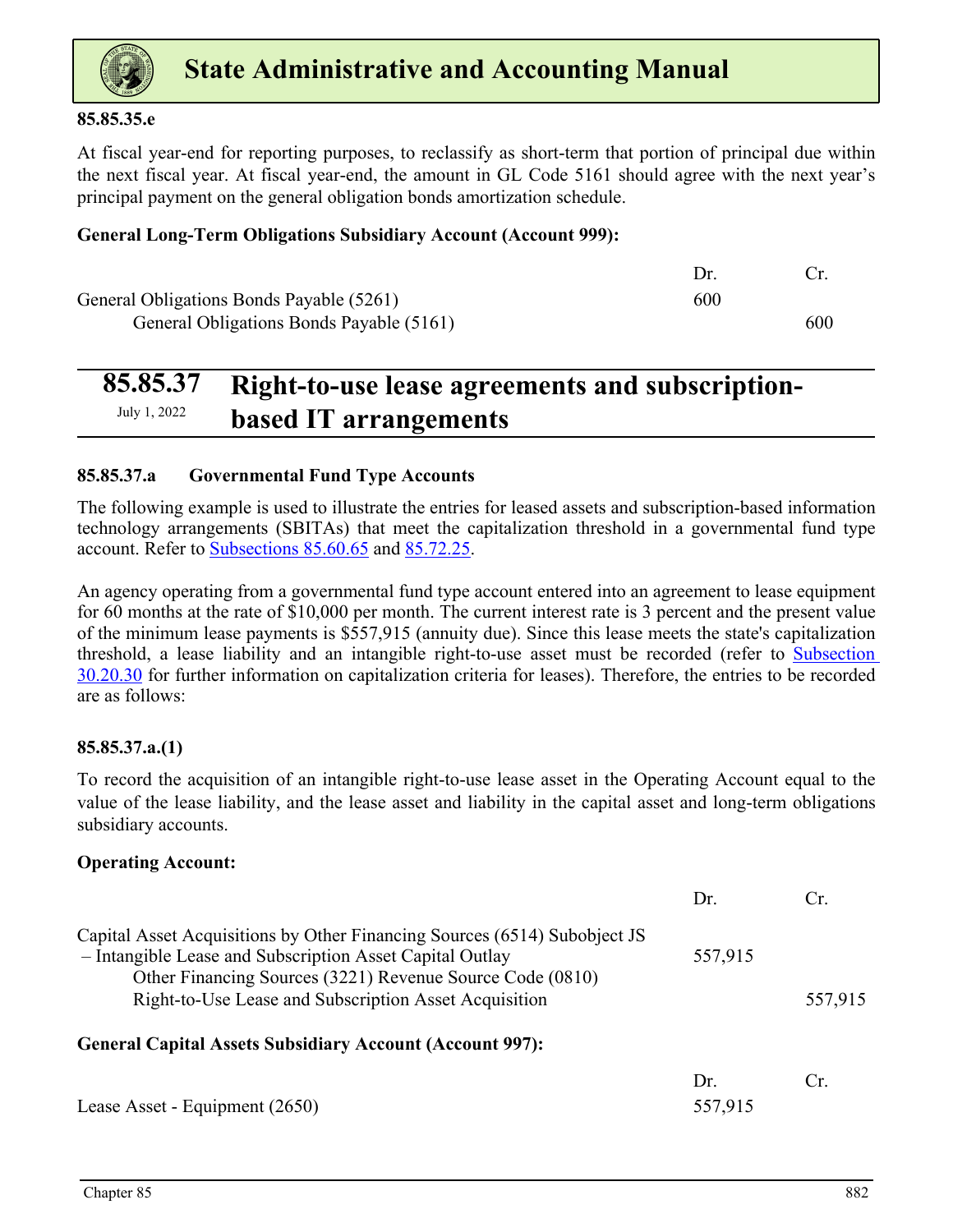**85.85.35.e**

At fiscal year-end for reporting purposes, to reclassify as short-term that portion of principal due within the next fiscal year. At fiscal year-end, the amount in GL Code 5161 should agree with the next year's principal payment on the general obligation bonds amortization schedule.

**General Long-Term Obligations Subsidiary Account (Account 999):**

| | Dr. | Cr. |
|---|---|---|
| General Obligations Bonds Payable (5261) | 600 | |
| General Obligations Bonds Payable (5161) | | 600 |

## 85.85.37 Right-to-use lease agreements and subscription-based IT arrangements

July 1, 2022

### 85.85.37.a Governmental Fund Type Accounts

The following example is used to illustrate the entries for leased assets and subscription-based information technology arrangements (SBITAs) that meet the capitalization threshold in a governmental fund type account. Refer to Subsections 85.60.65 and 85.72.25.

An agency operating from a governmental fund type account entered into an agreement to lease equipment for 60 months at the rate of $10,000 per month. The current interest rate is 3 percent and the present value of the minimum lease payments is $557,915 (annuity due). Since this lease meets the state's capitalization threshold, a lease liability and an intangible right-to-use asset must be recorded (refer to Subsection 30.20.30 for further information on capitalization criteria for leases). Therefore, the entries to be recorded are as follows:

**85.85.37.a.(1)**

To record the acquisition of an intangible right-to-use lease asset in the Operating Account equal to the value of the lease liability, and the lease asset and liability in the capital asset and long-term obligations subsidiary accounts.

**Operating Account:**

| | Dr. | Cr. |
|---|---|---|
| Capital Asset Acquisitions by Other Financing Sources (6514) Subobject JS – Intangible Lease and Subscription Asset Capital Outlay | 557,915 | |
| Other Financing Sources (3221) Revenue Source Code (0810) Right-to-Use Lease and Subscription Asset Acquisition | | 557,915 |

**General Capital Assets Subsidiary Account (Account 997):**

| | Dr. | Cr. |
|---|---|---|
| Lease Asset - Equipment (2650) | 557,915 | |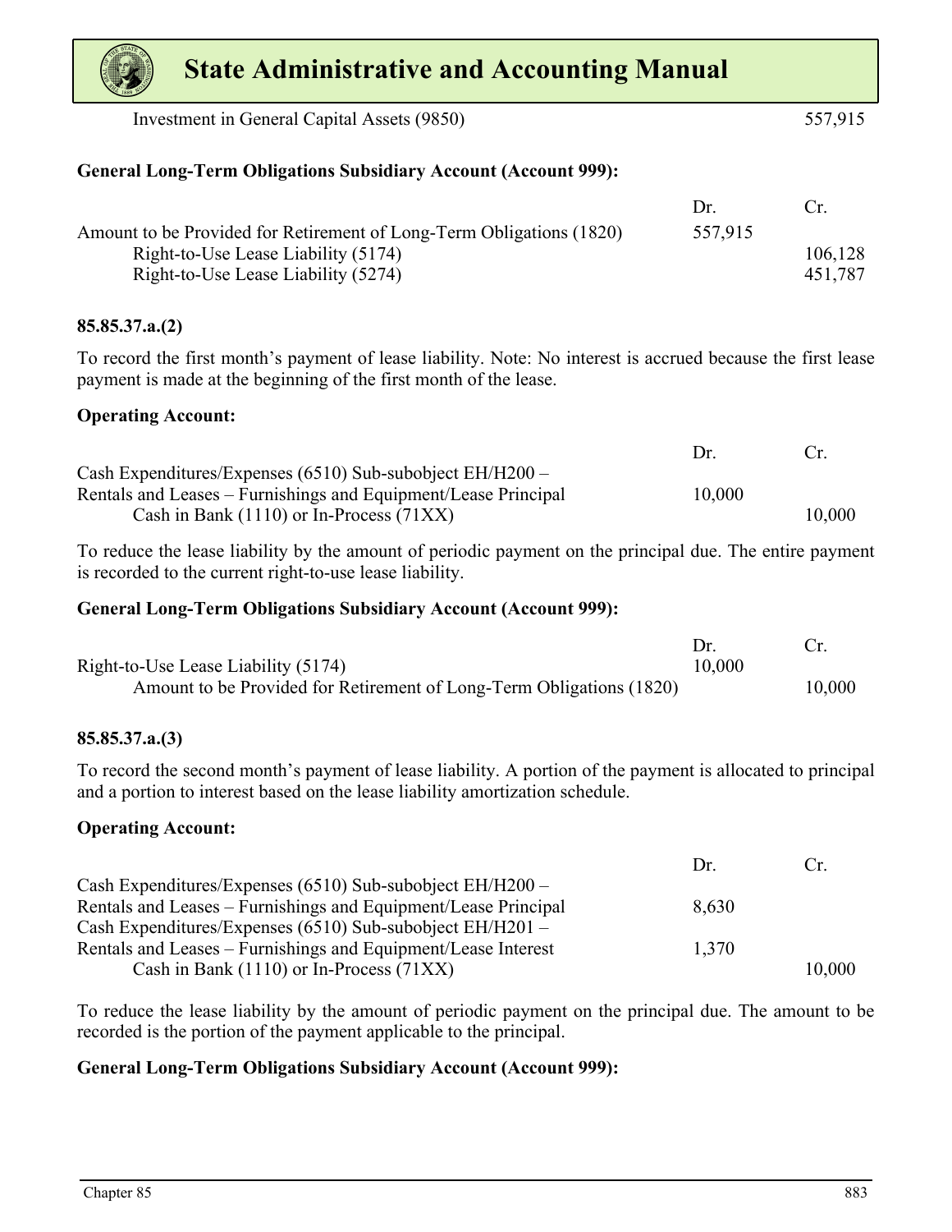| | Dr. | Cr. |
|---|---|---|
| Investment in General Capital Assets (9850) | | 557,915 |

**General Long-Term Obligations Subsidiary Account (Account 999):**

| | Dr. | Cr. |
|---|---|---|
| Amount to be Provided for Retirement of Long-Term Obligations (1820) | 557,915 | |
| Right-to-Use Lease Liability (5174) | | 106,128 |
| Right-to-Use Lease Liability (5274) | | 451,787 |

**85.85.37.a.(2)**

To record the first month's payment of lease liability. Note: No interest is accrued because the first lease payment is made at the beginning of the first month of the lease.

**Operating Account:**

| | Dr. | Cr. |
|---|---|---|
| Cash Expenditures/Expenses (6510) Sub-subobject EH/H200 – Rentals and Leases – Furnishings and Equipment/Lease Principal | 10,000 | |
| Cash in Bank (1110) or In-Process (71XX) | | 10,000 |

To reduce the lease liability by the amount of periodic payment on the principal due. The entire payment is recorded to the current right-to-use lease liability.

**General Long-Term Obligations Subsidiary Account (Account 999):**

| | Dr. | Cr. |
|---|---|---|
| Right-to-Use Lease Liability (5174) | 10,000 | |
| Amount to be Provided for Retirement of Long-Term Obligations (1820) | | 10,000 |

**85.85.37.a.(3)**

To record the second month's payment of lease liability. A portion of the payment is allocated to principal and a portion to interest based on the lease liability amortization schedule.

**Operating Account:**

| | Dr. | Cr. |
|---|---|---|
| Cash Expenditures/Expenses (6510) Sub-subobject EH/H200 – Rentals and Leases – Furnishings and Equipment/Lease Principal | 8,630 | |
| Cash Expenditures/Expenses (6510) Sub-subobject EH/H201 – Rentals and Leases – Furnishings and Equipment/Lease Interest | 1,370 | |
| Cash in Bank (1110) or In-Process (71XX) | | 10,000 |

To reduce the lease liability by the amount of periodic payment on the principal due. The amount to be recorded is the portion of the payment applicable to the principal.

**General Long-Term Obligations Subsidiary Account (Account 999):**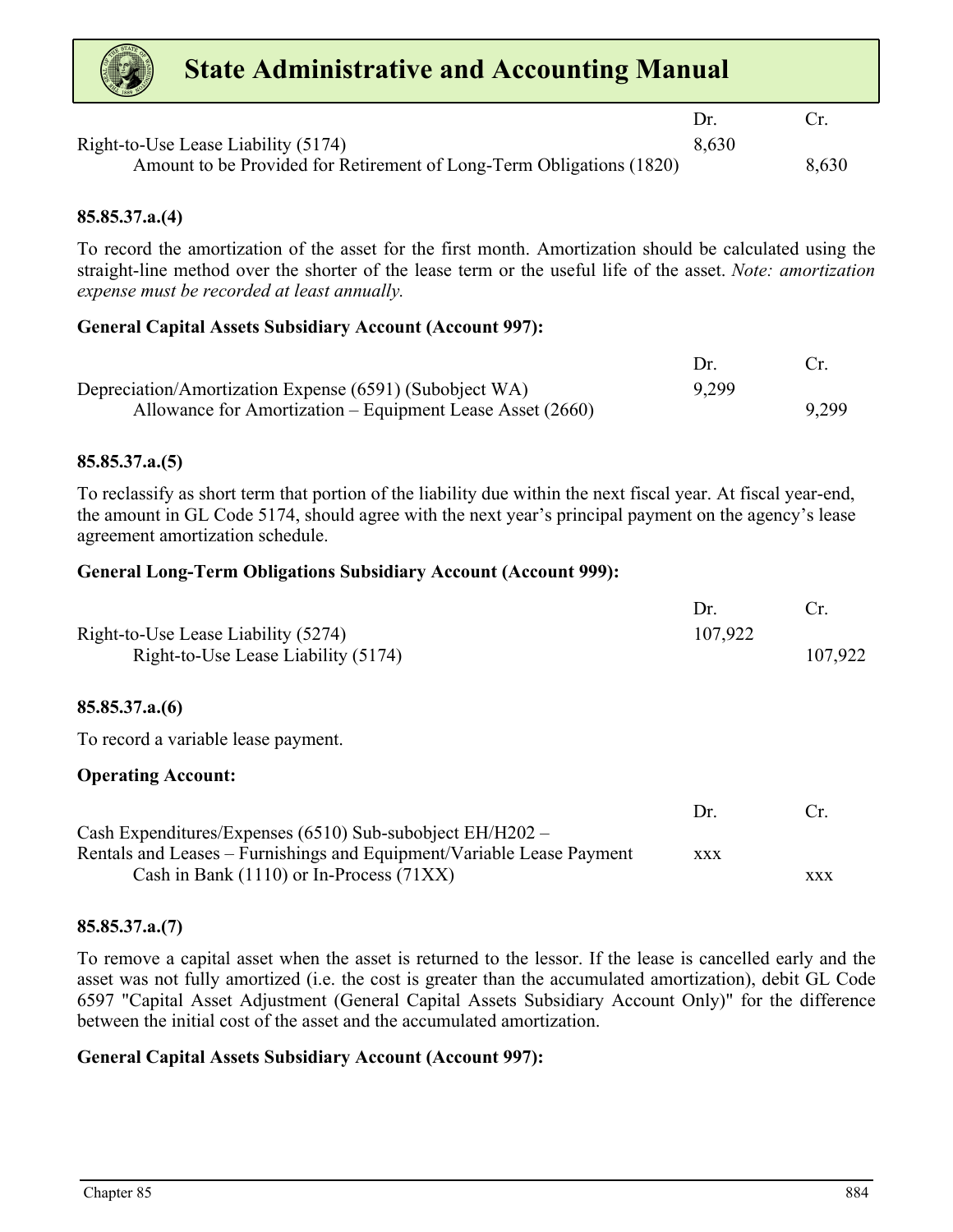| | Dr. | Cr. |
|---|---|---|
| Right-to-Use Lease Liability (5174) | 8,630 | |
| Amount to be Provided for Retirement of Long-Term Obligations (1820) | | 8,630 |

**85.85.37.a.(4)**

To record the amortization of the asset for the first month. Amortization should be calculated using the straight-line method over the shorter of the lease term or the useful life of the asset. *Note: amortization expense must be recorded at least annually.*

**General Capital Assets Subsidiary Account (Account 997):**

| | Dr. | Cr. |
|---|---|---|
| Depreciation/Amortization Expense (6591) (Subobject WA) | 9,299 | |
| Allowance for Amortization – Equipment Lease Asset (2660) | | 9,299 |

**85.85.37.a.(5)**

To reclassify as short term that portion of the liability due within the next fiscal year. At fiscal year-end, the amount in GL Code 5174, should agree with the next year's principal payment on the agency's lease agreement amortization schedule.

**General Long-Term Obligations Subsidiary Account (Account 999):**

| | Dr. | Cr. |
|---|---|---|
| Right-to-Use Lease Liability (5274) | 107,922 | |
| Right-to-Use Lease Liability (5174) | | 107,922 |

**85.85.37.a.(6)**

To record a variable lease payment.

**Operating Account:**

| | Dr. | Cr. |
|---|---|---|
| Cash Expenditures/Expenses (6510) Sub-subobject EH/H202 – Rentals and Leases – Furnishings and Equipment/Variable Lease Payment | xxx | |
| Cash in Bank (1110) or In-Process (71XX) | | xxx |

**85.85.37.a.(7)**

To remove a capital asset when the asset is returned to the lessor. If the lease is cancelled early and the asset was not fully amortized (i.e. the cost is greater than the accumulated amortization), debit GL Code 6597 "Capital Asset Adjustment (General Capital Assets Subsidiary Account Only)" for the difference between the initial cost of the asset and the accumulated amortization.

**General Capital Assets Subsidiary Account (Account 997):**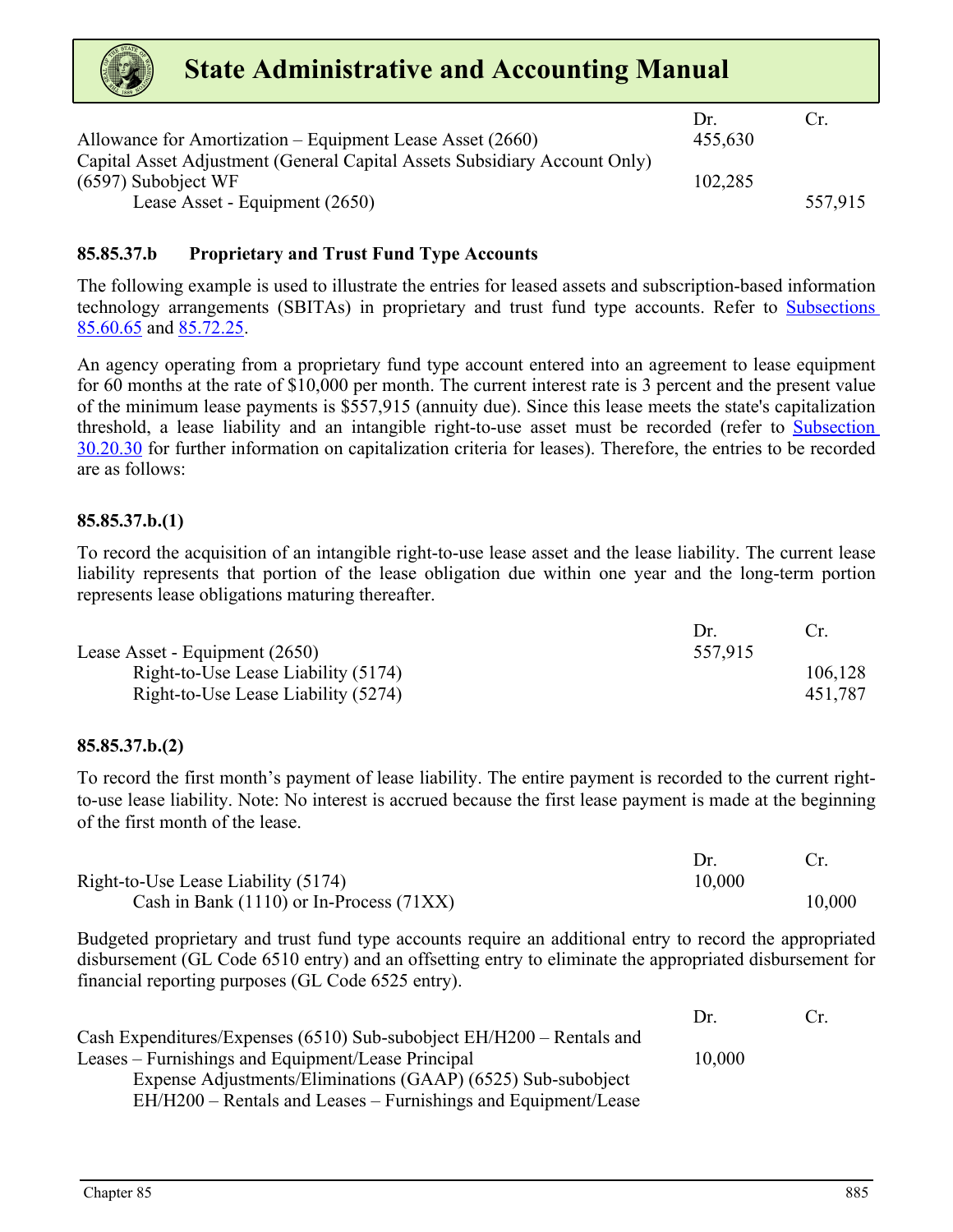| | Dr. | Cr. |
|---|---|---|
| Allowance for Amortization – Equipment Lease Asset (2660) | 455,630 | |
| Capital Asset Adjustment (General Capital Assets Subsidiary Account Only) (6597) Subobject WF | 102,285 | |
| Lease Asset - Equipment (2650) | | 557,915 |

### 85.85.37.b Proprietary and Trust Fund Type Accounts

The following example is used to illustrate the entries for leased assets and subscription-based information technology arrangements (SBITAs) in proprietary and trust fund type accounts. Refer to Subsections 85.60.65 and 85.72.25.

An agency operating from a proprietary fund type account entered into an agreement to lease equipment for 60 months at the rate of $10,000 per month. The current interest rate is 3 percent and the present value of the minimum lease payments is $557,915 (annuity due). Since this lease meets the state's capitalization threshold, a lease liability and an intangible right-to-use asset must be recorded (refer to Subsection 30.20.30 for further information on capitalization criteria for leases). Therefore, the entries to be recorded are as follows:

#### 85.85.37.b.(1)

To record the acquisition of an intangible right-to-use lease asset and the lease liability. The current lease liability represents that portion of the lease obligation due within one year and the long-term portion represents lease obligations maturing thereafter.

| | Dr. | Cr. |
|---|---|---|
| Lease Asset - Equipment (2650) | 557,915 | |
| Right-to-Use Lease Liability (5174) | | 106,128 |
| Right-to-Use Lease Liability (5274) | | 451,787 |

#### 85.85.37.b.(2)

To record the first month's payment of lease liability. The entire payment is recorded to the current right-to-use lease liability. Note: No interest is accrued because the first lease payment is made at the beginning of the first month of the lease.

| | Dr. | Cr. |
|---|---|---|
| Right-to-Use Lease Liability (5174) | 10,000 | |
| Cash in Bank (1110) or In-Process (71XX) | | 10,000 |

Budgeted proprietary and trust fund type accounts require an additional entry to record the appropriated disbursement (GL Code 6510 entry) and an offsetting entry to eliminate the appropriated disbursement for financial reporting purposes (GL Code 6525 entry).

| | Dr. | Cr. |
|---|---|---|
| Cash Expenditures/Expenses (6510) Sub-subobject EH/H200 – Rentals and Leases – Furnishings and Equipment/Lease Principal | 10,000 | |
| Expense Adjustments/Eliminations (GAAP) (6525) Sub-subobject EH/H200 – Rentals and Leases – Furnishings and Equipment/Lease | | |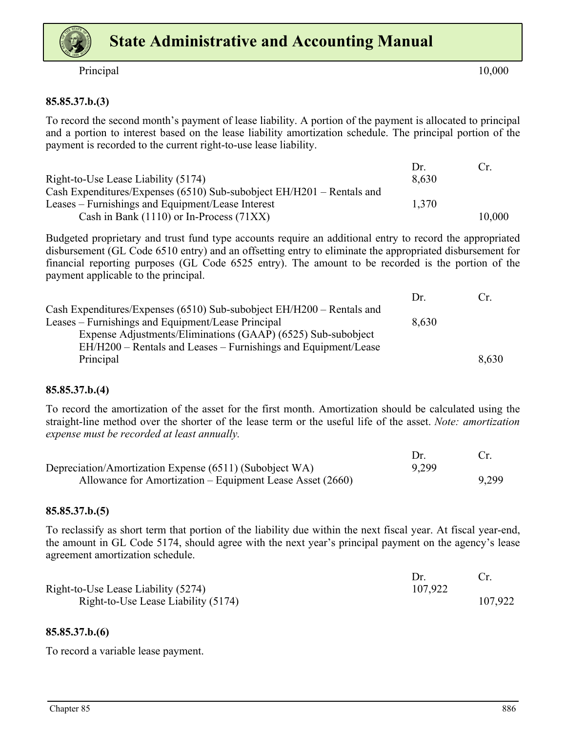| | Dr. | Cr. |
|---|---|---|
| Principal | | 10,000 |

**85.85.37.b.(3)**

To record the second month's payment of lease liability. A portion of the payment is allocated to principal and a portion to interest based on the lease liability amortization schedule. The principal portion of the payment is recorded to the current right-to-use lease liability.

| | Dr. | Cr. |
|---|---|---|
| Right-to-Use Lease Liability (5174) | 8,630 | |
| Cash Expenditures/Expenses (6510) Sub-subobject EH/H201 – Rentals and Leases – Furnishings and Equipment/Lease Interest | 1,370 | |
| Cash in Bank (1110) or In-Process (71XX) | | 10,000 |

Budgeted proprietary and trust fund type accounts require an additional entry to record the appropriated disbursement (GL Code 6510 entry) and an offsetting entry to eliminate the appropriated disbursement for financial reporting purposes (GL Code 6525 entry). The amount to be recorded is the portion of the payment applicable to the principal.

| | Dr. | Cr. |
|---|---|---|
| Cash Expenditures/Expenses (6510) Sub-subobject EH/H200 – Rentals and Leases – Furnishings and Equipment/Lease Principal | 8,630 | |
| Expense Adjustments/Eliminations (GAAP) (6525) Sub-subobject EH/H200 – Rentals and Leases – Furnishings and Equipment/Lease Principal | | 8,630 |

**85.85.37.b.(4)**

To record the amortization of the asset for the first month. Amortization should be calculated using the straight-line method over the shorter of the lease term or the useful life of the asset. *Note: amortization expense must be recorded at least annually.*

| | Dr. | Cr. |
|---|---|---|
| Depreciation/Amortization Expense (6511) (Subobject WA) | 9,299 | |
| Allowance for Amortization – Equipment Lease Asset (2660) | | 9,299 |

**85.85.37.b.(5)**

To reclassify as short term that portion of the liability due within the next fiscal year. At fiscal year-end, the amount in GL Code 5174, should agree with the next year's principal payment on the agency's lease agreement amortization schedule.

| | Dr. | Cr. |
|---|---|---|
| Right-to-Use Lease Liability (5274) | 107,922 | |
| Right-to-Use Lease Liability (5174) | | 107,922 |

**85.85.37.b.(6)**

To record a variable lease payment.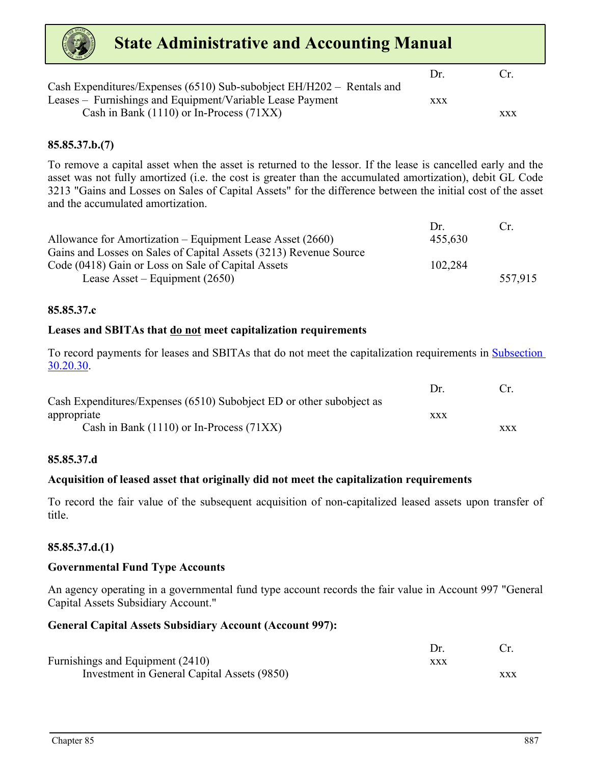| | Dr. | Cr. |
|---|---|---|
| Cash Expenditures/Expenses (6510) Sub-subobject EH/H202 – Rentals and Leases – Furnishings and Equipment/Variable Lease Payment | xxx | |
| Cash in Bank (1110) or In-Process (71XX) | | xxx |

#### 85.85.37.b.(7)

To remove a capital asset when the asset is returned to the lessor. If the lease is cancelled early and the asset was not fully amortized (i.e. the cost is greater than the accumulated amortization), debit GL Code 3213 "Gains and Losses on Sales of Capital Assets" for the difference between the initial cost of the asset and the accumulated amortization.

| | Dr. | Cr. |
|---|---|---|
| Allowance for Amortization – Equipment Lease Asset (2660) | 455,630 | |
| Gains and Losses on Sales of Capital Assets (3213) Revenue Source Code (0418) Gain or Loss on Sale of Capital Assets | 102,284 | |
| Lease Asset – Equipment (2650) | | 557,915 |

#### 85.85.37.c

**Leases and SBITAs that do not meet capitalization requirements**

To record payments for leases and SBITAs that do not meet the capitalization requirements in Subsection 30.20.30.

| | Dr. | Cr. |
|---|---|---|
| Cash Expenditures/Expenses (6510) Subobject ED or other subobject as appropriate | xxx | |
| Cash in Bank (1110) or In-Process (71XX) | | xxx |

#### 85.85.37.d

**Acquisition of leased asset that originally did not meet the capitalization requirements**

To record the fair value of the subsequent acquisition of non-capitalized leased assets upon transfer of title.

#### 85.85.37.d.(1)

**Governmental Fund Type Accounts**

An agency operating in a governmental fund type account records the fair value in Account 997 "General Capital Assets Subsidiary Account."

**General Capital Assets Subsidiary Account (Account 997):**

| | Dr. | Cr. |
|---|---|---|
| Furnishings and Equipment (2410) | xxx | |
| Investment in General Capital Assets (9850) | | xxx |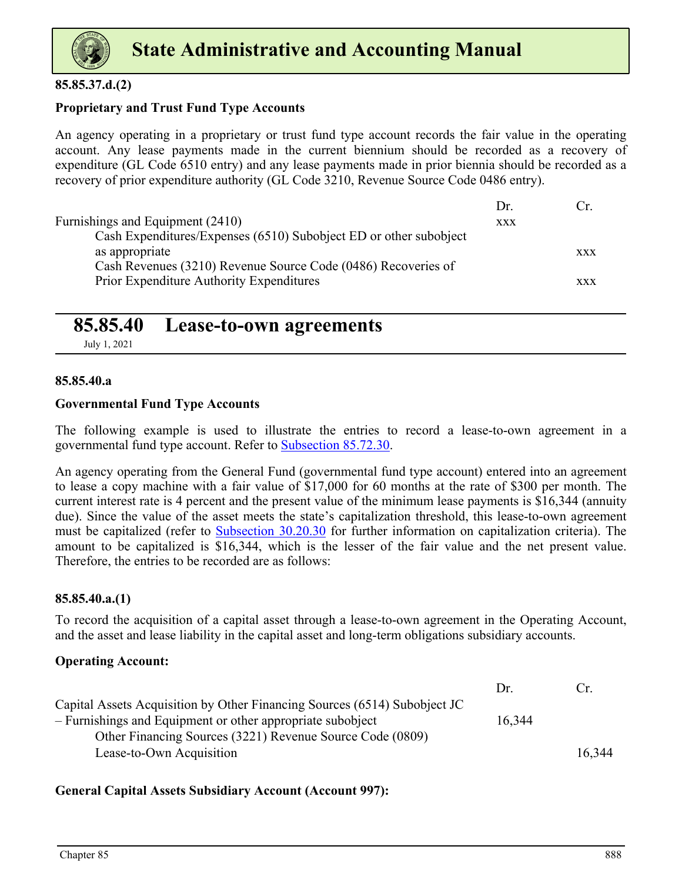**85.85.37.d.(2)**

**Proprietary and Trust Fund Type Accounts**

An agency operating in a proprietary or trust fund type account records the fair value in the operating account. Any lease payments made in the current biennium should be recorded as a recovery of expenditure (GL Code 6510 entry) and any lease payments made in prior biennia should be recorded as a recovery of prior expenditure authority (GL Code 3210, Revenue Source Code 0486 entry).

| | Dr. | Cr. |
|---|---|---|
| Furnishings and Equipment (2410) | xxx | |
| &nbsp;&nbsp;&nbsp;&nbsp;Cash Expenditures/Expenses (6510) Subobject ED or other subobject as appropriate | | xxx |
| &nbsp;&nbsp;&nbsp;&nbsp;Cash Revenues (3210) Revenue Source Code (0486) Recoveries of Prior Expenditure Authority Expenditures | | xxx |

## 85.85.40 Lease-to-own agreements

July 1, 2021

**85.85.40.a**

**Governmental Fund Type Accounts**

The following example is used to illustrate the entries to record a lease-to-own agreement in a governmental fund type account. Refer to Subsection 85.72.30.

An agency operating from the General Fund (governmental fund type account) entered into an agreement to lease a copy machine with a fair value of $17,000 for 60 months at the rate of $300 per month. The current interest rate is 4 percent and the present value of the minimum lease payments is $16,344 (annuity due). Since the value of the asset meets the state's capitalization threshold, this lease-to-own agreement must be capitalized (refer to Subsection 30.20.30 for further information on capitalization criteria). The amount to be capitalized is $16,344, which is the lesser of the fair value and the net present value. Therefore, the entries to be recorded are as follows:

**85.85.40.a.(1)**

To record the acquisition of a capital asset through a lease-to-own agreement in the Operating Account, and the asset and lease liability in the capital asset and long-term obligations subsidiary accounts.

**Operating Account:**

| | Dr. | Cr. |
|---|---|---|
| Capital Assets Acquisition by Other Financing Sources (6514) Subobject JC – Furnishings and Equipment or other appropriate subobject | 16,344 | |
| &nbsp;&nbsp;&nbsp;&nbsp;Other Financing Sources (3221) Revenue Source Code (0809) Lease-to-Own Acquisition | | 16,344 |

**General Capital Assets Subsidiary Account (Account 997):**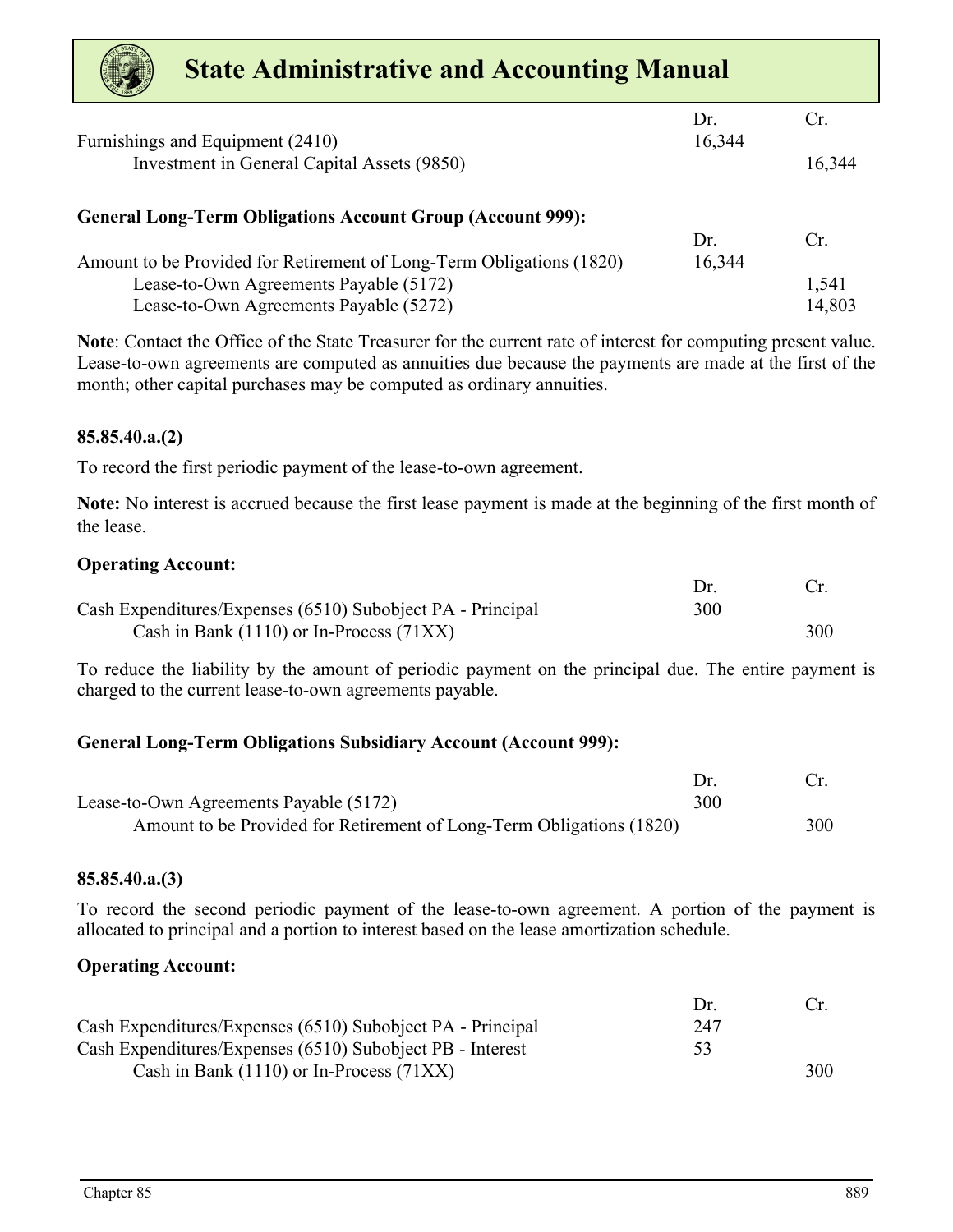| | Dr. | Cr. |
|---|---|---|
| Furnishings and Equipment (2410) | 16,344 | |
| Investment in General Capital Assets (9850) | | 16,344 |

**General Long-Term Obligations Account Group (Account 999):**

| | Dr. | Cr. |
|---|---|---|
| Amount to be Provided for Retirement of Long-Term Obligations (1820) | 16,344 | |
| Lease-to-Own Agreements Payable (5172) | | 1,541 |
| Lease-to-Own Agreements Payable (5272) | | 14,803 |

**Note**: Contact the Office of the State Treasurer for the current rate of interest for computing present value. Lease-to-own agreements are computed as annuities due because the payments are made at the first of the month; other capital purchases may be computed as ordinary annuities.

#### 85.85.40.a.(2)

To record the first periodic payment of the lease-to-own agreement.

**Note:** No interest is accrued because the first lease payment is made at the beginning of the first month of the lease.

**Operating Account:**

| | Dr. | Cr. |
|---|---|---|
| Cash Expenditures/Expenses (6510) Subobject PA - Principal | 300 | |
| Cash in Bank (1110) or In-Process (71XX) | | 300 |

To reduce the liability by the amount of periodic payment on the principal due. The entire payment is charged to the current lease-to-own agreements payable.

**General Long-Term Obligations Subsidiary Account (Account 999):**

| | Dr. | Cr. |
|---|---|---|
| Lease-to-Own Agreements Payable (5172) | 300 | |
| Amount to be Provided for Retirement of Long-Term Obligations (1820) | | 300 |

#### 85.85.40.a.(3)

To record the second periodic payment of the lease-to-own agreement. A portion of the payment is allocated to principal and a portion to interest based on the lease amortization schedule.

**Operating Account:**

| | Dr. | Cr. |
|---|---|---|
| Cash Expenditures/Expenses (6510) Subobject PA - Principal | 247 | |
| Cash Expenditures/Expenses (6510) Subobject PB - Interest | 53 | |
| Cash in Bank (1110) or In-Process (71XX) | | 300 |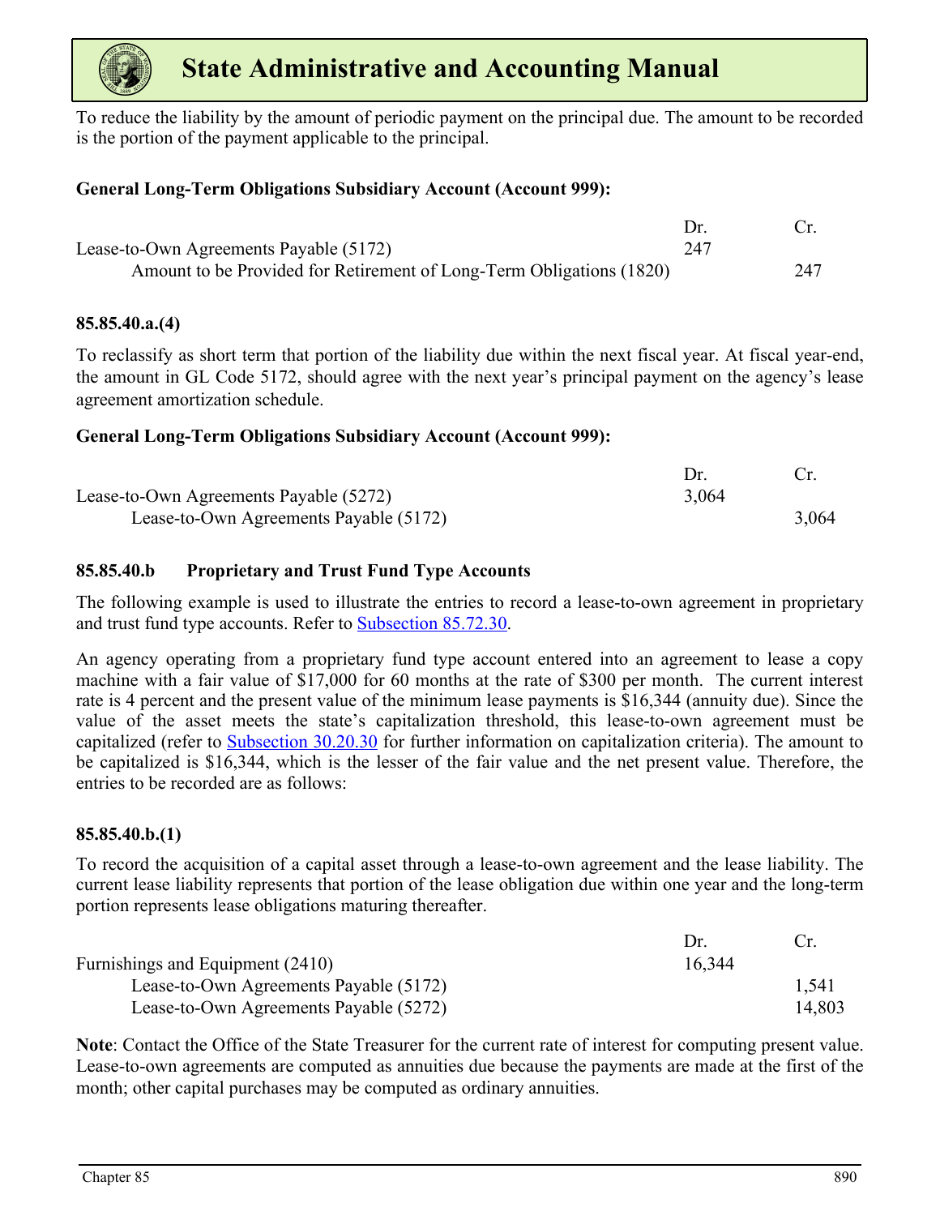To reduce the liability by the amount of periodic payment on the principal due. The amount to be recorded is the portion of the payment applicable to the principal.

**General Long-Term Obligations Subsidiary Account (Account 999):**

| | Dr. | Cr. |
|---|---|---|
| Lease-to-Own Agreements Payable (5172) | 247 | |
| Amount to be Provided for Retirement of Long-Term Obligations (1820) | | 247 |

**85.85.40.a.(4)**

To reclassify as short term that portion of the liability due within the next fiscal year. At fiscal year-end, the amount in GL Code 5172, should agree with the next year's principal payment on the agency's lease agreement amortization schedule.

**General Long-Term Obligations Subsidiary Account (Account 999):**

| | Dr. | Cr. |
|---|---|---|
| Lease-to-Own Agreements Payable (5272) | 3,064 | |
| Lease-to-Own Agreements Payable (5172) | | 3,064 |

### 85.85.40.b Proprietary and Trust Fund Type Accounts

The following example is used to illustrate the entries to record a lease-to-own agreement in proprietary and trust fund type accounts. Refer to Subsection 85.72.30.

An agency operating from a proprietary fund type account entered into an agreement to lease a copy machine with a fair value of $17,000 for 60 months at the rate of $300 per month. The current interest rate is 4 percent and the present value of the minimum lease payments is $16,344 (annuity due). Since the value of the asset meets the state's capitalization threshold, this lease-to-own agreement must be capitalized (refer to Subsection 30.20.30 for further information on capitalization criteria). The amount to be capitalized is $16,344, which is the lesser of the fair value and the net present value. Therefore, the entries to be recorded are as follows:

**85.85.40.b.(1)**

To record the acquisition of a capital asset through a lease-to-own agreement and the lease liability. The current lease liability represents that portion of the lease obligation due within one year and the long-term portion represents lease obligations maturing thereafter.

| | Dr. | Cr. |
|---|---|---|
| Furnishings and Equipment (2410) | 16,344 | |
| Lease-to-Own Agreements Payable (5172) | | 1,541 |
| Lease-to-Own Agreements Payable (5272) | | 14,803 |

**Note**: Contact the Office of the State Treasurer for the current rate of interest for computing present value. Lease-to-own agreements are computed as annuities due because the payments are made at the first of the month; other capital purchases may be computed as ordinary annuities.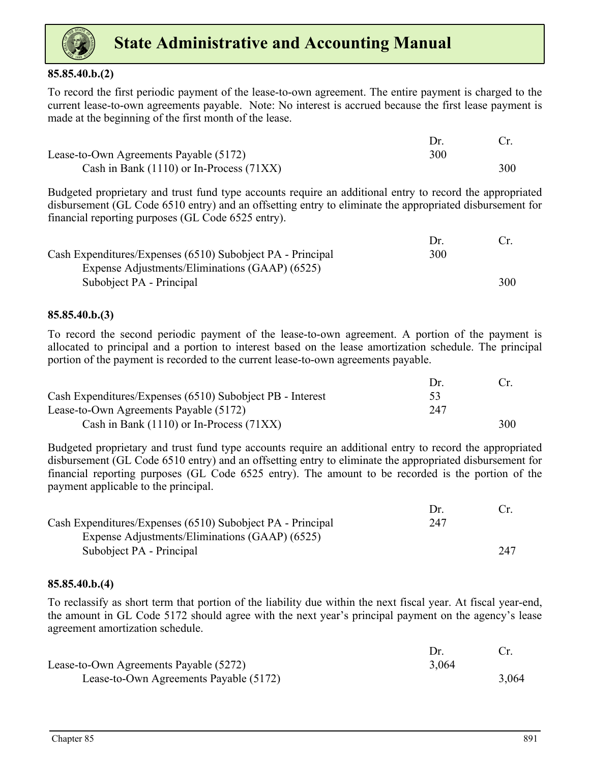#### 85.85.40.b.(2)

To record the first periodic payment of the lease-to-own agreement. The entire payment is charged to the current lease-to-own agreements payable. Note: No interest is accrued because the first lease payment is made at the beginning of the first month of the lease.

| | Dr. | Cr. |
|---|---|---|
| Lease-to-Own Agreements Payable (5172) | 300 | |
| Cash in Bank (1110) or In-Process (71XX) | | 300 |

Budgeted proprietary and trust fund type accounts require an additional entry to record the appropriated disbursement (GL Code 6510 entry) and an offsetting entry to eliminate the appropriated disbursement for financial reporting purposes (GL Code 6525 entry).

| | Dr. | Cr. |
|---|---|---|
| Cash Expenditures/Expenses (6510) Subobject PA - Principal | 300 | |
| Expense Adjustments/Eliminations (GAAP) (6525) Subobject PA - Principal | | 300 |

#### 85.85.40.b.(3)

To record the second periodic payment of the lease-to-own agreement. A portion of the payment is allocated to principal and a portion to interest based on the lease amortization schedule. The principal portion of the payment is recorded to the current lease-to-own agreements payable.

| | Dr. | Cr. |
|---|---|---|
| Cash Expenditures/Expenses (6510) Subobject PB - Interest | 53 | |
| Lease-to-Own Agreements Payable (5172) | 247 | |
| Cash in Bank (1110) or In-Process (71XX) | | 300 |

Budgeted proprietary and trust fund type accounts require an additional entry to record the appropriated disbursement (GL Code 6510 entry) and an offsetting entry to eliminate the appropriated disbursement for financial reporting purposes (GL Code 6525 entry). The amount to be recorded is the portion of the payment applicable to the principal.

| | Dr. | Cr. |
|---|---|---|
| Cash Expenditures/Expenses (6510) Subobject PA - Principal | 247 | |
| Expense Adjustments/Eliminations (GAAP) (6525) Subobject PA - Principal | | 247 |

#### 85.85.40.b.(4)

To reclassify as short term that portion of the liability due within the next fiscal year. At fiscal year-end, the amount in GL Code 5172 should agree with the next year's principal payment on the agency's lease agreement amortization schedule.

| | Dr. | Cr. |
|---|---|---|
| Lease-to-Own Agreements Payable (5272) | 3,064 | |
| Lease-to-Own Agreements Payable (5172) | | 3,064 |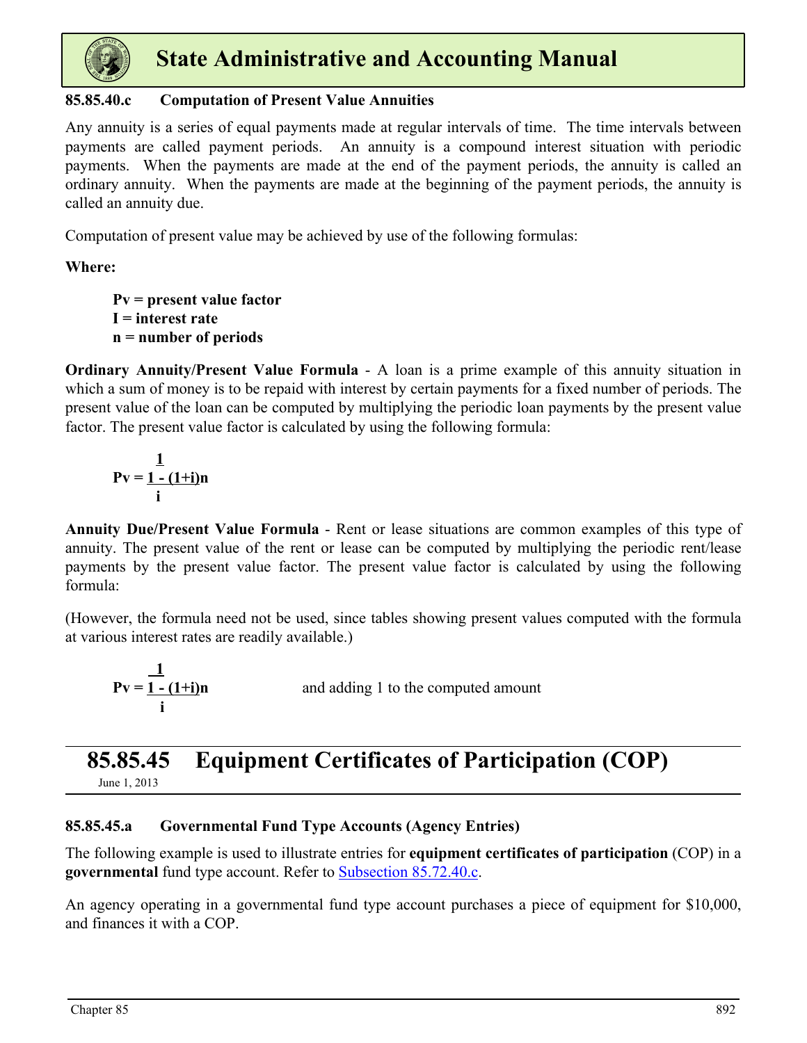### 85.85.40.c Computation of Present Value Annuities

Any annuity is a series of equal payments made at regular intervals of time. The time intervals between payments are called payment periods. An annuity is a compound interest situation with periodic payments. When the payments are made at the end of the payment periods, the annuity is called an ordinary annuity. When the payments are made at the beginning of the payment periods, the annuity is called an annuity due.

Computation of present value may be achieved by use of the following formulas:

**Where:**

**Pv = present value factor**
**I = interest rate**
**n = number of periods**

**Ordinary Annuity/Present Value Formula** - A loan is a prime example of this annuity situation in which a sum of money is to be repaid with interest by certain payments for a fixed number of periods. The present value of the loan can be computed by multiplying the periodic loan payments by the present value factor. The present value factor is calculated by using the following formula:

$$Pv = \frac{1 - \frac{1}{(1+i)^n}}{i}$$

**Annuity Due/Present Value Formula** - Rent or lease situations are common examples of this type of annuity. The present value of the rent or lease can be computed by multiplying the periodic rent/lease payments by the present value factor. The present value factor is calculated by using the following formula:

(However, the formula need not be used, since tables showing present values computed with the formula at various interest rates are readily available.)

$$Pv = \frac{1 - \frac{1}{(1+i)^n}}{i}$$ and adding 1 to the computed amount

## 85.85.45 Equipment Certificates of Participation (COP)

June 1, 2013

### 85.85.45.a Governmental Fund Type Accounts (Agency Entries)

The following example is used to illustrate entries for **equipment certificates of participation** (COP) in a **governmental** fund type account. Refer to Subsection 85.72.40.c.

An agency operating in a governmental fund type account purchases a piece of equipment for $10,000, and finances it with a COP.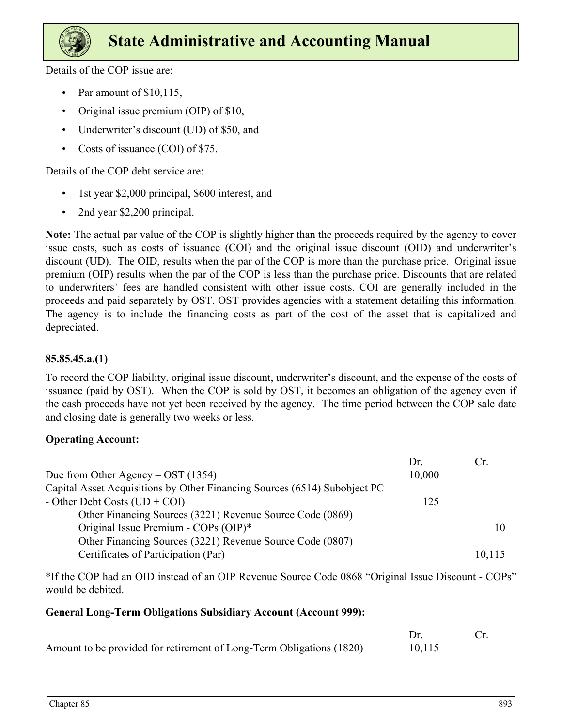Details of the COP issue are:

- Par amount of $10,115,
- Original issue premium (OIP) of $10,
- Underwriter's discount (UD) of $50, and
- Costs of issuance (COI) of $75.

Details of the COP debt service are:

- 1st year $2,000 principal, $600 interest, and
- 2nd year $2,200 principal.

**Note:** The actual par value of the COP is slightly higher than the proceeds required by the agency to cover issue costs, such as costs of issuance (COI) and the original issue discount (OID) and underwriter's discount (UD). The OID, results when the par of the COP is more than the purchase price. Original issue premium (OIP) results when the par of the COP is less than the purchase price. Discounts that are related to underwriters' fees are handled consistent with other issue costs. COI are generally included in the proceeds and paid separately by OST. OST provides agencies with a statement detailing this information. The agency is to include the financing costs as part of the cost of the asset that is capitalized and depreciated.

**85.85.45.a.(1)**

To record the COP liability, original issue discount, underwriter's discount, and the expense of the costs of issuance (paid by OST). When the COP is sold by OST, it becomes an obligation of the agency even if the cash proceeds have not yet been received by the agency. The time period between the COP sale date and closing date is generally two weeks or less.

**Operating Account:**

| | Dr. | Cr. |
|---|---|---|
| Due from Other Agency – OST (1354) | 10,000 | |
| Capital Asset Acquisitions by Other Financing Sources (6514) Subobject PC - Other Debt Costs (UD + COI) | 125 | |
| Other Financing Sources (3221) Revenue Source Code (0869) Original Issue Premium - COPs (OIP)* | | 10 |
| Other Financing Sources (3221) Revenue Source Code (0807) Certificates of Participation (Par) | | 10,115 |

*If the COP had an OID instead of an OIP Revenue Source Code 0868 "Original Issue Discount - COPs" would be debited.

**General Long-Term Obligations Subsidiary Account (Account 999):**

| | Dr. | Cr. |
|---|---|---|
| Amount to be provided for retirement of Long-Term Obligations (1820) | 10,115 | |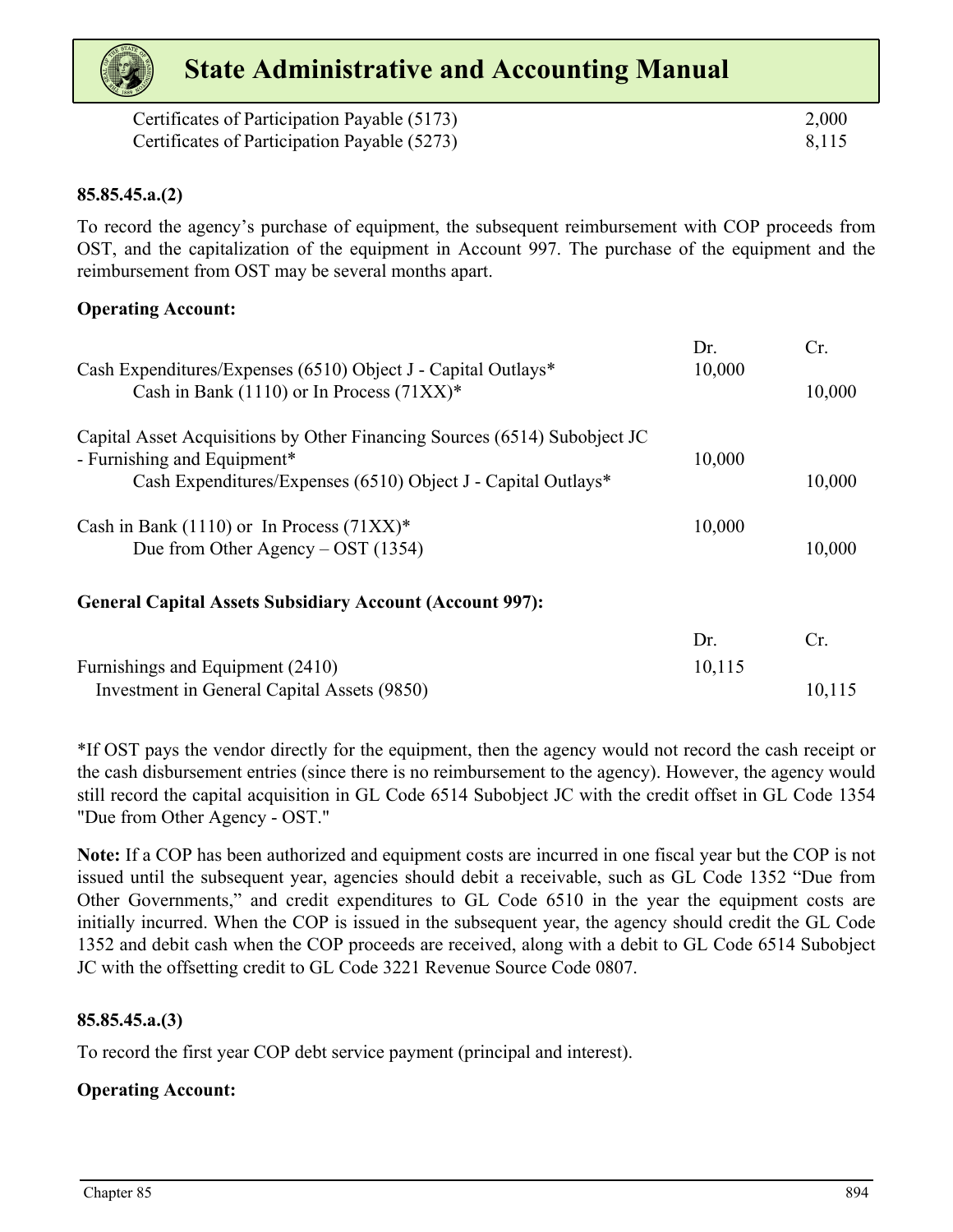| | Dr. | Cr. |
|---|---|---|
| Certificates of Participation Payable (5173) | | 2,000 |
| Certificates of Participation Payable (5273) | | 8,115 |

**85.85.45.a.(2)**

To record the agency's purchase of equipment, the subsequent reimbursement with COP proceeds from OST, and the capitalization of the equipment in Account 997. The purchase of the equipment and the reimbursement from OST may be several months apart.

**Operating Account:**

| | Dr. | Cr. |
|---|---|---|
| Cash Expenditures/Expenses (6510) Object J - Capital Outlays* | 10,000 | |
| Cash in Bank (1110) or In Process (71XX)* | | 10,000 |
| Capital Asset Acquisitions by Other Financing Sources (6514) Subobject JC - Furnishing and Equipment* | 10,000 | |
| Cash Expenditures/Expenses (6510) Object J - Capital Outlays* | | 10,000 |
| Cash in Bank (1110) or In Process (71XX)* | 10,000 | |
| Due from Other Agency – OST (1354) | | 10,000 |

**General Capital Assets Subsidiary Account (Account 997):**

| | Dr. | Cr. |
|---|---|---|
| Furnishings and Equipment (2410) | 10,115 | |
| Investment in General Capital Assets (9850) | | 10,115 |

*If OST pays the vendor directly for the equipment, then the agency would not record the cash receipt or the cash disbursement entries (since there is no reimbursement to the agency). However, the agency would still record the capital acquisition in GL Code 6514 Subobject JC with the credit offset in GL Code 1354 "Due from Other Agency - OST."

**Note:** If a COP has been authorized and equipment costs are incurred in one fiscal year but the COP is not issued until the subsequent year, agencies should debit a receivable, such as GL Code 1352 "Due from Other Governments," and credit expenditures to GL Code 6510 in the year the equipment costs are initially incurred. When the COP is issued in the subsequent year, the agency should credit the GL Code 1352 and debit cash when the COP proceeds are received, along with a debit to GL Code 6514 Subobject JC with the offsetting credit to GL Code 3221 Revenue Source Code 0807.

**85.85.45.a.(3)**

To record the first year COP debt service payment (principal and interest).

**Operating Account:**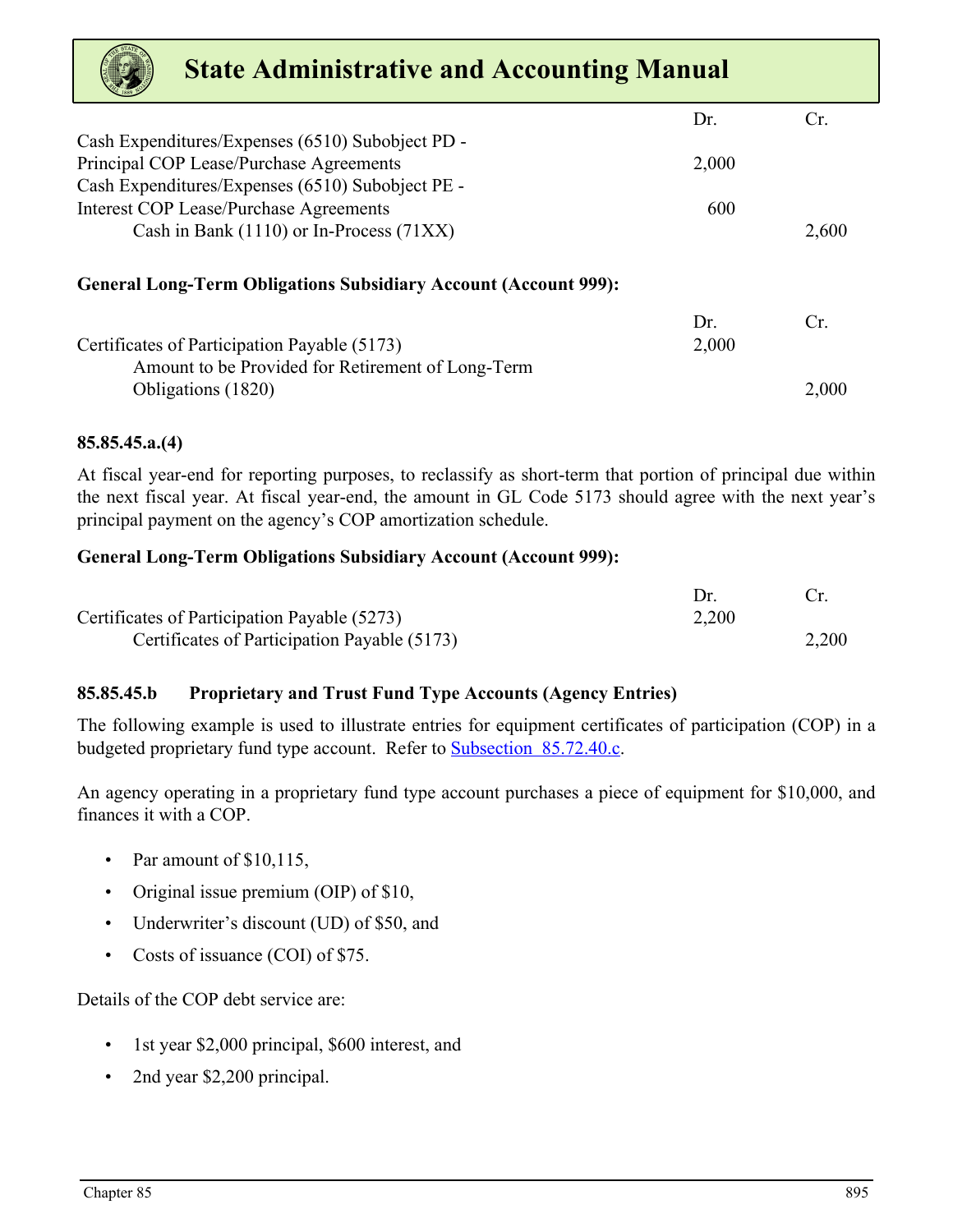| | Dr. | Cr. |
|---|---|---|
| Cash Expenditures/Expenses (6510) Subobject PD - Principal COP Lease/Purchase Agreements | 2,000 | |
| Cash Expenditures/Expenses (6510) Subobject PE - Interest COP Lease/Purchase Agreements | 600 | |
| Cash in Bank (1110) or In-Process (71XX) | | 2,600 |

**General Long-Term Obligations Subsidiary Account (Account 999):**

| | Dr. | Cr. |
|---|---|---|
| Certificates of Participation Payable (5173) | 2,000 | |
| Amount to be Provided for Retirement of Long-Term Obligations (1820) | | 2,000 |

**85.85.45.a.(4)**

At fiscal year-end for reporting purposes, to reclassify as short-term that portion of principal due within the next fiscal year. At fiscal year-end, the amount in GL Code 5173 should agree with the next year's principal payment on the agency's COP amortization schedule.

**General Long-Term Obligations Subsidiary Account (Account 999):**

| | Dr. | Cr. |
|---|---|---|
| Certificates of Participation Payable (5273) | 2,200 | |
| Certificates of Participation Payable (5173) | | 2,200 |

**85.85.45.b Proprietary and Trust Fund Type Accounts (Agency Entries)**

The following example is used to illustrate entries for equipment certificates of participation (COP) in a budgeted proprietary fund type account. Refer to Subsection 85.72.40.c.

An agency operating in a proprietary fund type account purchases a piece of equipment for $10,000, and finances it with a COP.

- Par amount of $10,115,
- Original issue premium (OIP) of $10,
- Underwriter's discount (UD) of $50, and
- Costs of issuance (COI) of $75.

Details of the COP debt service are:

- 1st year $2,000 principal, $600 interest, and
- 2nd year $2,200 principal.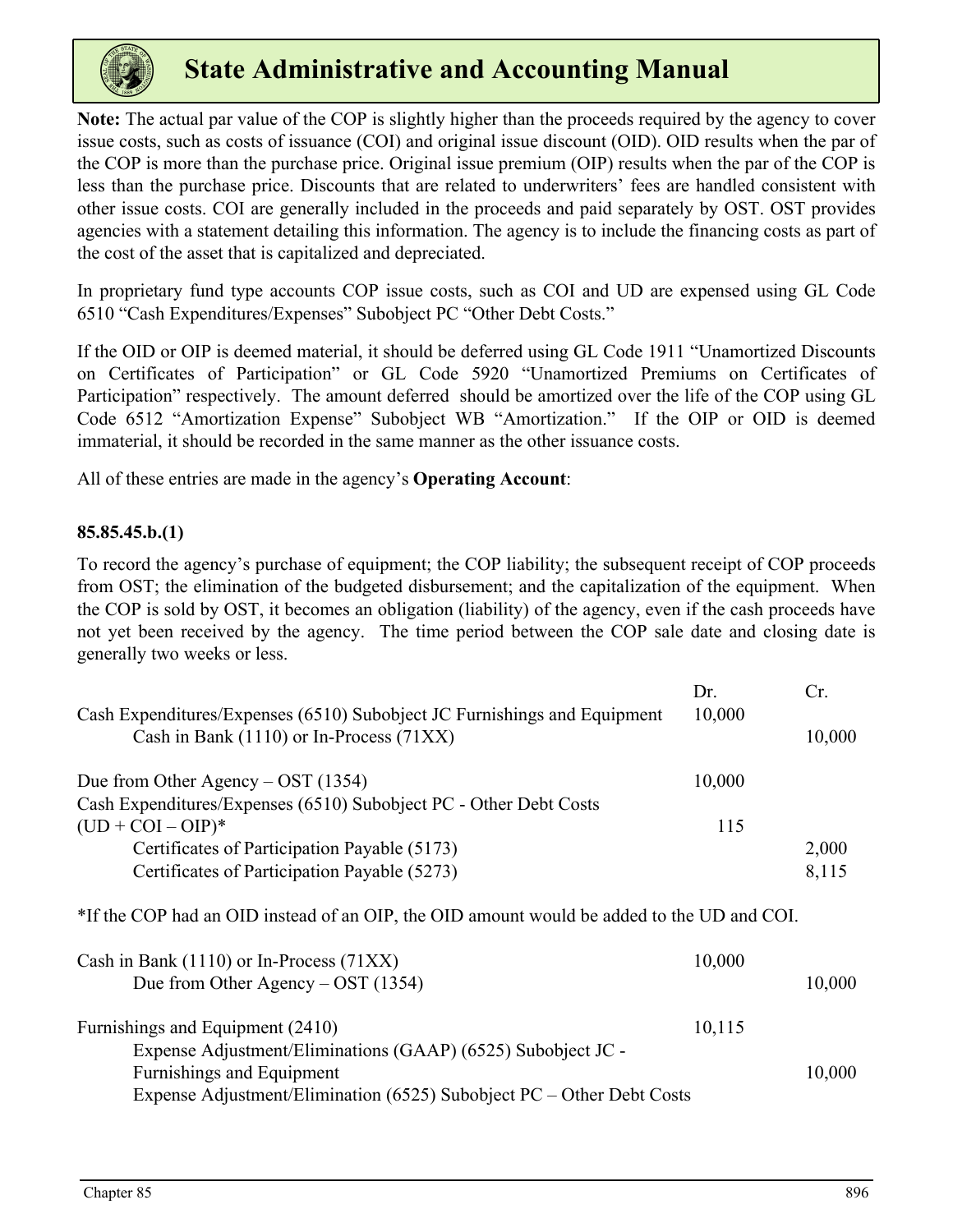**Note:** The actual par value of the COP is slightly higher than the proceeds required by the agency to cover issue costs, such as costs of issuance (COI) and original issue discount (OID). OID results when the par of the COP is more than the purchase price. Original issue premium (OIP) results when the par of the COP is less than the purchase price. Discounts that are related to underwriters' fees are handled consistent with other issue costs. COI are generally included in the proceeds and paid separately by OST. OST provides agencies with a statement detailing this information. The agency is to include the financing costs as part of the cost of the asset that is capitalized and depreciated.

In proprietary fund type accounts COP issue costs, such as COI and UD are expensed using GL Code 6510 "Cash Expenditures/Expenses" Subobject PC "Other Debt Costs."

If the OID or OIP is deemed material, it should be deferred using GL Code 1911 "Unamortized Discounts on Certificates of Participation" or GL Code 5920 "Unamortized Premiums on Certificates of Participation" respectively. The amount deferred should be amortized over the life of the COP using GL Code 6512 "Amortization Expense" Subobject WB "Amortization." If the OIP or OID is deemed immaterial, it should be recorded in the same manner as the other issuance costs.

All of these entries are made in the agency's **Operating Account**:

**85.85.45.b.(1)**

To record the agency's purchase of equipment; the COP liability; the subsequent receipt of COP proceeds from OST; the elimination of the budgeted disbursement; and the capitalization of the equipment. When the COP is sold by OST, it becomes an obligation (liability) of the agency, even if the cash proceeds have not yet been received by the agency. The time period between the COP sale date and closing date is generally two weeks or less.

| | Dr. | Cr. |
|---|---|---|
| Cash Expenditures/Expenses (6510) Subobject JC Furnishings and Equipment | 10,000 | |
| Cash in Bank (1110) or In-Process (71XX) | | 10,000 |
| | | |
| Due from Other Agency – OST (1354) | 10,000 | |
| Cash Expenditures/Expenses (6510) Subobject PC - Other Debt Costs (UD + COI – OIP)* | 115 | |
| Certificates of Participation Payable (5173) | | 2,000 |
| Certificates of Participation Payable (5273) | | 8,115 |

*If the COP had an OID instead of an OIP, the OID amount would be added to the UD and COI.

| | Dr. | Cr. |
|---|---|---|
| Cash in Bank (1110) or In-Process (71XX) | 10,000 | |
| Due from Other Agency – OST (1354) | | 10,000 |
| | | |
| Furnishings and Equipment (2410) | 10,115 | |
| Expense Adjustment/Eliminations (GAAP) (6525) Subobject JC - Furnishings and Equipment | | 10,000 |
| Expense Adjustment/Elimination (6525) Subobject PC – Other Debt Costs | | |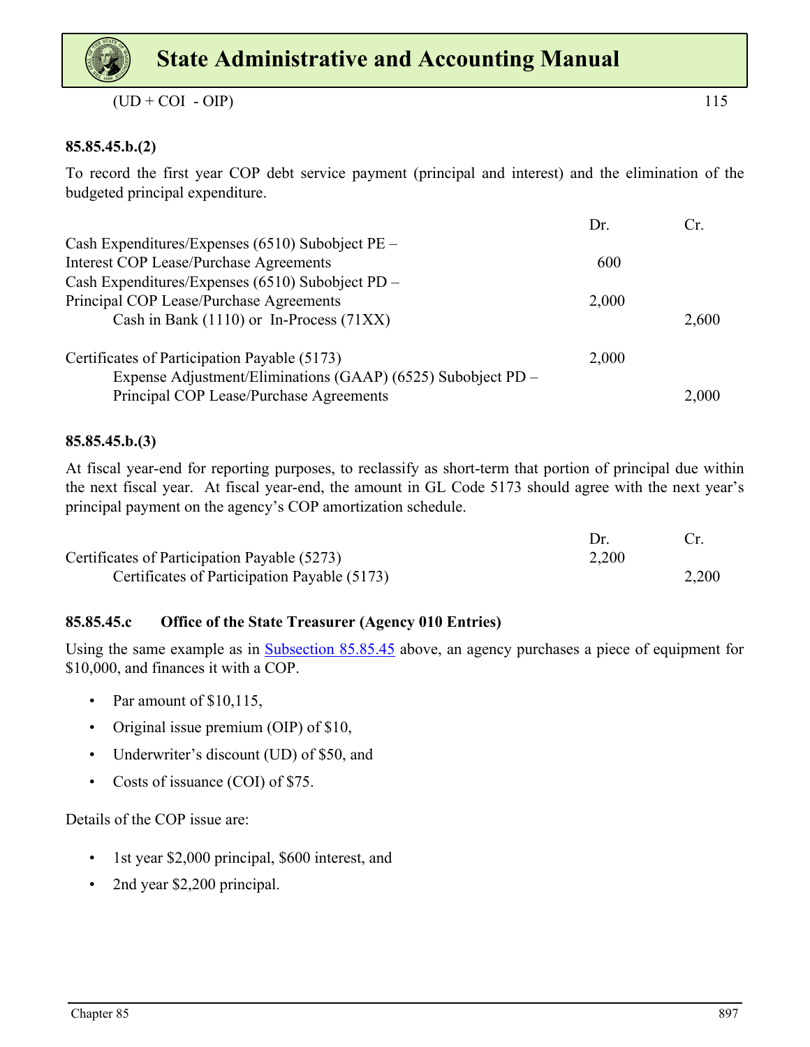| | | |
|---|---|---|
| (UD + COI - OIP) | | 115 |

**85.85.45.b.(2)**

To record the first year COP debt service payment (principal and interest) and the elimination of the budgeted principal expenditure.

| | Dr. | Cr. |
|---|---|---|
| Cash Expenditures/Expenses (6510) Subobject PE – Interest COP Lease/Purchase Agreements | 600 | |
| Cash Expenditures/Expenses (6510) Subobject PD – Principal COP Lease/Purchase Agreements | 2,000 | |
| Cash in Bank (1110) or In-Process (71XX) | | 2,600 |
| | | |
| Certificates of Participation Payable (5173) | 2,000 | |
| Expense Adjustment/Eliminations (GAAP) (6525) Subobject PD – Principal COP Lease/Purchase Agreements | | 2,000 |

**85.85.45.b.(3)**

At fiscal year-end for reporting purposes, to reclassify as short-term that portion of principal due within the next fiscal year. At fiscal year-end, the amount in GL Code 5173 should agree with the next year's principal payment on the agency's COP amortization schedule.

| | Dr. | Cr. |
|---|---|---|
| Certificates of Participation Payable (5273) | 2,200 | |
| Certificates of Participation Payable (5173) | | 2,200 |

**85.85.45.c Office of the State Treasurer (Agency 010 Entries)**

Using the same example as in Subsection 85.85.45 above, an agency purchases a piece of equipment for $10,000, and finances it with a COP.

- Par amount of $10,115,
- Original issue premium (OIP) of $10,
- Underwriter's discount (UD) of $50, and
- Costs of issuance (COI) of $75.

Details of the COP issue are:

- 1st year $2,000 principal, $600 interest, and
- 2nd year $2,200 principal.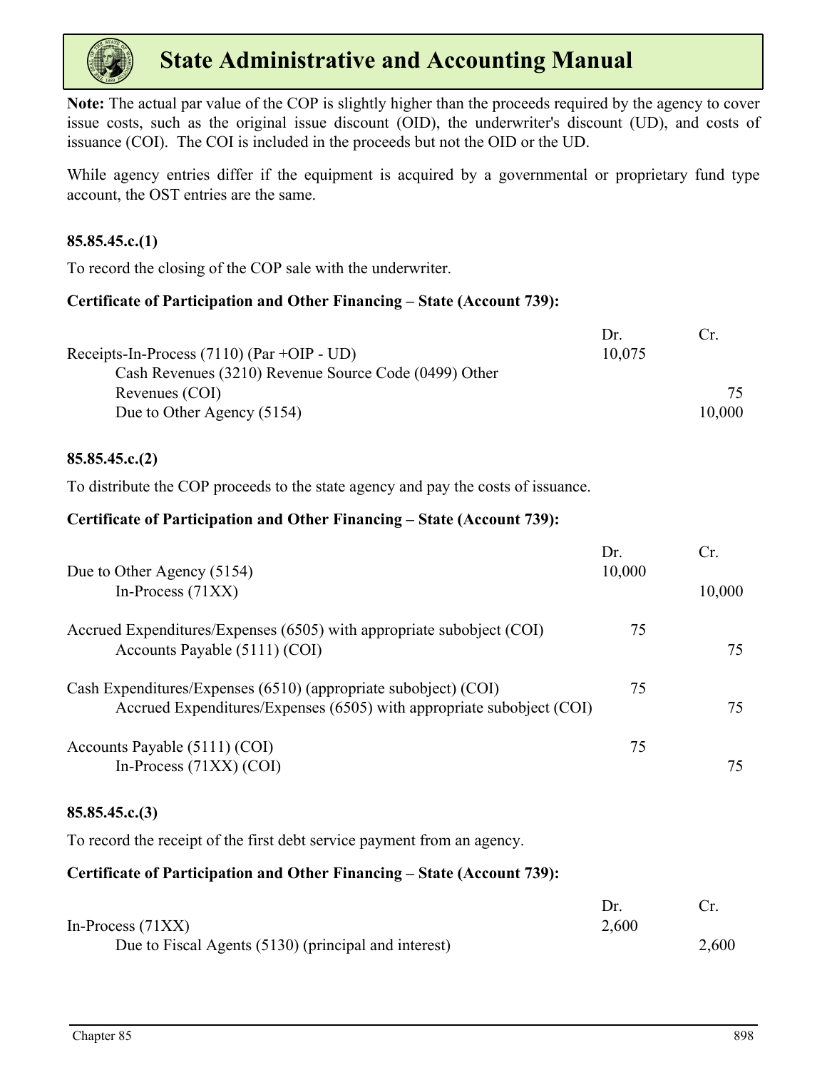**Note:** The actual par value of the COP is slightly higher than the proceeds required by the agency to cover issue costs, such as the original issue discount (OID), the underwriter's discount (UD), and costs of issuance (COI). The COI is included in the proceeds but not the OID or the UD.

While agency entries differ if the equipment is acquired by a governmental or proprietary fund type account, the OST entries are the same.

**85.85.45.c.(1)**

To record the closing of the COP sale with the underwriter.

**Certificate of Participation and Other Financing – State (Account 739):**

| | Dr. | Cr. |
|---|---|---|
| Receipts-In-Process (7110) (Par +OIP - UD) | 10,075 | |
| Cash Revenues (3210) Revenue Source Code (0499) Other Revenues (COI) | | 75 |
| Due to Other Agency (5154) | | 10,000 |

**85.85.45.c.(2)**

To distribute the COP proceeds to the state agency and pay the costs of issuance.

**Certificate of Participation and Other Financing – State (Account 739):**

| | Dr. | Cr. |
|---|---|---|
| Due to Other Agency (5154) | 10,000 | |
| In-Process (71XX) | | 10,000 |
| | | |
| Accrued Expenditures/Expenses (6505) with appropriate subobject (COI) | 75 | |
| Accounts Payable (5111) (COI) | | 75 |
| | | |
| Cash Expenditures/Expenses (6510) (appropriate subobject) (COI) | 75 | |
| Accrued Expenditures/Expenses (6505) with appropriate subobject (COI) | | 75 |
| | | |
| Accounts Payable (5111) (COI) | 75 | |
| In-Process (71XX) (COI) | | 75 |

**85.85.45.c.(3)**

To record the receipt of the first debt service payment from an agency.

**Certificate of Participation and Other Financing – State (Account 739):**

| | Dr. | Cr. |
|---|---|---|
| In-Process (71XX) | 2,600 | |
| Due to Fiscal Agents (5130) (principal and interest) | | 2,600 |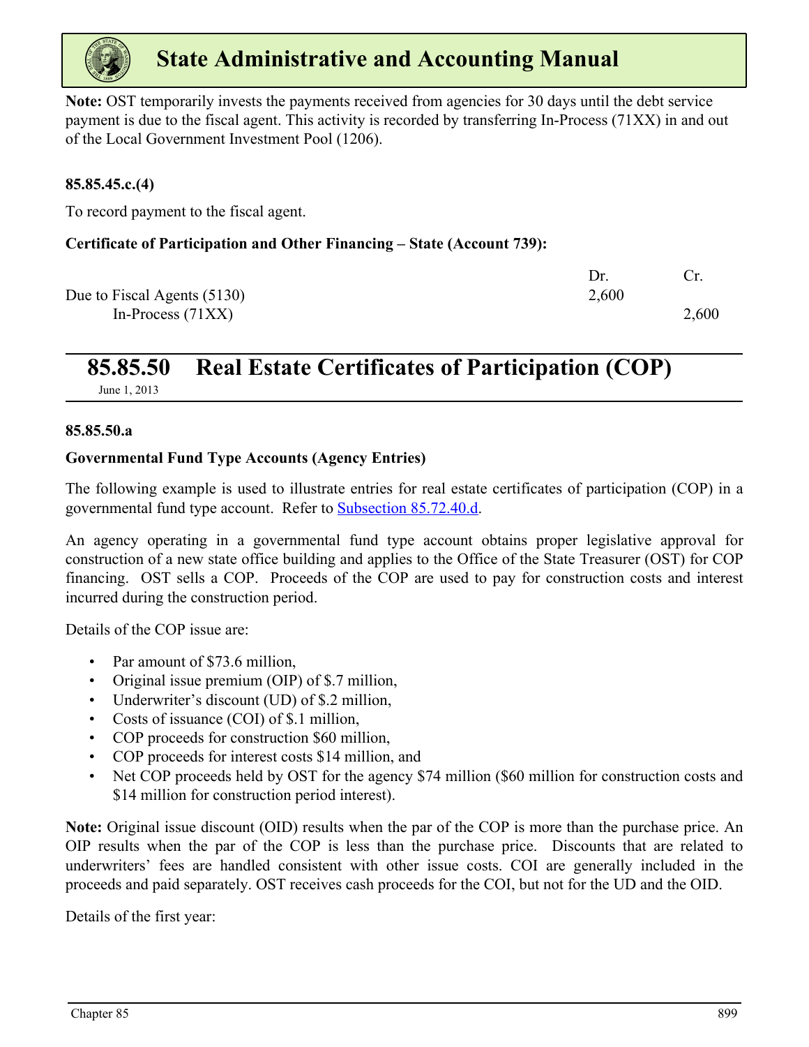**Note:** OST temporarily invests the payments received from agencies for 30 days until the debt service payment is due to the fiscal agent. This activity is recorded by transferring In-Process (71XX) in and out of the Local Government Investment Pool (1206).

**85.85.45.c.(4)**

To record payment to the fiscal agent.

**Certificate of Participation and Other Financing – State (Account 739):**

| | Dr. | Cr. |
|---|---|---|
| Due to Fiscal Agents (5130) | 2,600 | |
| In-Process (71XX) | | 2,600 |

## 85.85.50 Real Estate Certificates of Participation (COP)

June 1, 2013

**85.85.50.a**

**Governmental Fund Type Accounts (Agency Entries)**

The following example is used to illustrate entries for real estate certificates of participation (COP) in a governmental fund type account. Refer to Subsection 85.72.40.d.

An agency operating in a governmental fund type account obtains proper legislative approval for construction of a new state office building and applies to the Office of the State Treasurer (OST) for COP financing. OST sells a COP. Proceeds of the COP are used to pay for construction costs and interest incurred during the construction period.

Details of the COP issue are:

- Par amount of $73.6 million,
- Original issue premium (OIP) of $.7 million,
- Underwriter's discount (UD) of $.2 million,
- Costs of issuance (COI) of $.1 million,
- COP proceeds for construction $60 million,
- COP proceeds for interest costs $14 million, and
- Net COP proceeds held by OST for the agency $74 million ($60 million for construction costs and $14 million for construction period interest).

**Note:** Original issue discount (OID) results when the par of the COP is more than the purchase price. An OIP results when the par of the COP is less than the purchase price. Discounts that are related to underwriters' fees are handled consistent with other issue costs. COI are generally included in the proceeds and paid separately. OST receives cash proceeds for the COI, but not for the UD and the OID.

Details of the first year: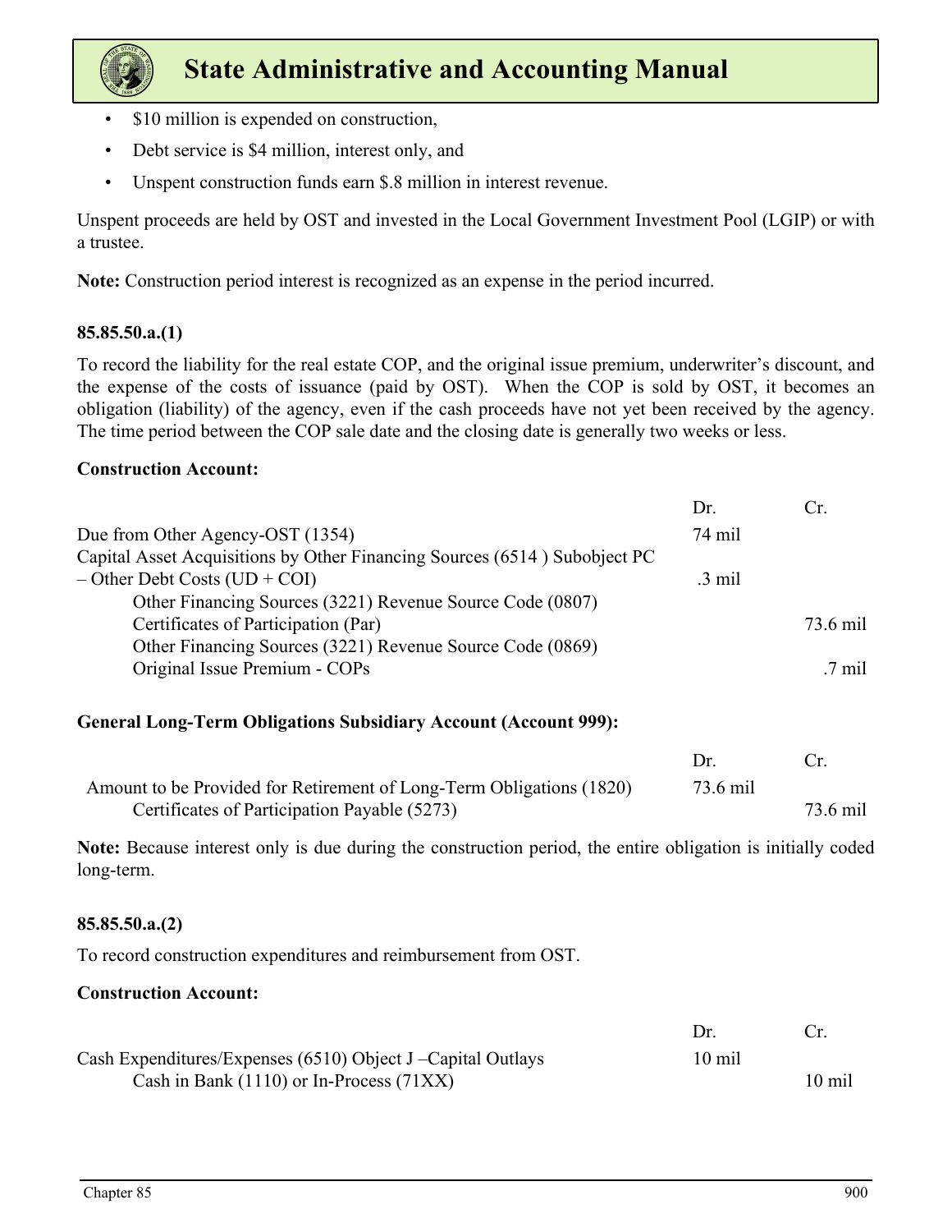- $10 million is expended on construction,
- Debt service is $4 million, interest only, and
- Unspent construction funds earn $.8 million in interest revenue.

Unspent proceeds are held by OST and invested in the Local Government Investment Pool (LGIP) or with a trustee.

**Note:** Construction period interest is recognized as an expense in the period incurred.

#### 85.85.50.a.(1)

To record the liability for the real estate COP, and the original issue premium, underwriter's discount, and the expense of the costs of issuance (paid by OST). When the COP is sold by OST, it becomes an obligation (liability) of the agency, even if the cash proceeds have not yet been received by the agency. The time period between the COP sale date and the closing date is generally two weeks or less.

**Construction Account:**

| | Dr. | Cr. |
|---|---|---|
| Due from Other Agency-OST (1354) | 74 mil | |
| Capital Asset Acquisitions by Other Financing Sources (6514 ) Subobject PC – Other Debt Costs (UD + COI) | .3 mil | |
| Other Financing Sources (3221) Revenue Source Code (0807) Certificates of Participation (Par) | | 73.6 mil |
| Other Financing Sources (3221) Revenue Source Code (0869) Original Issue Premium - COPs | | .7 mil |

**General Long-Term Obligations Subsidiary Account (Account 999):**

| | Dr. | Cr. |
|---|---|---|
| Amount to be Provided for Retirement of Long-Term Obligations (1820) | 73.6 mil | |
| Certificates of Participation Payable (5273) | | 73.6 mil |

**Note:** Because interest only is due during the construction period, the entire obligation is initially coded long-term.

#### 85.85.50.a.(2)

To record construction expenditures and reimbursement from OST.

**Construction Account:**

| | Dr. | Cr. |
|---|---|---|
| Cash Expenditures/Expenses (6510) Object J –Capital Outlays | 10 mil | |
| Cash in Bank (1110) or In-Process (71XX) | | 10 mil |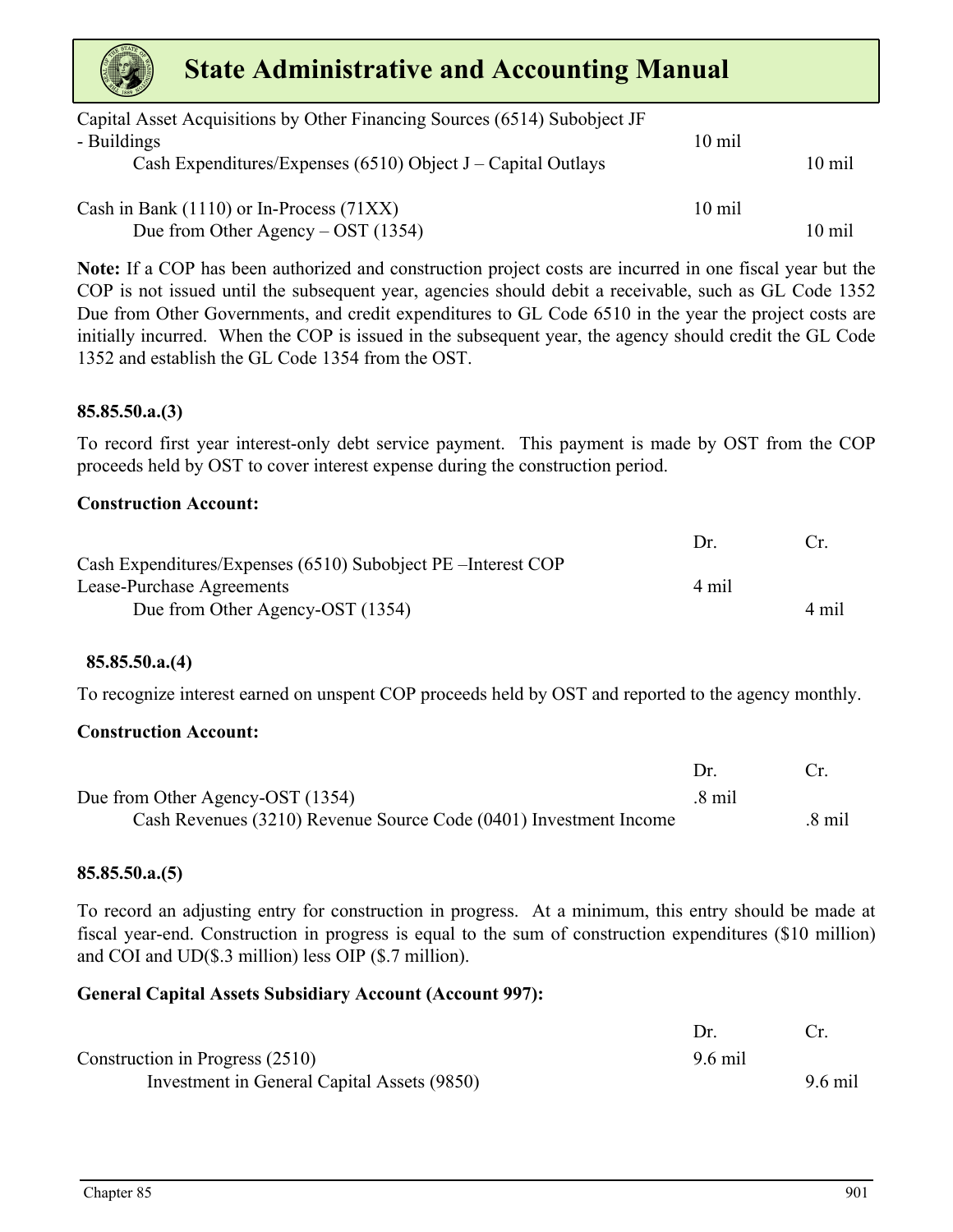| | Dr. | Cr. |
|---|---|---|
| Capital Asset Acquisitions by Other Financing Sources (6514) Subobject JF - Buildings | 10 mil | |
| Cash Expenditures/Expenses (6510) Object J – Capital Outlays | | 10 mil |
| Cash in Bank (1110) or In-Process (71XX) | 10 mil | |
| Due from Other Agency – OST (1354) | | 10 mil |

**Note:** If a COP has been authorized and construction project costs are incurred in one fiscal year but the COP is not issued until the subsequent year, agencies should debit a receivable, such as GL Code 1352 Due from Other Governments, and credit expenditures to GL Code 6510 in the year the project costs are initially incurred. When the COP is issued in the subsequent year, the agency should credit the GL Code 1352 and establish the GL Code 1354 from the OST.

**85.85.50.a.(3)**

To record first year interest-only debt service payment. This payment is made by OST from the COP proceeds held by OST to cover interest expense during the construction period.

**Construction Account:**

| | Dr. | Cr. |
|---|---|---|
| Cash Expenditures/Expenses (6510) Subobject PE –Interest COP Lease-Purchase Agreements | 4 mil | |
| Due from Other Agency-OST (1354) | | 4 mil |

**85.85.50.a.(4)**

To recognize interest earned on unspent COP proceeds held by OST and reported to the agency monthly.

**Construction Account:**

| | Dr. | Cr. |
|---|---|---|
| Due from Other Agency-OST (1354) | .8 mil | |
| Cash Revenues (3210) Revenue Source Code (0401) Investment Income | | .8 mil |

**85.85.50.a.(5)**

To record an adjusting entry for construction in progress. At a minimum, this entry should be made at fiscal year-end. Construction in progress is equal to the sum of construction expenditures ($10 million) and COI and UD($.3 million) less OIP ($.7 million).

**General Capital Assets Subsidiary Account (Account 997):**

| | Dr. | Cr. |
|---|---|---|
| Construction in Progress (2510) | 9.6 mil | |
| Investment in General Capital Assets (9850) | | 9.6 mil |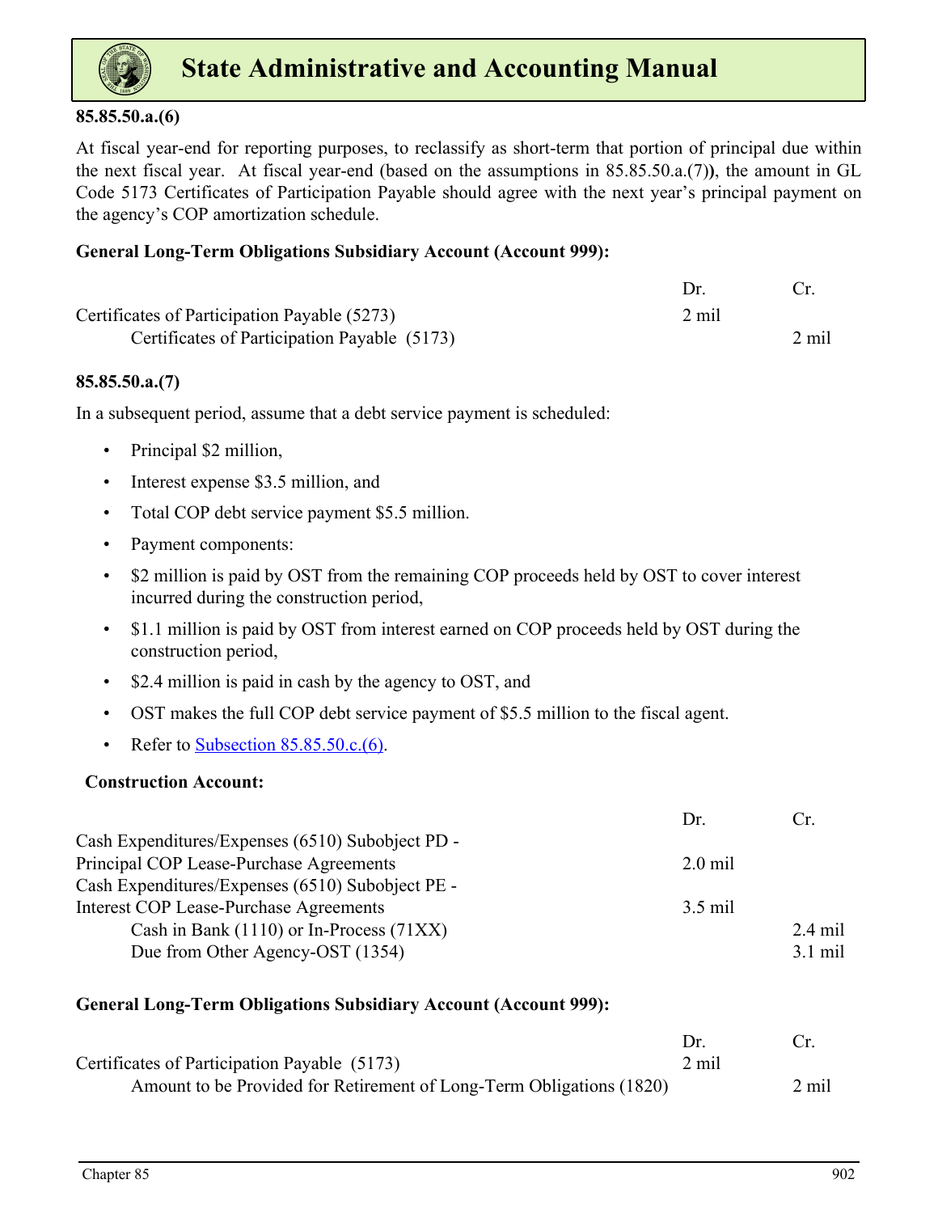**85.85.50.a.(6)**

At fiscal year-end for reporting purposes, to reclassify as short-term that portion of principal due within the next fiscal year. At fiscal year-end (based on the assumptions in 85.85.50.a.(7)**)**, the amount in GL Code 5173 Certificates of Participation Payable should agree with the next year's principal payment on the agency's COP amortization schedule.

**General Long-Term Obligations Subsidiary Account (Account 999):**

| | Dr. | Cr. |
|---|---|---|
| Certificates of Participation Payable (5273) | 2 mil | |
| Certificates of Participation Payable (5173) | | 2 mil |

**85.85.50.a.(7)**

In a subsequent period, assume that a debt service payment is scheduled:

- Principal $2 million,
- Interest expense $3.5 million, and
- Total COP debt service payment $5.5 million.
- Payment components:
- $2 million is paid by OST from the remaining COP proceeds held by OST to cover interest incurred during the construction period,
- $1.1 million is paid by OST from interest earned on COP proceeds held by OST during the construction period,
- $2.4 million is paid in cash by the agency to OST, and
- OST makes the full COP debt service payment of $5.5 million to the fiscal agent.
- Refer to Subsection 85.85.50.c.(6).

**Construction Account:**

| | Dr. | Cr. |
|---|---|---|
| Cash Expenditures/Expenses (6510) Subobject PD - Principal COP Lease-Purchase Agreements | 2.0 mil | |
| Cash Expenditures/Expenses (6510) Subobject PE - Interest COP Lease-Purchase Agreements | 3.5 mil | |
| Cash in Bank (1110) or In-Process (71XX) | | 2.4 mil |
| Due from Other Agency-OST (1354) | | 3.1 mil |

**General Long-Term Obligations Subsidiary Account (Account 999):**

| | Dr. | Cr. |
|---|---|---|
| Certificates of Participation Payable (5173) | 2 mil | |
| Amount to be Provided for Retirement of Long-Term Obligations (1820) | | 2 mil |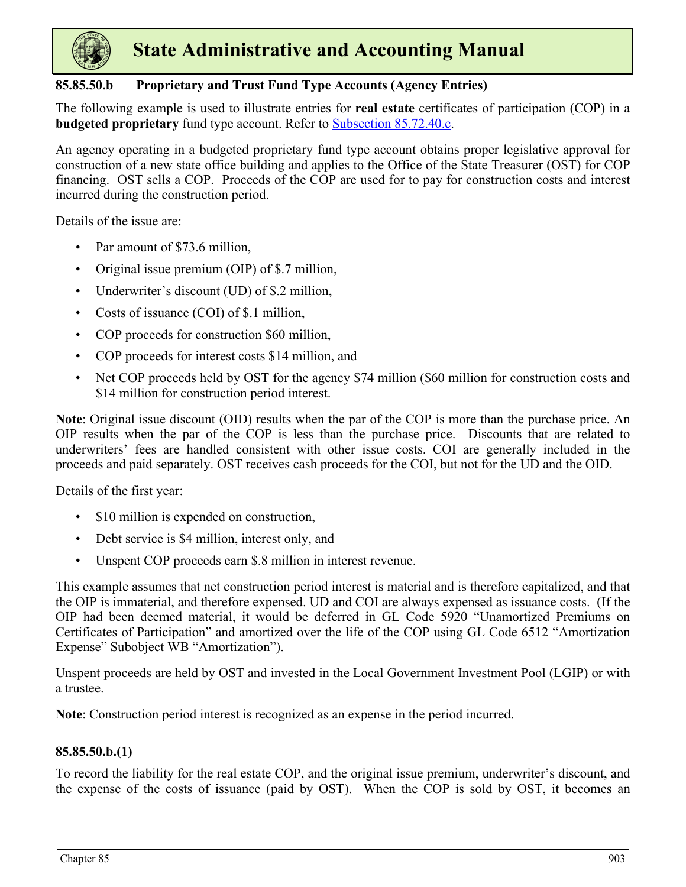## 85.85.50.b Proprietary and Trust Fund Type Accounts (Agency Entries)

The following example is used to illustrate entries for **real estate** certificates of participation (COP) in a **budgeted proprietary** fund type account. Refer to [Subsection 85.72.40.c](#).

An agency operating in a budgeted proprietary fund type account obtains proper legislative approval for construction of a new state office building and applies to the Office of the State Treasurer (OST) for COP financing. OST sells a COP. Proceeds of the COP are used for to pay for construction costs and interest incurred during the construction period.

Details of the issue are:

- Par amount of $73.6 million,
- Original issue premium (OIP) of $.7 million,
- Underwriter's discount (UD) of $.2 million,
- Costs of issuance (COI) of $.1 million,
- COP proceeds for construction $60 million,
- COP proceeds for interest costs $14 million, and
- Net COP proceeds held by OST for the agency $74 million ($60 million for construction costs and $14 million for construction period interest.

**Note**: Original issue discount (OID) results when the par of the COP is more than the purchase price. An OIP results when the par of the COP is less than the purchase price. Discounts that are related to underwriters' fees are handled consistent with other issue costs. COI are generally included in the proceeds and paid separately. OST receives cash proceeds for the COI, but not for the UD and the OID.

Details of the first year:

- $10 million is expended on construction,
- Debt service is $4 million, interest only, and
- Unspent COP proceeds earn $.8 million in interest revenue.

This example assumes that net construction period interest is material and is therefore capitalized, and that the OIP is immaterial, and therefore expensed. UD and COI are always expensed as issuance costs. (If the OIP had been deemed material, it would be deferred in GL Code 5920 "Unamortized Premiums on Certificates of Participation" and amortized over the life of the COP using GL Code 6512 "Amortization Expense" Subobject WB "Amortization").

Unspent proceeds are held by OST and invested in the Local Government Investment Pool (LGIP) or with a trustee.

**Note**: Construction period interest is recognized as an expense in the period incurred.

### 85.85.50.b.(1)

To record the liability for the real estate COP, and the original issue premium, underwriter's discount, and the expense of the costs of issuance (paid by OST). When the COP is sold by OST, it becomes an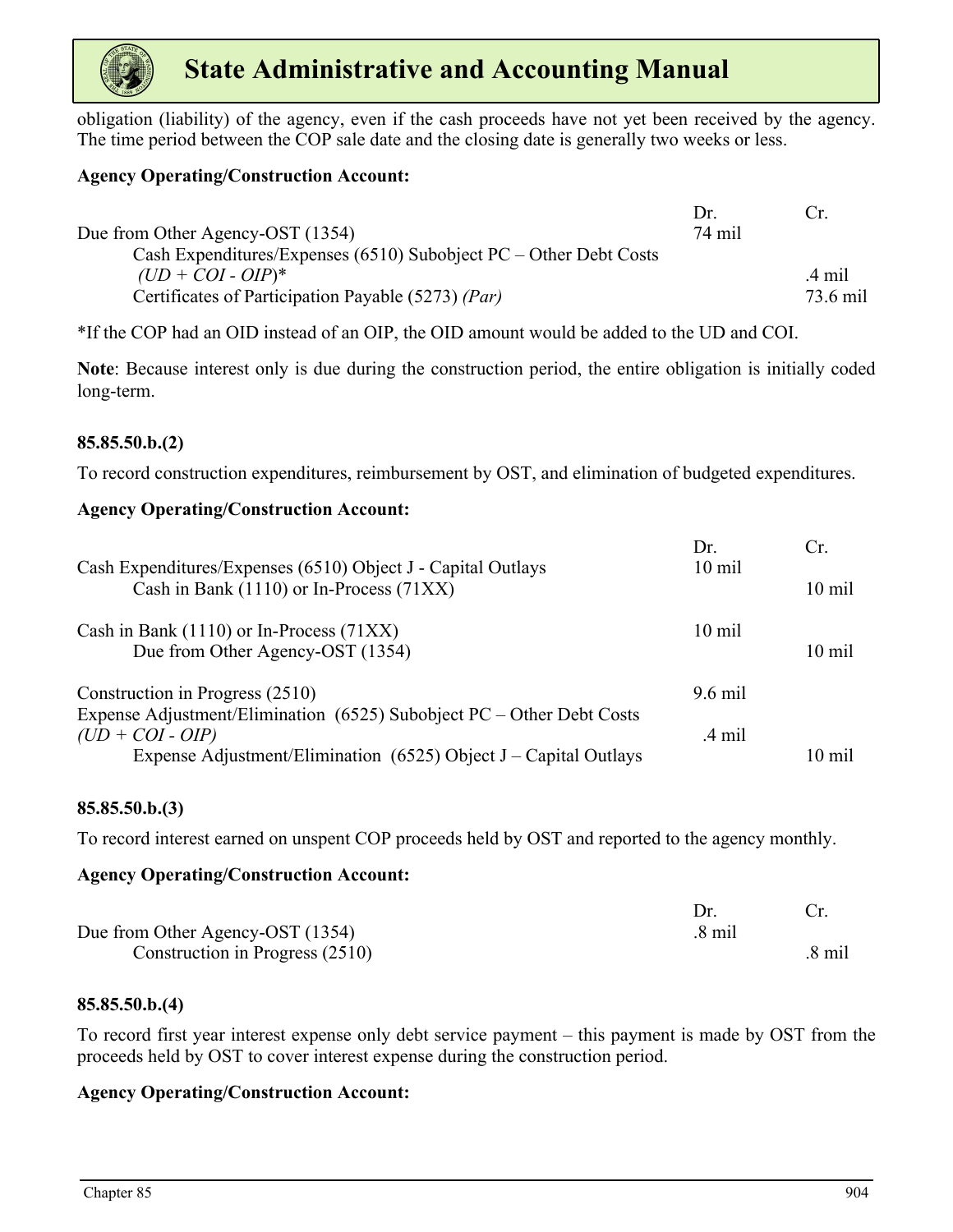obligation (liability) of the agency, even if the cash proceeds have not yet been received by the agency. The time period between the COP sale date and the closing date is generally two weeks or less.

**Agency Operating/Construction Account:**

| | Dr. | Cr. |
|---|---|---|
| Due from Other Agency-OST (1354) | 74 mil | |
| Cash Expenditures/Expenses (6510) Subobject PC – Other Debt Costs *(UD + COI - OIP)*\* | | .4 mil |
| Certificates of Participation Payable (5273) *(Par)* | | 73.6 mil |

\*If the COP had an OID instead of an OIP, the OID amount would be added to the UD and COI.

**Note**: Because interest only is due during the construction period, the entire obligation is initially coded long-term.

### 85.85.50.b.(2)

To record construction expenditures, reimbursement by OST, and elimination of budgeted expenditures.

**Agency Operating/Construction Account:**

| | Dr. | Cr. |
|---|---|---|
| Cash Expenditures/Expenses (6510) Object J - Capital Outlays | 10 mil | |
| Cash in Bank (1110) or In-Process (71XX) | | 10 mil |
| | | |
| Cash in Bank (1110) or In-Process (71XX) | 10 mil | |
| Due from Other Agency-OST (1354) | | 10 mil |
| | | |
| Construction in Progress (2510) | 9.6 mil | |
| Expense Adjustment/Elimination (6525) Subobject PC – Other Debt Costs *(UD + COI - OIP)* | .4 mil | |
| Expense Adjustment/Elimination (6525) Object J – Capital Outlays | | 10 mil |

### 85.85.50.b.(3)

To record interest earned on unspent COP proceeds held by OST and reported to the agency monthly.

**Agency Operating/Construction Account:**

| | Dr. | Cr. |
|---|---|---|
| Due from Other Agency-OST (1354) | .8 mil | |
| Construction in Progress (2510) | | .8 mil |

### 85.85.50.b.(4)

To record first year interest expense only debt service payment – this payment is made by OST from the proceeds held by OST to cover interest expense during the construction period.

**Agency Operating/Construction Account:**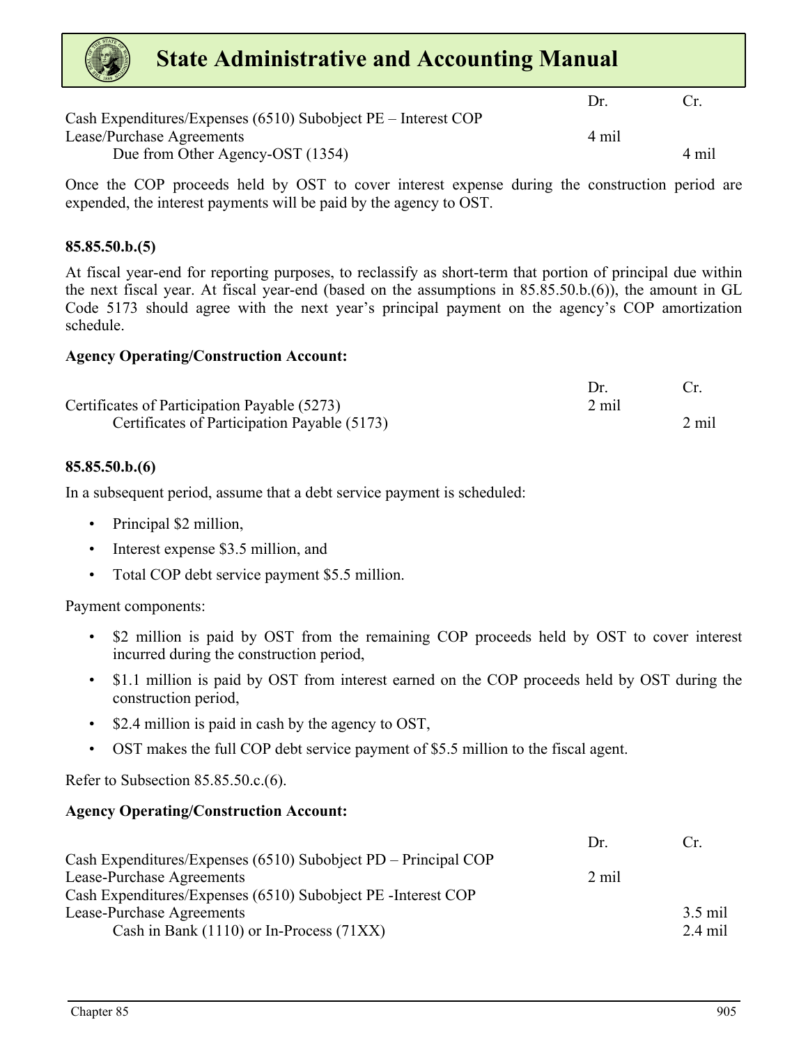| | Dr. | Cr. |
|---|---|---|
| Cash Expenditures/Expenses (6510) Subobject PE – Interest COP Lease/Purchase Agreements | 4 mil | |
| Due from Other Agency-OST (1354) | | 4 mil |

Once the COP proceeds held by OST to cover interest expense during the construction period are expended, the interest payments will be paid by the agency to OST.

**85.85.50.b.(5)**

At fiscal year-end for reporting purposes, to reclassify as short-term that portion of principal due within the next fiscal year. At fiscal year-end (based on the assumptions in 85.85.50.b.(6)), the amount in GL Code 5173 should agree with the next year's principal payment on the agency's COP amortization schedule.

**Agency Operating/Construction Account:**

| | Dr. | Cr. |
|---|---|---|
| Certificates of Participation Payable (5273) | 2 mil | |
| Certificates of Participation Payable (5173) | | 2 mil |

**85.85.50.b.(6)**

In a subsequent period, assume that a debt service payment is scheduled:

- Principal $2 million,
- Interest expense $3.5 million, and
- Total COP debt service payment $5.5 million.

Payment components:

- $2 million is paid by OST from the remaining COP proceeds held by OST to cover interest incurred during the construction period,
- $1.1 million is paid by OST from interest earned on the COP proceeds held by OST during the construction period,
- $2.4 million is paid in cash by the agency to OST,
- OST makes the full COP debt service payment of $5.5 million to the fiscal agent.

Refer to Subsection 85.85.50.c.(6).

**Agency Operating/Construction Account:**

| | Dr. | Cr. |
|---|---|---|
| Cash Expenditures/Expenses (6510) Subobject PD – Principal COP Lease-Purchase Agreements | 2 mil | |
| Cash Expenditures/Expenses (6510) Subobject PE -Interest COP Lease-Purchase Agreements | | 3.5 mil |
| Cash in Bank (1110) or In-Process (71XX) | | 2.4 mil |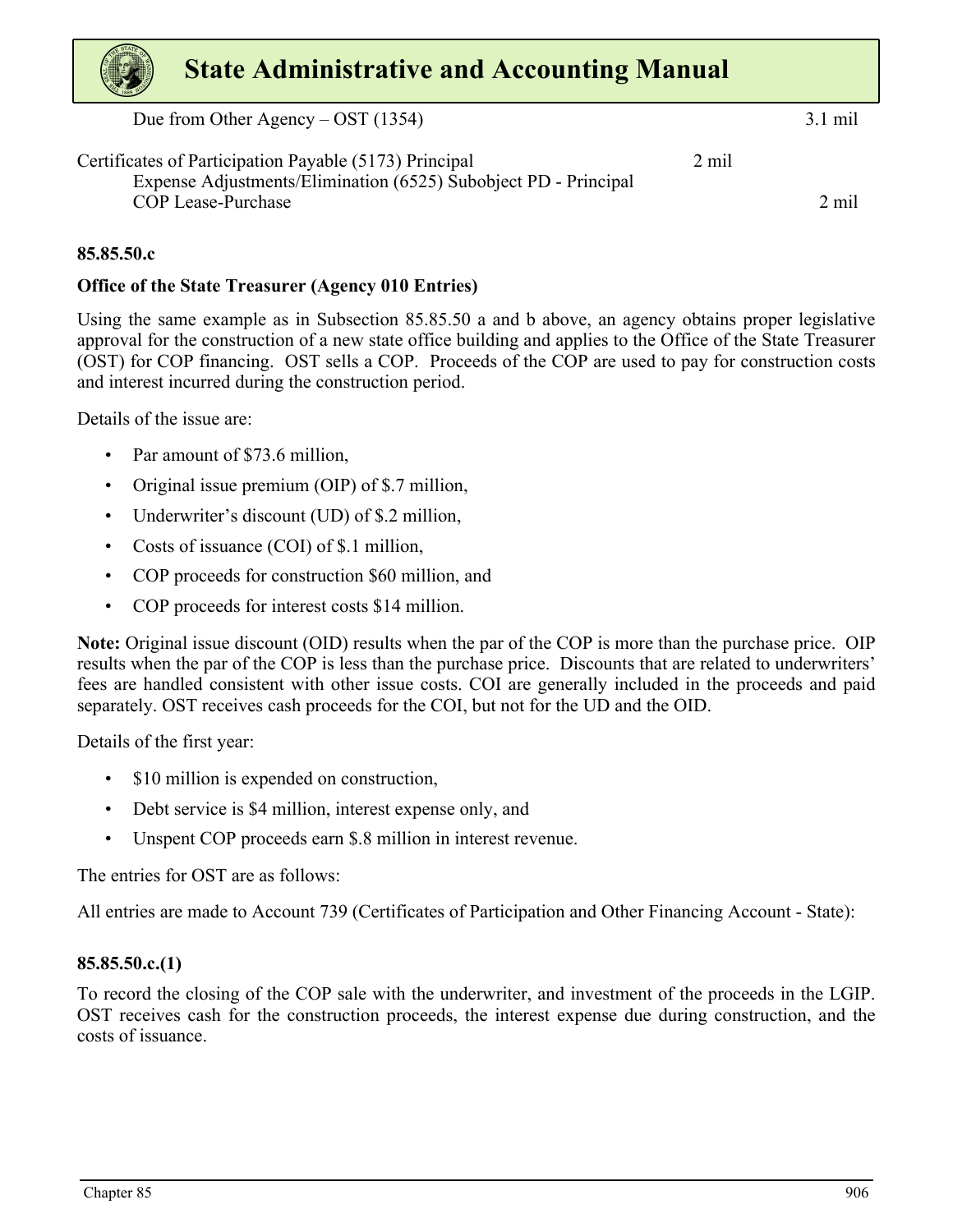| Account | Debit | Credit |
| --- | --- | --- |
| Due from Other Agency – OST (1354) | | 3.1 mil |
| Certificates of Participation Payable (5173) Principal | 2 mil | |
| Expense Adjustments/Elimination (6525) Subobject PD - Principal COP Lease-Purchase | | 2 mil |

#### 85.85.50.c

**Office of the State Treasurer (Agency 010 Entries)**

Using the same example as in Subsection 85.85.50 a and b above, an agency obtains proper legislative approval for the construction of a new state office building and applies to the Office of the State Treasurer (OST) for COP financing. OST sells a COP. Proceeds of the COP are used to pay for construction costs and interest incurred during the construction period.

Details of the issue are:

- Par amount of $73.6 million,
- Original issue premium (OIP) of $.7 million,
- Underwriter's discount (UD) of $.2 million,
- Costs of issuance (COI) of $.1 million,
- COP proceeds for construction $60 million, and
- COP proceeds for interest costs $14 million.

**Note:** Original issue discount (OID) results when the par of the COP is more than the purchase price. OIP results when the par of the COP is less than the purchase price. Discounts that are related to underwriters' fees are handled consistent with other issue costs. COI are generally included in the proceeds and paid separately. OST receives cash proceeds for the COI, but not for the UD and the OID.

Details of the first year:

- $10 million is expended on construction,
- Debt service is $4 million, interest expense only, and
- Unspent COP proceeds earn $.8 million in interest revenue.

The entries for OST are as follows:

All entries are made to Account 739 (Certificates of Participation and Other Financing Account - State):

#### 85.85.50.c.(1)

To record the closing of the COP sale with the underwriter, and investment of the proceeds in the LGIP. OST receives cash for the construction proceeds, the interest expense due during construction, and the costs of issuance.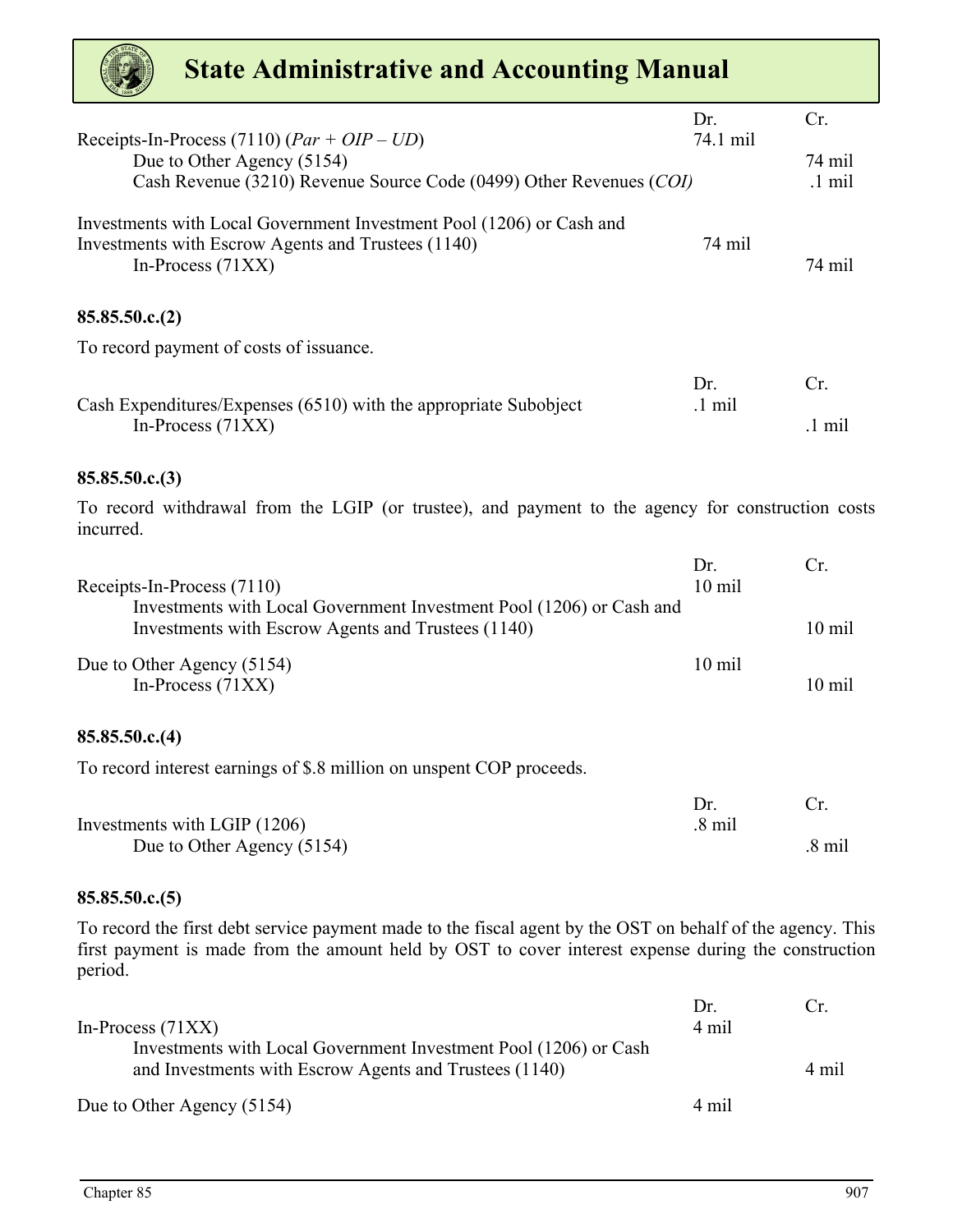| | Dr. | Cr. |
|---|---|---|
| Receipts-In-Process (7110) (*Par + OIP – UD*) | 74.1 mil | |
| Due to Other Agency (5154) | | 74 mil |
| Cash Revenue (3210) Revenue Source Code (0499) Other Revenues (*COI)* | | .1 mil |

| | Dr. | Cr. |
|---|---|---|
| Investments with Local Government Investment Pool (1206) or Cash and Investments with Escrow Agents and Trustees (1140) | 74 mil | |
| In-Process (71XX) | | 74 mil |

#### 85.85.50.c.(2)

To record payment of costs of issuance.

| | Dr. | Cr. |
|---|---|---|
| Cash Expenditures/Expenses (6510) with the appropriate Subobject | .1 mil | |
| In-Process (71XX) | | .1 mil |

#### 85.85.50.c.(3)

To record withdrawal from the LGIP (or trustee), and payment to the agency for construction costs incurred.

| | Dr. | Cr. |
|---|---|---|
| Receipts-In-Process (7110) | 10 mil | |
| Investments with Local Government Investment Pool (1206) or Cash and Investments with Escrow Agents and Trustees (1140) | | 10 mil |

| | Dr. | Cr. |
|---|---|---|
| Due to Other Agency (5154) | 10 mil | |
| In-Process (71XX) | | 10 mil |

#### 85.85.50.c.(4)

To record interest earnings of $.8 million on unspent COP proceeds.

| | Dr. | Cr. |
|---|---|---|
| Investments with LGIP (1206) | .8 mil | |
| Due to Other Agency (5154) | | .8 mil |

#### 85.85.50.c.(5)

To record the first debt service payment made to the fiscal agent by the OST on behalf of the agency. This first payment is made from the amount held by OST to cover interest expense during the construction period.

| | Dr. | Cr. |
|---|---|---|
| In-Process (71XX) | 4 mil | |
| Investments with Local Government Investment Pool (1206) or Cash and Investments with Escrow Agents and Trustees (1140) | | 4 mil |

| | Dr. | Cr. |
|---|---|---|
| Due to Other Agency (5154) | 4 mil | |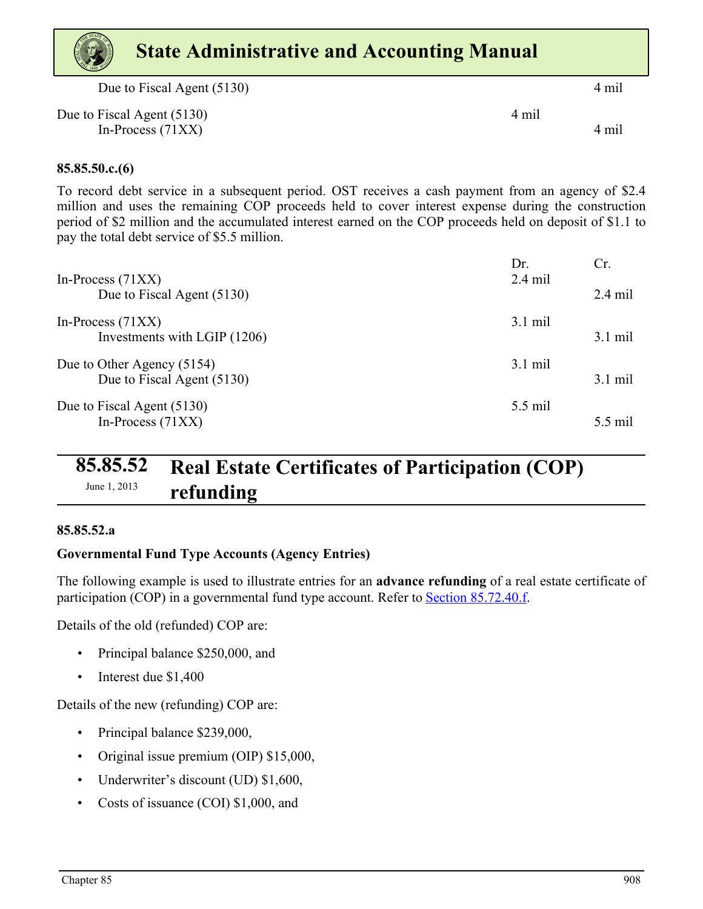| | | |
|---|---|---|
| Due to Fiscal Agent (5130) | | 4 mil |
| Due to Fiscal Agent (5130) | 4 mil | |
| In-Process (71XX) | | 4 mil |

**85.85.50.c.(6)**

To record debt service in a subsequent period. OST receives a cash payment from an agency of $2.4 million and uses the remaining COP proceeds held to cover interest expense during the construction period of $2 million and the accumulated interest earned on the COP proceeds held on deposit of $1.1 to pay the total debt service of $5.5 million.

| | Dr. | Cr. |
|---|---|---|
| In-Process (71XX) | 2.4 mil | |
| Due to Fiscal Agent (5130) | | 2.4 mil |
| In-Process (71XX) | 3.1 mil | |
| Investments with LGIP (1206) | | 3.1 mil |
| Due to Other Agency (5154) | 3.1 mil | |
| Due to Fiscal Agent (5130) | | 3.1 mil |
| Due to Fiscal Agent (5130) | 5.5 mil | |
| In-Process (71XX) | | 5.5 mil |

## 85.85.52 Real Estate Certificates of Participation (COP) refunding

June 1, 2013

**85.85.52.a**

**Governmental Fund Type Accounts (Agency Entries)**

The following example is used to illustrate entries for an **advance refunding** of a real estate certificate of participation (COP) in a governmental fund type account. Refer to Section 85.72.40.f.

Details of the old (refunded) COP are:

- Principal balance $250,000, and
- Interest due $1,400

Details of the new (refunding) COP are:

- Principal balance $239,000,
- Original issue premium (OIP) $15,000,
- Underwriter's discount (UD) $1,600,
- Costs of issuance (COI) $1,000, and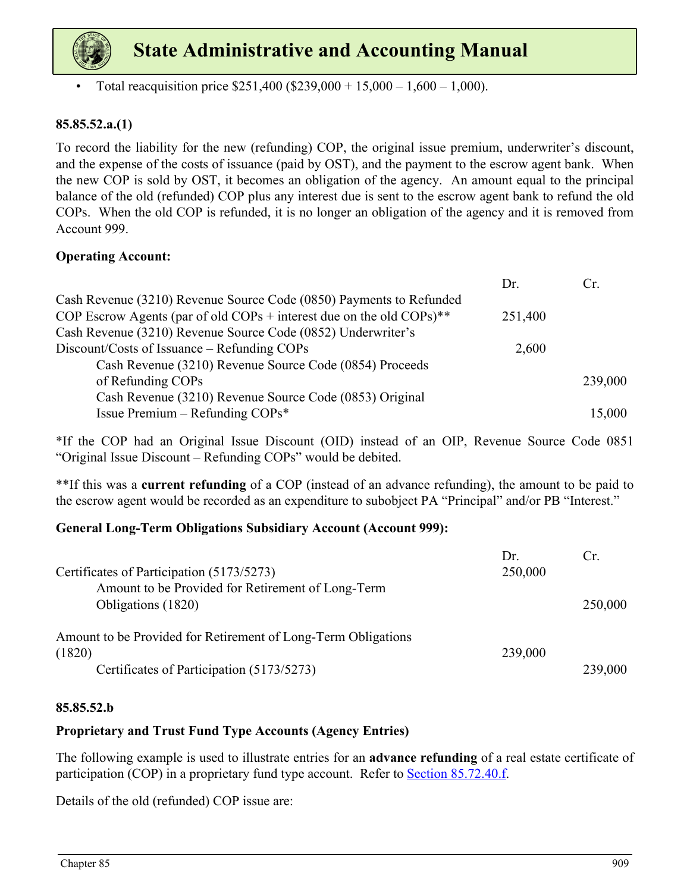- Total reacquisition price $251,400 ($239,000 + 15,000 – 1,600 – 1,000).

**85.85.52.a.(1)**

To record the liability for the new (refunding) COP, the original issue premium, underwriter's discount, and the expense of the costs of issuance (paid by OST), and the payment to the escrow agent bank. When the new COP is sold by OST, it becomes an obligation of the agency. An amount equal to the principal balance of the old (refunded) COP plus any interest due is sent to the escrow agent bank to refund the old COPs. When the old COP is refunded, it is no longer an obligation of the agency and it is removed from Account 999.

**Operating Account:**

| | Dr. | Cr. |
|---|---|---|
| Cash Revenue (3210) Revenue Source Code (0850) Payments to Refunded COP Escrow Agents (par of old COPs + interest due on the old COPs)** | 251,400 | |
| Cash Revenue (3210) Revenue Source Code (0852) Underwriter's Discount/Costs of Issuance – Refunding COPs | 2,600 | |
| &nbsp;&nbsp;&nbsp;&nbsp;Cash Revenue (3210) Revenue Source Code (0854) Proceeds of Refunding COPs | | 239,000 |
| &nbsp;&nbsp;&nbsp;&nbsp;Cash Revenue (3210) Revenue Source Code (0853) Original Issue Premium – Refunding COPs* | | 15,000 |

*If the COP had an Original Issue Discount (OID) instead of an OIP, Revenue Source Code 0851 "Original Issue Discount – Refunding COPs" would be debited.

**If this was a **current refunding** of a COP (instead of an advance refunding), the amount to be paid to the escrow agent would be recorded as an expenditure to subobject PA "Principal" and/or PB "Interest."

**General Long-Term Obligations Subsidiary Account (Account 999):**

| | Dr. | Cr. |
|---|---|---|
| Certificates of Participation (5173/5273) | 250,000 | |
| &nbsp;&nbsp;&nbsp;&nbsp;Amount to be Provided for Retirement of Long-Term Obligations (1820) | | 250,000 |
| | | |
| Amount to be Provided for Retirement of Long-Term Obligations (1820) | 239,000 | |
| &nbsp;&nbsp;&nbsp;&nbsp;Certificates of Participation (5173/5273) | | 239,000 |

**85.85.52.b**

**Proprietary and Trust Fund Type Accounts (Agency Entries)**

The following example is used to illustrate entries for an **advance refunding** of a real estate certificate of participation (COP) in a proprietary fund type account. Refer to [Section 85.72.40.f](Section 85.72.40.f).

Details of the old (refunded) COP issue are: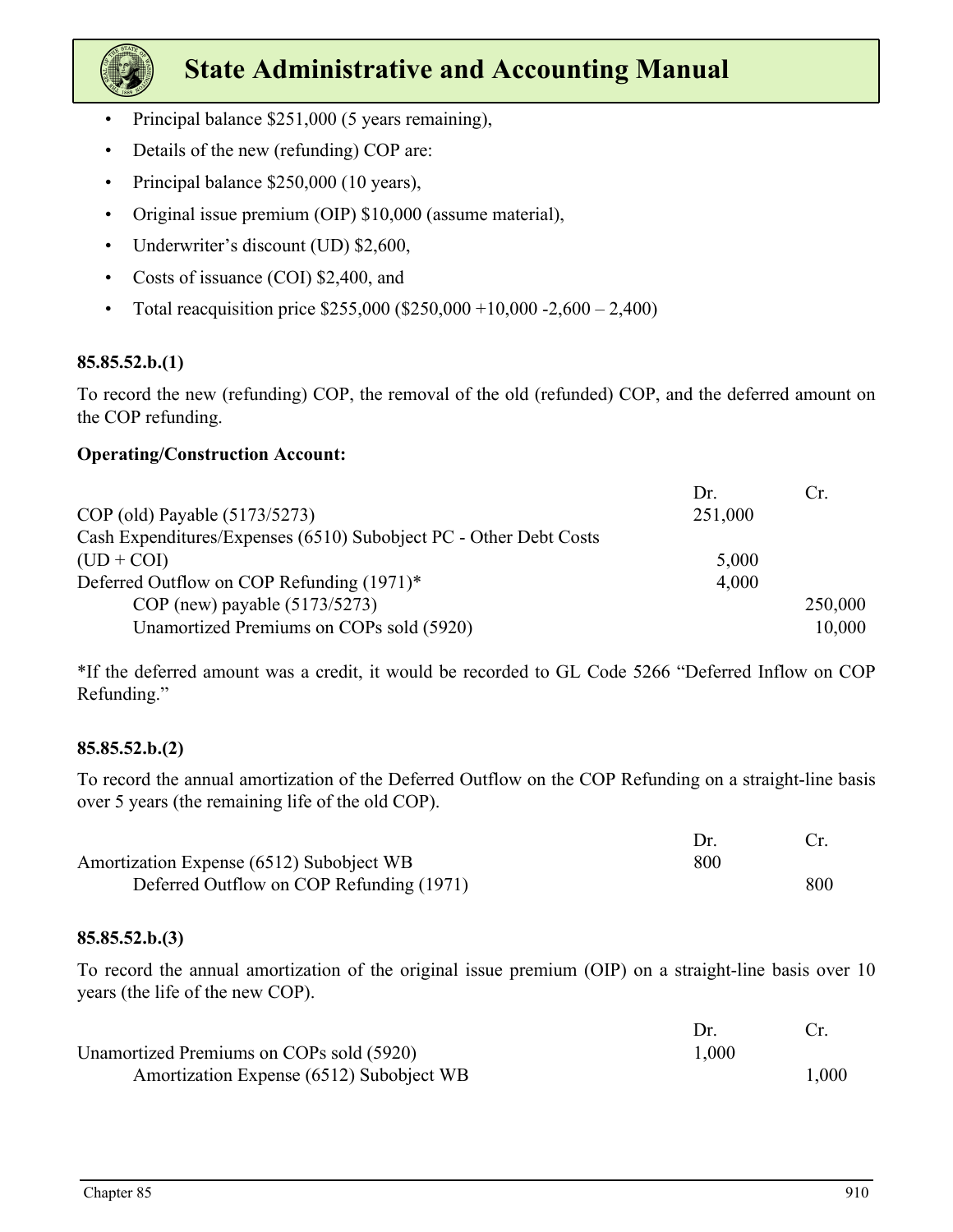- Principal balance $251,000 (5 years remaining),
- Details of the new (refunding) COP are:
- Principal balance $250,000 (10 years),
- Original issue premium (OIP) $10,000 (assume material),
- Underwriter's discount (UD) $2,600,
- Costs of issuance (COI) $2,400, and
- Total reacquisition price $255,000 ($250,000 +10,000 -2,600 – 2,400)

**85.85.52.b.(1)**

To record the new (refunding) COP, the removal of the old (refunded) COP, and the deferred amount on the COP refunding.

**Operating/Construction Account:**

| | Dr. | Cr. |
|---|---|---|
| COP (old) Payable (5173/5273) | 251,000 | |
| Cash Expenditures/Expenses (6510) Subobject PC - Other Debt Costs (UD + COI) | 5,000 | |
| Deferred Outflow on COP Refunding (1971)* | 4,000 | |
| COP (new) payable (5173/5273) | | 250,000 |
| Unamortized Premiums on COPs sold (5920) | | 10,000 |

*If the deferred amount was a credit, it would be recorded to GL Code 5266 "Deferred Inflow on COP Refunding."

**85.85.52.b.(2)**

To record the annual amortization of the Deferred Outflow on the COP Refunding on a straight-line basis over 5 years (the remaining life of the old COP).

| | Dr. | Cr. |
|---|---|---|
| Amortization Expense (6512) Subobject WB | 800 | |
| Deferred Outflow on COP Refunding (1971) | | 800 |

**85.85.52.b.(3)**

To record the annual amortization of the original issue premium (OIP) on a straight-line basis over 10 years (the life of the new COP).

| | Dr. | Cr. |
|---|---|---|
| Unamortized Premiums on COPs sold (5920) | 1,000 | |
| Amortization Expense (6512) Subobject WB | | 1,000 |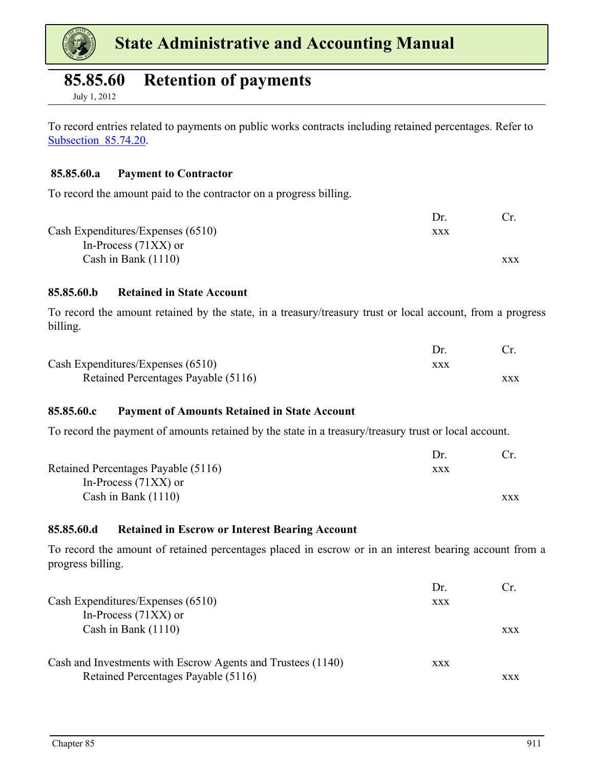# 85.85.60 Retention of payments

July 1, 2012

To record entries related to payments on public works contracts including retained percentages. Refer to Subsection 85.74.20.

### 85.85.60.a Payment to Contractor

To record the amount paid to the contractor on a progress billing.

| | Dr. | Cr. |
|---|---|---|
| Cash Expenditures/Expenses (6510) | xxx | |
| In-Process (71XX) or | | |
| Cash in Bank (1110) | | xxx |

### 85.85.60.b Retained in State Account

To record the amount retained by the state, in a treasury/treasury trust or local account, from a progress billing.

| | Dr. | Cr. |
|---|---|---|
| Cash Expenditures/Expenses (6510) | xxx | |
| Retained Percentages Payable (5116) | | xxx |

### 85.85.60.c Payment of Amounts Retained in State Account

To record the payment of amounts retained by the state in a treasury/treasury trust or local account.

| | Dr. | Cr. |
|---|---|---|
| Retained Percentages Payable (5116) | xxx | |
| In-Process (71XX) or | | |
| Cash in Bank (1110) | | xxx |

### 85.85.60.d Retained in Escrow or Interest Bearing Account

To record the amount of retained percentages placed in escrow or in an interest bearing account from a progress billing.

| | Dr. | Cr. |
|---|---|---|
| Cash Expenditures/Expenses (6510) | xxx | |
| In-Process (71XX) or | | |
| Cash in Bank (1110) | | xxx |
| | | |
| Cash and Investments with Escrow Agents and Trustees (1140) | xxx | |
| Retained Percentages Payable (5116) | | xxx |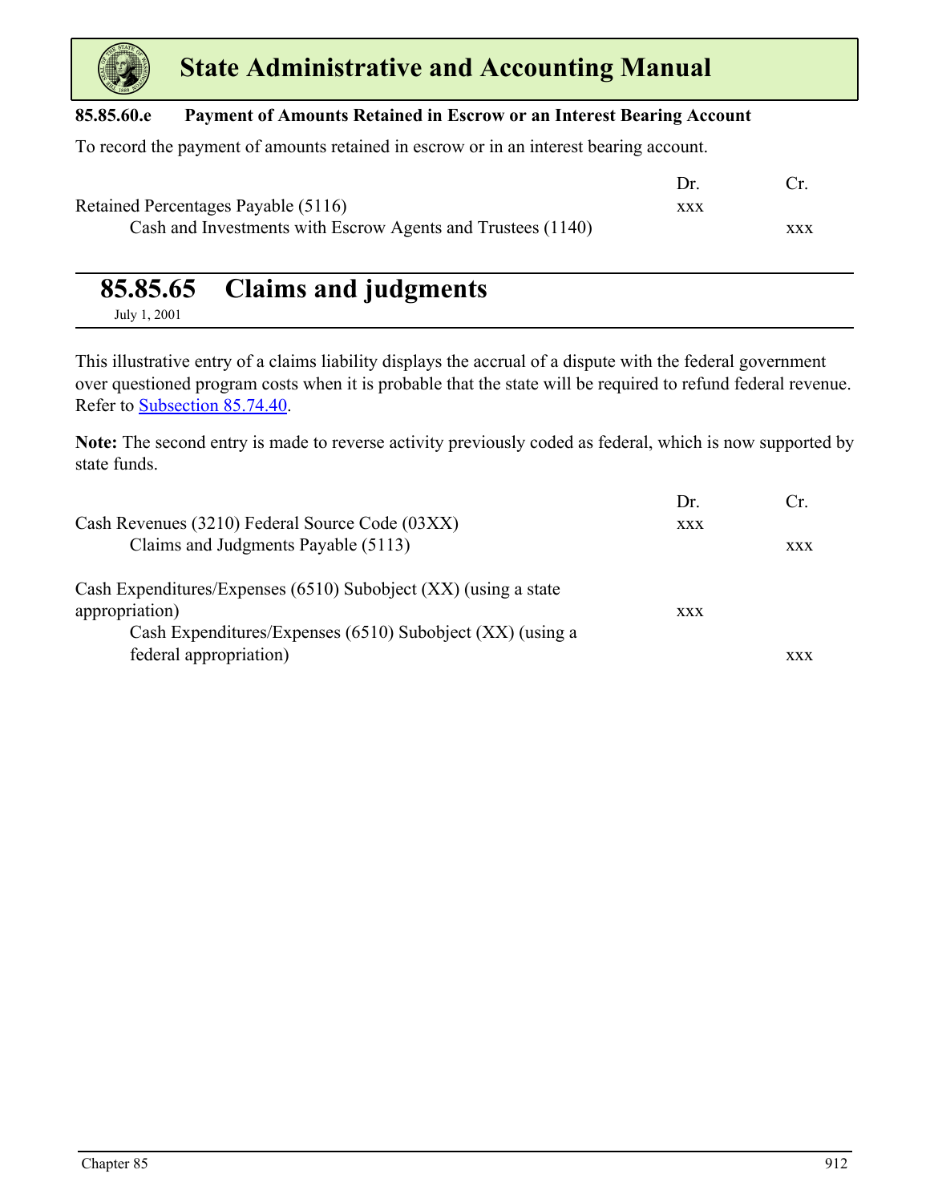#### 85.85.60.e Payment of Amounts Retained in Escrow or an Interest Bearing Account

To record the payment of amounts retained in escrow or in an interest bearing account.

| | Dr. | Cr. |
|---|---|---|
| Retained Percentages Payable (5116) | xxx | |
| Cash and Investments with Escrow Agents and Trustees (1140) | | xxx |

## 85.85.65 Claims and judgments

July 1, 2001

This illustrative entry of a claims liability displays the accrual of a dispute with the federal government over questioned program costs when it is probable that the state will be required to refund federal revenue. Refer to Subsection 85.74.40.

**Note:** The second entry is made to reverse activity previously coded as federal, which is now supported by state funds.

| | Dr. | Cr. |
|---|---|---|
| Cash Revenues (3210) Federal Source Code (03XX) | xxx | |
| Claims and Judgments Payable (5113) | | xxx |
| | | |
| Cash Expenditures/Expenses (6510) Subobject (XX) (using a state appropriation) | xxx | |
| Cash Expenditures/Expenses (6510) Subobject (XX) (using a federal appropriation) | | xxx |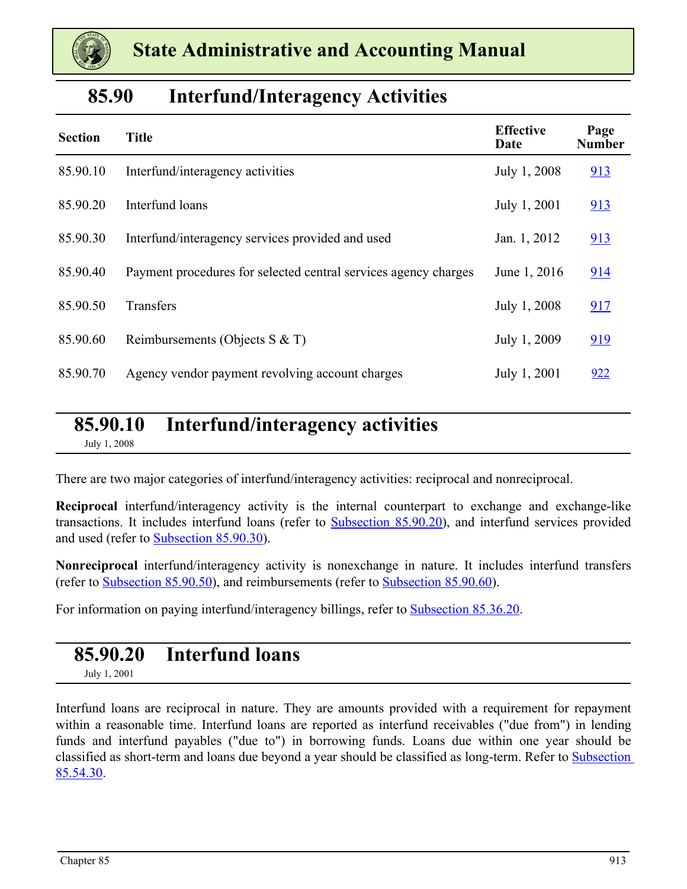# State Administrative and Accounting Manual

## 85.90 Interfund/Interagency Activities

| Section | Title | Effective Date | Page Number |
|---|---|---|---|
| 85.90.10 | Interfund/interagency activities | July 1, 2008 | 913 |
| 85.90.20 | Interfund loans | July 1, 2001 | 913 |
| 85.90.30 | Interfund/interagency services provided and used | Jan. 1, 2012 | 913 |
| 85.90.40 | Payment procedures for selected central services agency charges | June 1, 2016 | 914 |
| 85.90.50 | Transfers | July 1, 2008 | 917 |
| 85.90.60 | Reimbursements (Objects S & T) | July 1, 2009 | 919 |
| 85.90.70 | Agency vendor payment revolving account charges | July 1, 2001 | 922 |

## 85.90.10 Interfund/interagency activities

July 1, 2008

There are two major categories of interfund/interagency activities: reciprocal and nonreciprocal.

**Reciprocal** interfund/interagency activity is the internal counterpart to exchange and exchange-like transactions. It includes interfund loans (refer to Subsection 85.90.20), and interfund services provided and used (refer to Subsection 85.90.30).

**Nonreciprocal** interfund/interagency activity is nonexchange in nature. It includes interfund transfers (refer to Subsection 85.90.50), and reimbursements (refer to Subsection 85.90.60).

For information on paying interfund/interagency billings, refer to Subsection 85.36.20.

## 85.90.20 Interfund loans

July 1, 2001

Interfund loans are reciprocal in nature. They are amounts provided with a requirement for repayment within a reasonable time. Interfund loans are reported as interfund receivables ("due from") in lending funds and interfund payables ("due to") in borrowing funds. Loans due within one year should be classified as short-term and loans due beyond a year should be classified as long-term. Refer to Subsection 85.54.30.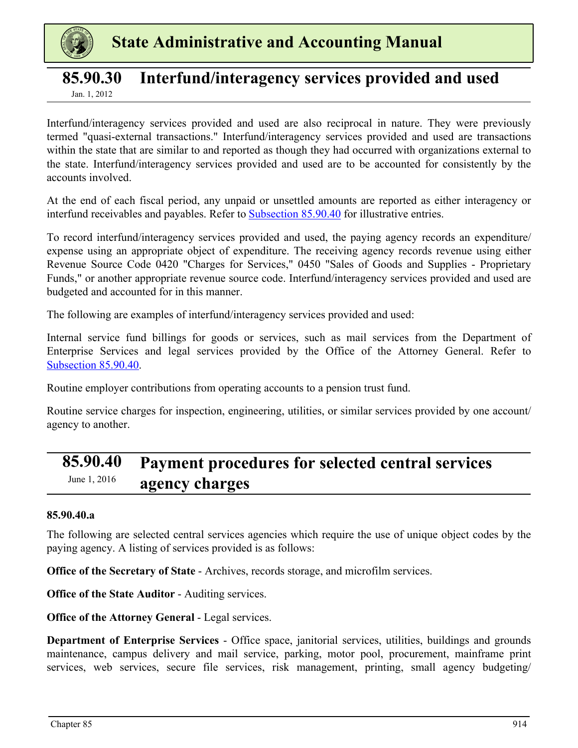## 85.90.30 Interfund/interagency services provided and used

Jan. 1, 2012

Interfund/interagency services provided and used are also reciprocal in nature. They were previously termed "quasi-external transactions." Interfund/interagency services provided and used are transactions within the state that are similar to and reported as though they had occurred with organizations external to the state. Interfund/interagency services provided and used are to be accounted for consistently by the accounts involved.

At the end of each fiscal period, any unpaid or unsettled amounts are reported as either interagency or interfund receivables and payables. Refer to Subsection 85.90.40 for illustrative entries.

To record interfund/interagency services provided and used, the paying agency records an expenditure/expense using an appropriate object of expenditure. The receiving agency records revenue using either Revenue Source Code 0420 "Charges for Services," 0450 "Sales of Goods and Supplies - Proprietary Funds," or another appropriate revenue source code. Interfund/interagency services provided and used are budgeted and accounted for in this manner.

The following are examples of interfund/interagency services provided and used:

Internal service fund billings for goods or services, such as mail services from the Department of Enterprise Services and legal services provided by the Office of the Attorney General. Refer to Subsection 85.90.40.

Routine employer contributions from operating accounts to a pension trust fund.

Routine service charges for inspection, engineering, utilities, or similar services provided by one account/agency to another.

## 85.90.40 Payment procedures for selected central services agency charges

June 1, 2016

**85.90.40.a**

The following are selected central services agencies which require the use of unique object codes by the paying agency. A listing of services provided is as follows:

**Office of the Secretary of State** - Archives, records storage, and microfilm services.

**Office of the State Auditor** - Auditing services.

**Office of the Attorney General** - Legal services.

**Department of Enterprise Services** - Office space, janitorial services, utilities, buildings and grounds maintenance, campus delivery and mail service, parking, motor pool, procurement, mainframe print services, web services, secure file services, risk management, printing, small agency budgeting/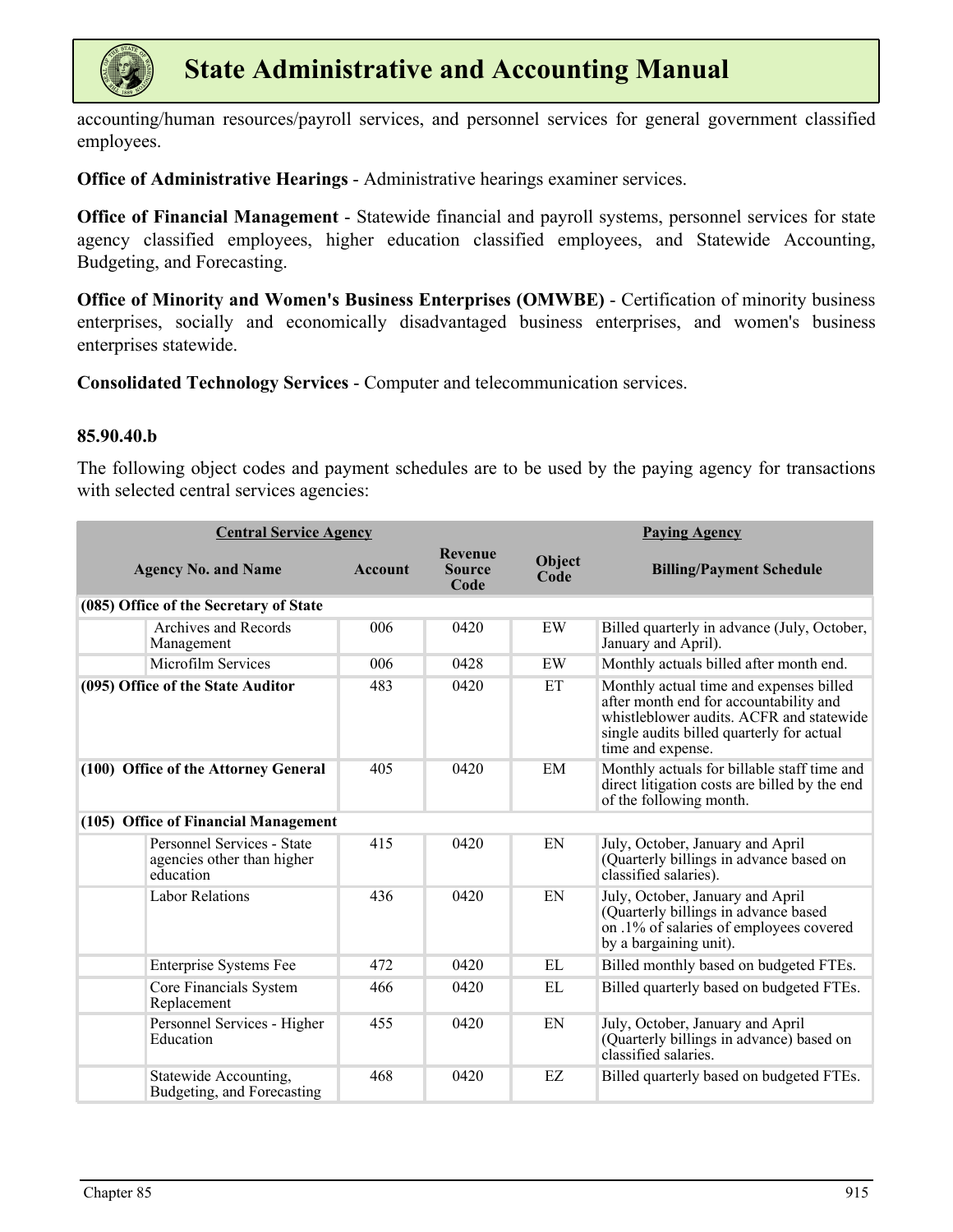accounting/human resources/payroll services, and personnel services for general government classified employees.

**Office of Administrative Hearings** - Administrative hearings examiner services.

**Office of Financial Management** - Statewide financial and payroll systems, personnel services for state agency classified employees, higher education classified employees, and Statewide Accounting, Budgeting, and Forecasting.

**Office of Minority and Women's Business Enterprises (OMWBE)** - Certification of minority business enterprises, socially and economically disadvantaged business enterprises, and women's business enterprises statewide.

**Consolidated Technology Services** - Computer and telecommunication services.

### 85.90.40.b

The following object codes and payment schedules are to be used by the paying agency for transactions with selected central services agencies:

| Central Service Agency | | | | Paying Agency | |
|---|---|---|---|---|---|
| Agency No. and Name | | Account | Revenue Source Code | Object Code | Billing/Payment Schedule |
| **(085) Office of the Secretary of State** | | | | | |
| | Archives and Records Management | 006 | 0420 | EW | Billed quarterly in advance (July, October, January and April). |
| | Microfilm Services | 006 | 0428 | EW | Monthly actuals billed after month end. |
| **(095) Office of the State Auditor** | | 483 | 0420 | ET | Monthly actual time and expenses billed after month end for accountability and whistleblower audits. ACFR and statewide single audits billed quarterly for actual time and expense. |
| **(100) Office of the Attorney General** | | 405 | 0420 | EM | Monthly actuals for billable staff time and direct litigation costs are billed by the end of the following month. |
| **(105) Office of Financial Management** | | | | | |
| | Personnel Services - State agencies other than higher education | 415 | 0420 | EN | July, October, January and April (Quarterly billings in advance based on classified salaries). |
| | Labor Relations | 436 | 0420 | EN | July, October, January and April (Quarterly billings in advance based on .1% of salaries of employees covered by a bargaining unit). |
| | Enterprise Systems Fee | 472 | 0420 | EL | Billed monthly based on budgeted FTEs. |
| | Core Financials System Replacement | 466 | 0420 | EL | Billed quarterly based on budgeted FTEs. |
| | Personnel Services - Higher Education | 455 | 0420 | EN | July, October, January and April (Quarterly billings in advance) based on classified salaries. |
| | Statewide Accounting, Budgeting, and Forecasting | 468 | 0420 | EZ | Billed quarterly based on budgeted FTEs. |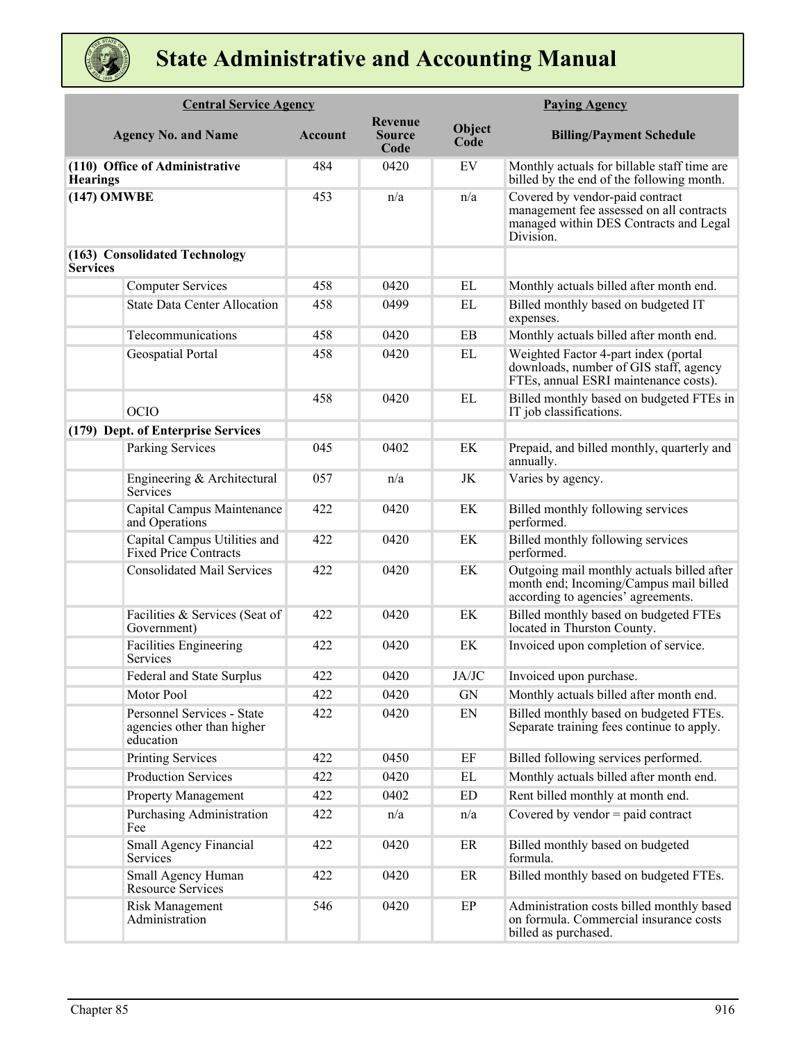| Central Service Agency | | | | Paying Agency | |
|---|---|---|---|---|---|
| Agency No. and Name | | Account | Revenue Source Code | Object Code | Billing/Payment Schedule |
| **(110) Office of Administrative Hearings** | | 484 | 0420 | EV | Monthly actuals for billable staff time are billed by the end of the following month. |
| **(147) OMWBE** | | 453 | n/a | n/a | Covered by vendor-paid contract management fee assessed on all contracts managed within DES Contracts and Legal Division. |
| **(163) Consolidated Technology Services** | | | | | |
| | Computer Services | 458 | 0420 | EL | Monthly actuals billed after month end. |
| | State Data Center Allocation | 458 | 0499 | EL | Billed monthly based on budgeted IT expenses. |
| | Telecommunications | 458 | 0420 | EB | Monthly actuals billed after month end. |
| | Geospatial Portal | 458 | 0420 | EL | Weighted Factor 4-part index (portal downloads, number of GIS staff, agency FTEs, annual ESRI maintenance costs). |
| | OCIO | 458 | 0420 | EL | Billed monthly based on budgeted FTEs in IT job classifications. |
| **(179) Dept. of Enterprise Services** | | | | | |
| | Parking Services | 045 | 0402 | EK | Prepaid, and billed monthly, quarterly and annually. |
| | Engineering & Architectural Services | 057 | n/a | JK | Varies by agency. |
| | Capital Campus Maintenance and Operations | 422 | 0420 | EK | Billed monthly following services performed. |
| | Capital Campus Utilities and Fixed Price Contracts | 422 | 0420 | EK | Billed monthly following services performed. |
| | Consolidated Mail Services | 422 | 0420 | EK | Outgoing mail monthly actuals billed after month end; Incoming/Campus mail billed according to agencies' agreements. |
| | Facilities & Services (Seat of Government) | 422 | 0420 | EK | Billed monthly based on budgeted FTEs located in Thurston County. |
| | Facilities Engineering Services | 422 | 0420 | EK | Invoiced upon completion of service. |
| | Federal and State Surplus | 422 | 0420 | JA/JC | Invoiced upon purchase. |
| | Motor Pool | 422 | 0420 | GN | Monthly actuals billed after month end. |
| | Personnel Services - State agencies other than higher education | 422 | 0420 | EN | Billed monthly based on budgeted FTEs. Separate training fees continue to apply. |
| | Printing Services | 422 | 0450 | EF | Billed following services performed. |
| | Production Services | 422 | 0420 | EL | Monthly actuals billed after month end. |
| | Property Management | 422 | 0402 | ED | Rent billed monthly at month end. |
| | Purchasing Administration Fee | 422 | n/a | n/a | Covered by vendor = paid contract |
| | Small Agency Financial Services | 422 | 0420 | ER | Billed monthly based on budgeted formula. |
| | Small Agency Human Resource Services | 422 | 0420 | ER | Billed monthly based on budgeted FTEs. |
| | Risk Management Administration | 546 | 0420 | EP | Administration costs billed monthly based on formula. Commercial insurance costs billed as purchased. |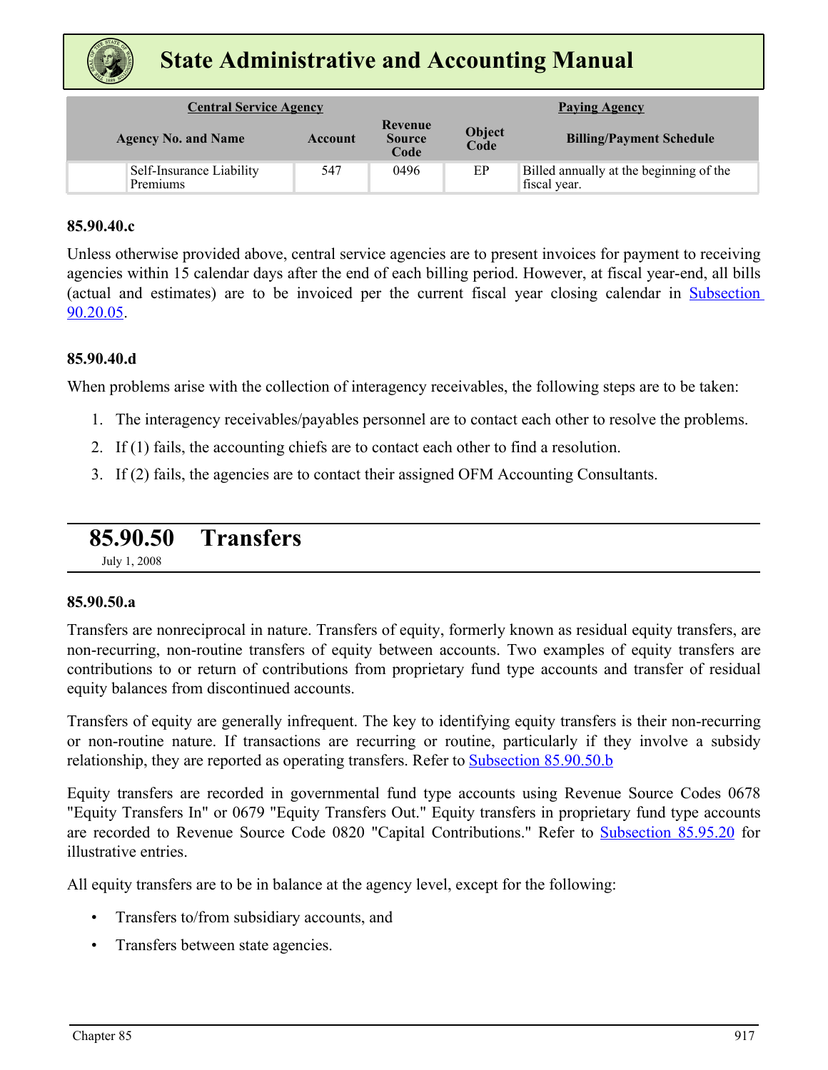| Central Service Agency | | | | Paying Agency |
|---|---|---|---|---|
| Agency No. and Name | Account | Revenue Source Code | Object Code | Billing/Payment Schedule |
| Self-Insurance Liability Premiums | 547 | 0496 | EP | Billed annually at the beginning of the fiscal year. |

#### 85.90.40.c

Unless otherwise provided above, central service agencies are to present invoices for payment to receiving agencies within 15 calendar days after the end of each billing period. However, at fiscal year-end, all bills (actual and estimates) are to be invoiced per the current fiscal year closing calendar in Subsection 90.20.05.

#### 85.90.40.d

When problems arise with the collection of interagency receivables, the following steps are to be taken:

1. The interagency receivables/payables personnel are to contact each other to resolve the problems.
2. If (1) fails, the accounting chiefs are to contact each other to find a resolution.
3. If (2) fails, the agencies are to contact their assigned OFM Accounting Consultants.

## 85.90.50 Transfers

July 1, 2008

#### 85.90.50.a

Transfers are nonreciprocal in nature. Transfers of equity, formerly known as residual equity transfers, are non-recurring, non-routine transfers of equity between accounts. Two examples of equity transfers are contributions to or return of contributions from proprietary fund type accounts and transfer of residual equity balances from discontinued accounts.

Transfers of equity are generally infrequent. The key to identifying equity transfers is their non-recurring or non-routine nature. If transactions are recurring or routine, particularly if they involve a subsidy relationship, they are reported as operating transfers. Refer to Subsection 85.90.50.b

Equity transfers are recorded in governmental fund type accounts using Revenue Source Codes 0678 "Equity Transfers In" or 0679 "Equity Transfers Out." Equity transfers in proprietary fund type accounts are recorded to Revenue Source Code 0820 "Capital Contributions." Refer to Subsection 85.95.20 for illustrative entries.

All equity transfers are to be in balance at the agency level, except for the following:

- Transfers to/from subsidiary accounts, and
- Transfers between state agencies.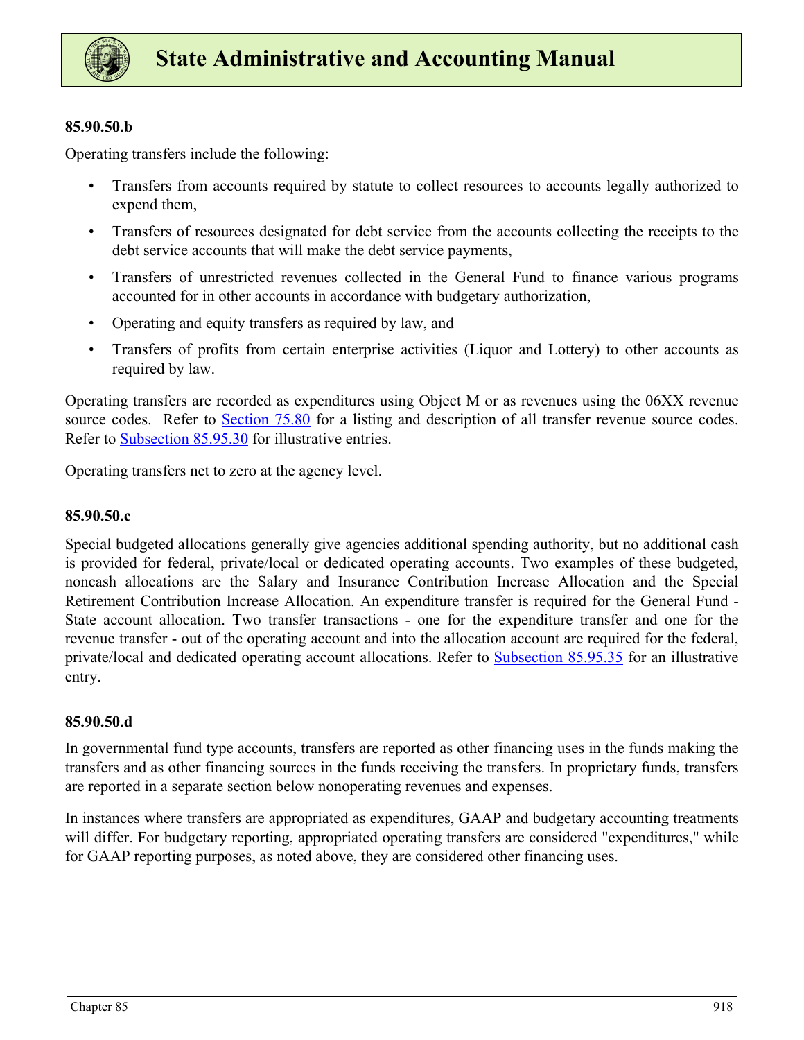### 85.90.50.b

Operating transfers include the following:

- Transfers from accounts required by statute to collect resources to accounts legally authorized to expend them,
- Transfers of resources designated for debt service from the accounts collecting the receipts to the debt service accounts that will make the debt service payments,
- Transfers of unrestricted revenues collected in the General Fund to finance various programs accounted for in other accounts in accordance with budgetary authorization,
- Operating and equity transfers as required by law, and
- Transfers of profits from certain enterprise activities (Liquor and Lottery) to other accounts as required by law.

Operating transfers are recorded as expenditures using Object M or as revenues using the 06XX revenue source codes. Refer to Section 75.80 for a listing and description of all transfer revenue source codes. Refer to Subsection 85.95.30 for illustrative entries.

Operating transfers net to zero at the agency level.

### 85.90.50.c

Special budgeted allocations generally give agencies additional spending authority, but no additional cash is provided for federal, private/local or dedicated operating accounts. Two examples of these budgeted, noncash allocations are the Salary and Insurance Contribution Increase Allocation and the Special Retirement Contribution Increase Allocation. An expenditure transfer is required for the General Fund - State account allocation. Two transfer transactions - one for the expenditure transfer and one for the revenue transfer - out of the operating account and into the allocation account are required for the federal, private/local and dedicated operating account allocations. Refer to Subsection 85.95.35 for an illustrative entry.

### 85.90.50.d

In governmental fund type accounts, transfers are reported as other financing uses in the funds making the transfers and as other financing sources in the funds receiving the transfers. In proprietary funds, transfers are reported in a separate section below nonoperating revenues and expenses.

In instances where transfers are appropriated as expenditures, GAAP and budgetary accounting treatments will differ. For budgetary reporting, appropriated operating transfers are considered "expenditures," while for GAAP reporting purposes, as noted above, they are considered other financing uses.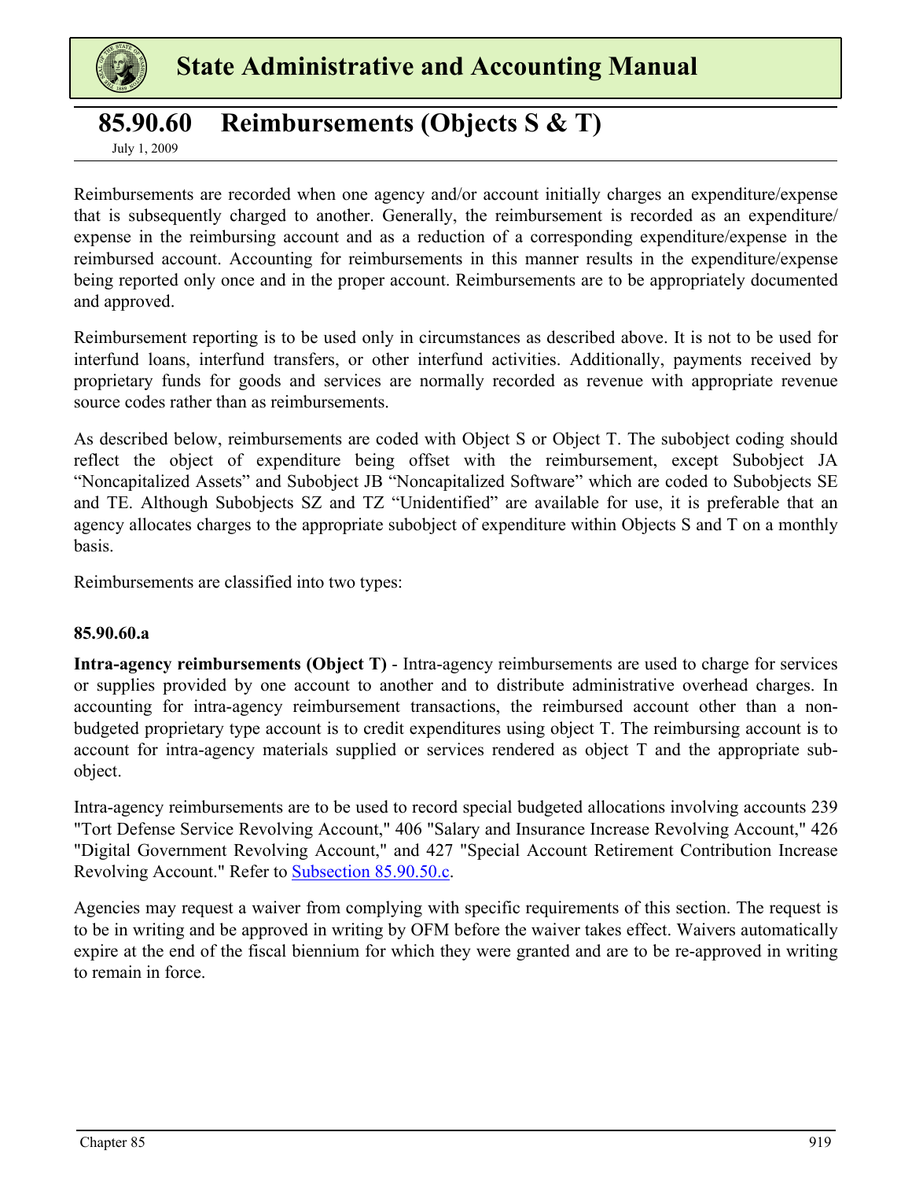# 85.90.60 Reimbursements (Objects S & T)

July 1, 2009

Reimbursements are recorded when one agency and/or account initially charges an expenditure/expense that is subsequently charged to another. Generally, the reimbursement is recorded as an expenditure/expense in the reimbursing account and as a reduction of a corresponding expenditure/expense in the reimbursed account. Accounting for reimbursements in this manner results in the expenditure/expense being reported only once and in the proper account. Reimbursements are to be appropriately documented and approved.

Reimbursement reporting is to be used only in circumstances as described above. It is not to be used for interfund loans, interfund transfers, or other interfund activities. Additionally, payments received by proprietary funds for goods and services are normally recorded as revenue with appropriate revenue source codes rather than as reimbursements.

As described below, reimbursements are coded with Object S or Object T. The subobject coding should reflect the object of expenditure being offset with the reimbursement, except Subobject JA "Noncapitalized Assets" and Subobject JB "Noncapitalized Software" which are coded to Subobjects SE and TE. Although Subobjects SZ and TZ "Unidentified" are available for use, it is preferable that an agency allocates charges to the appropriate subobject of expenditure within Objects S and T on a monthly basis.

Reimbursements are classified into two types:

#### 85.90.60.a

**Intra-agency reimbursements (Object T)** - Intra-agency reimbursements are used to charge for services or supplies provided by one account to another and to distribute administrative overhead charges. In accounting for intra-agency reimbursement transactions, the reimbursed account other than a non-budgeted proprietary type account is to credit expenditures using object T. The reimbursing account is to account for intra-agency materials supplied or services rendered as object T and the appropriate sub-object.

Intra-agency reimbursements are to be used to record special budgeted allocations involving accounts 239 "Tort Defense Service Revolving Account," 406 "Salary and Insurance Increase Revolving Account," 426 "Digital Government Revolving Account," and 427 "Special Account Retirement Contribution Increase Revolving Account." Refer to [Subsection 85.90.50.c](#).

Agencies may request a waiver from complying with specific requirements of this section. The request is to be in writing and be approved in writing by OFM before the waiver takes effect. Waivers automatically expire at the end of the fiscal biennium for which they were granted and are to be re-approved in writing to remain in force.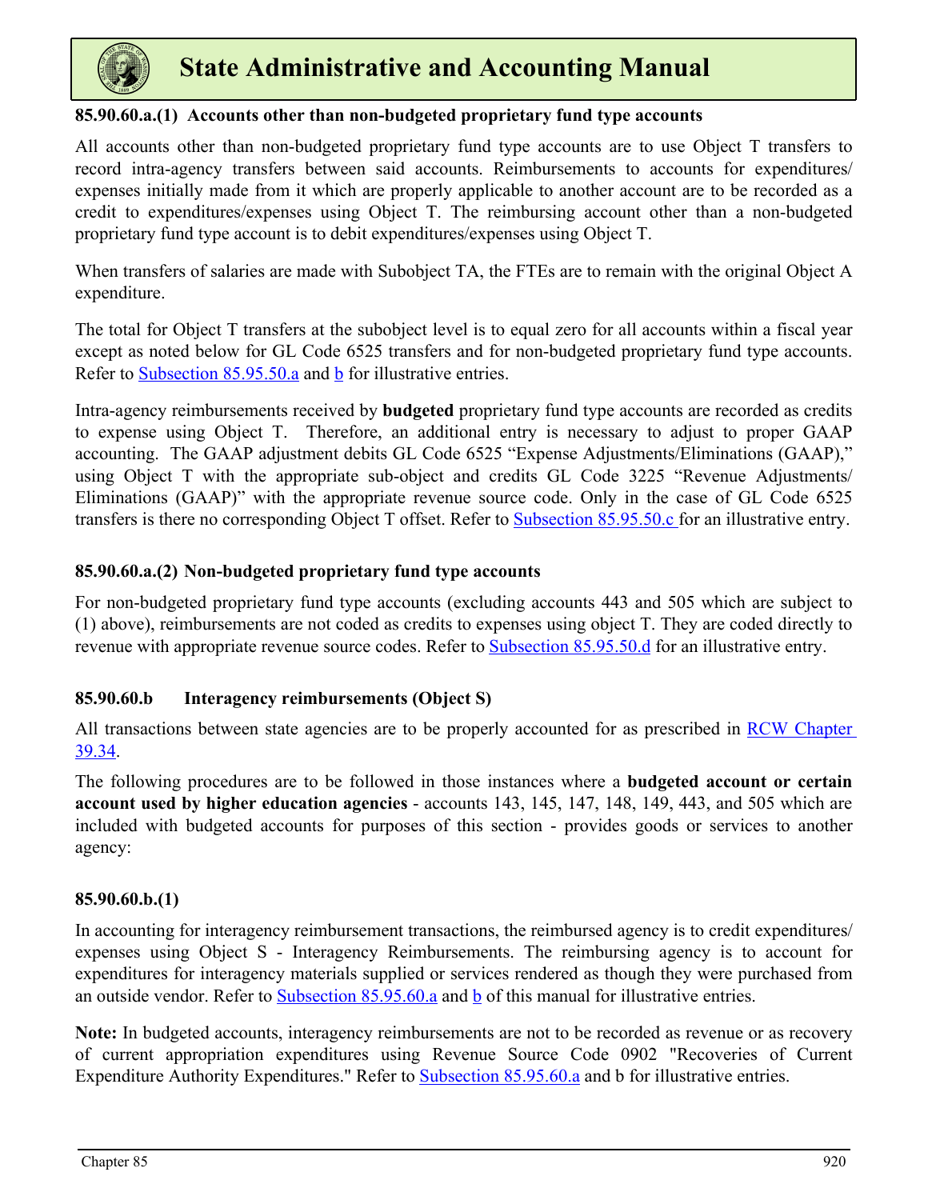#### 85.90.60.a.(1) Accounts other than non-budgeted proprietary fund type accounts

All accounts other than non-budgeted proprietary fund type accounts are to use Object T transfers to record intra-agency transfers between said accounts. Reimbursements to accounts for expenditures/ expenses initially made from it which are properly applicable to another account are to be recorded as a credit to expenditures/expenses using Object T. The reimbursing account other than a non-budgeted proprietary fund type account is to debit expenditures/expenses using Object T.

When transfers of salaries are made with Subobject TA, the FTEs are to remain with the original Object A expenditure.

The total for Object T transfers at the subobject level is to equal zero for all accounts within a fiscal year except as noted below for GL Code 6525 transfers and for non-budgeted proprietary fund type accounts. Refer to Subsection 85.95.50.a and b for illustrative entries.

Intra-agency reimbursements received by **budgeted** proprietary fund type accounts are recorded as credits to expense using Object T. Therefore, an additional entry is necessary to adjust to proper GAAP accounting. The GAAP adjustment debits GL Code 6525 "Expense Adjustments/Eliminations (GAAP)," using Object T with the appropriate sub-object and credits GL Code 3225 "Revenue Adjustments/ Eliminations (GAAP)" with the appropriate revenue source code. Only in the case of GL Code 6525 transfers is there no corresponding Object T offset. Refer to Subsection 85.95.50.c for an illustrative entry.

#### 85.90.60.a.(2) Non-budgeted proprietary fund type accounts

For non-budgeted proprietary fund type accounts (excluding accounts 443 and 505 which are subject to (1) above), reimbursements are not coded as credits to expenses using object T. They are coded directly to revenue with appropriate revenue source codes. Refer to Subsection 85.95.50.d for an illustrative entry.

#### 85.90.60.b Interagency reimbursements (Object S)

All transactions between state agencies are to be properly accounted for as prescribed in RCW Chapter 39.34.

The following procedures are to be followed in those instances where a **budgeted account or certain account used by higher education agencies** - accounts 143, 145, 147, 148, 149, 443, and 505 which are included with budgeted accounts for purposes of this section - provides goods or services to another agency:

#### 85.90.60.b.(1)

In accounting for interagency reimbursement transactions, the reimbursed agency is to credit expenditures/ expenses using Object S - Interagency Reimbursements. The reimbursing agency is to account for expenditures for interagency materials supplied or services rendered as though they were purchased from an outside vendor. Refer to Subsection 85.95.60.a and b of this manual for illustrative entries.

**Note:** In budgeted accounts, interagency reimbursements are not to be recorded as revenue or as recovery of current appropriation expenditures using Revenue Source Code 0902 "Recoveries of Current Expenditure Authority Expenditures." Refer to Subsection 85.95.60.a and b for illustrative entries.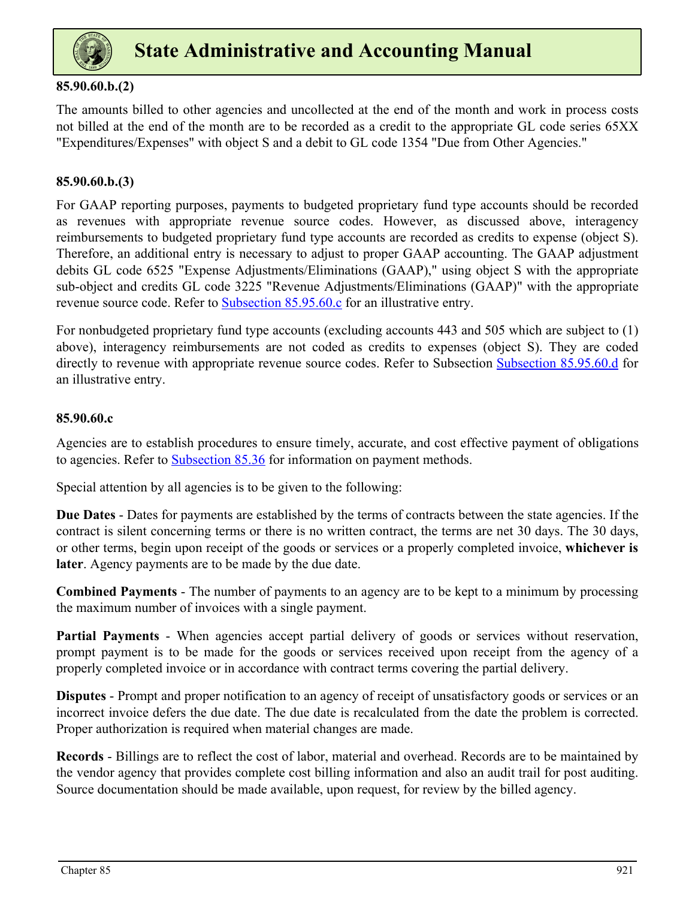#### 85.90.60.b.(2)

The amounts billed to other agencies and uncollected at the end of the month and work in process costs not billed at the end of the month are to be recorded as a credit to the appropriate GL code series 65XX "Expenditures/Expenses" with object S and a debit to GL code 1354 "Due from Other Agencies."

#### 85.90.60.b.(3)

For GAAP reporting purposes, payments to budgeted proprietary fund type accounts should be recorded as revenues with appropriate revenue source codes. However, as discussed above, interagency reimbursements to budgeted proprietary fund type accounts are recorded as credits to expense (object S). Therefore, an additional entry is necessary to adjust to proper GAAP accounting. The GAAP adjustment debits GL code 6525 "Expense Adjustments/Eliminations (GAAP)," using object S with the appropriate sub-object and credits GL code 3225 "Revenue Adjustments/Eliminations (GAAP)" with the appropriate revenue source code. Refer to Subsection 85.95.60.c for an illustrative entry.

For nonbudgeted proprietary fund type accounts (excluding accounts 443 and 505 which are subject to (1) above), interagency reimbursements are not coded as credits to expenses (object S). They are coded directly to revenue with appropriate revenue source codes. Refer to Subsection Subsection 85.95.60.d for an illustrative entry.

#### 85.90.60.c

Agencies are to establish procedures to ensure timely, accurate, and cost effective payment of obligations to agencies. Refer to Subsection 85.36 for information on payment methods.

Special attention by all agencies is to be given to the following:

**Due Dates** - Dates for payments are established by the terms of contracts between the state agencies. If the contract is silent concerning terms or there is no written contract, the terms are net 30 days. The 30 days, or other terms, begin upon receipt of the goods or services or a properly completed invoice, **whichever is later**. Agency payments are to be made by the due date.

**Combined Payments** - The number of payments to an agency are to be kept to a minimum by processing the maximum number of invoices with a single payment.

**Partial Payments** - When agencies accept partial delivery of goods or services without reservation, prompt payment is to be made for the goods or services received upon receipt from the agency of a properly completed invoice or in accordance with contract terms covering the partial delivery.

**Disputes** - Prompt and proper notification to an agency of receipt of unsatisfactory goods or services or an incorrect invoice defers the due date. The due date is recalculated from the date the problem is corrected. Proper authorization is required when material changes are made.

**Records** - Billings are to reflect the cost of labor, material and overhead. Records are to be maintained by the vendor agency that provides complete cost billing information and also an audit trail for post auditing. Source documentation should be made available, upon request, for review by the billed agency.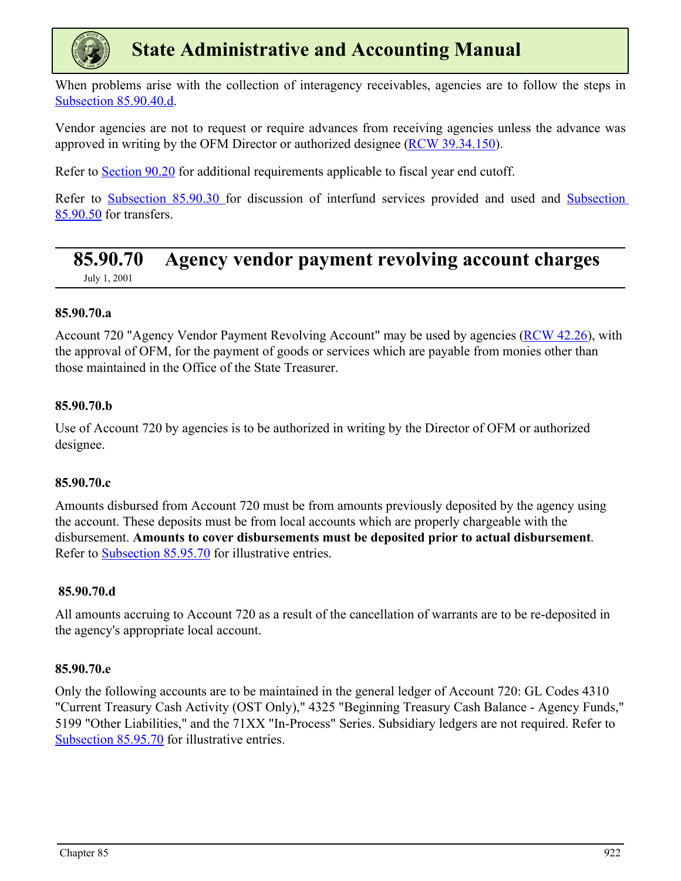When problems arise with the collection of interagency receivables, agencies are to follow the steps in Subsection 85.90.40.d.

Vendor agencies are not to request or require advances from receiving agencies unless the advance was approved in writing by the OFM Director or authorized designee (RCW 39.34.150).

Refer to Section 90.20 for additional requirements applicable to fiscal year end cutoff.

Refer to Subsection 85.90.30 for discussion of interfund services provided and used and Subsection 85.90.50 for transfers.

## 85.90.70 Agency vendor payment revolving account charges

July 1, 2001

### 85.90.70.a

Account 720 "Agency Vendor Payment Revolving Account" may be used by agencies (RCW 42.26), with the approval of OFM, for the payment of goods or services which are payable from monies other than those maintained in the Office of the State Treasurer.

### 85.90.70.b

Use of Account 720 by agencies is to be authorized in writing by the Director of OFM or authorized designee.

### 85.90.70.c

Amounts disbursed from Account 720 must be from amounts previously deposited by the agency using the account. These deposits must be from local accounts which are properly chargeable with the disbursement. **Amounts to cover disbursements must be deposited prior to actual disbursement**. Refer to Subsection 85.95.70 for illustrative entries.

### 85.90.70.d

All amounts accruing to Account 720 as a result of the cancellation of warrants are to be re-deposited in the agency's appropriate local account.

### 85.90.70.e

Only the following accounts are to be maintained in the general ledger of Account 720: GL Codes 4310 "Current Treasury Cash Activity (OST Only)," 4325 "Beginning Treasury Cash Balance - Agency Funds," 5199 "Other Liabilities," and the 71XX "In-Process" Series. Subsidiary ledgers are not required. Refer to Subsection 85.95.70 for illustrative entries.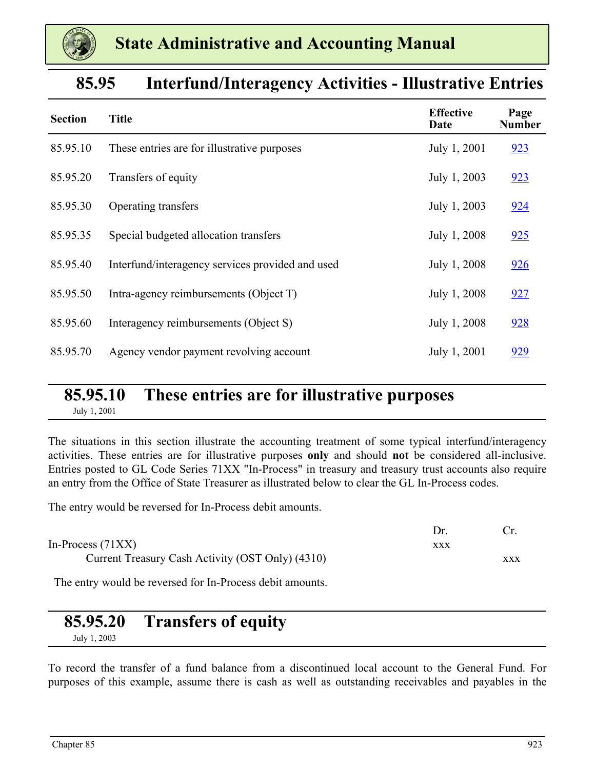# State Administrative and Accounting Manual

## 85.95 Interfund/Interagency Activities - Illustrative Entries

| Section | Title | Effective Date | Page Number |
|---|---|---|---|
| 85.95.10 | These entries are for illustrative purposes | July 1, 2001 | 923 |
| 85.95.20 | Transfers of equity | July 1, 2003 | 923 |
| 85.95.30 | Operating transfers | July 1, 2003 | 924 |
| 85.95.35 | Special budgeted allocation transfers | July 1, 2008 | 925 |
| 85.95.40 | Interfund/interagency services provided and used | July 1, 2008 | 926 |
| 85.95.50 | Intra-agency reimbursements (Object T) | July 1, 2008 | 927 |
| 85.95.60 | Interagency reimbursements (Object S) | July 1, 2008 | 928 |
| 85.95.70 | Agency vendor payment revolving account | July 1, 2001 | 929 |

## 85.95.10 These entries are for illustrative purposes

July 1, 2001

The situations in this section illustrate the accounting treatment of some typical interfund/interagency activities. These entries are for illustrative purposes **only** and should **not** be considered all-inclusive. Entries posted to GL Code Series 71XX "In-Process" in treasury and treasury trust accounts also require an entry from the Office of State Treasurer as illustrated below to clear the GL In-Process codes.

The entry would be reversed for In-Process debit amounts.

| | Dr. | Cr. |
|---|---|---|
| In-Process (71XX) | xxx | |
| Current Treasury Cash Activity (OST Only) (4310) | | xxx |

The entry would be reversed for In-Process debit amounts.

## 85.95.20 Transfers of equity

July 1, 2003

To record the transfer of a fund balance from a discontinued local account to the General Fund. For purposes of this example, assume there is cash as well as outstanding receivables and payables in the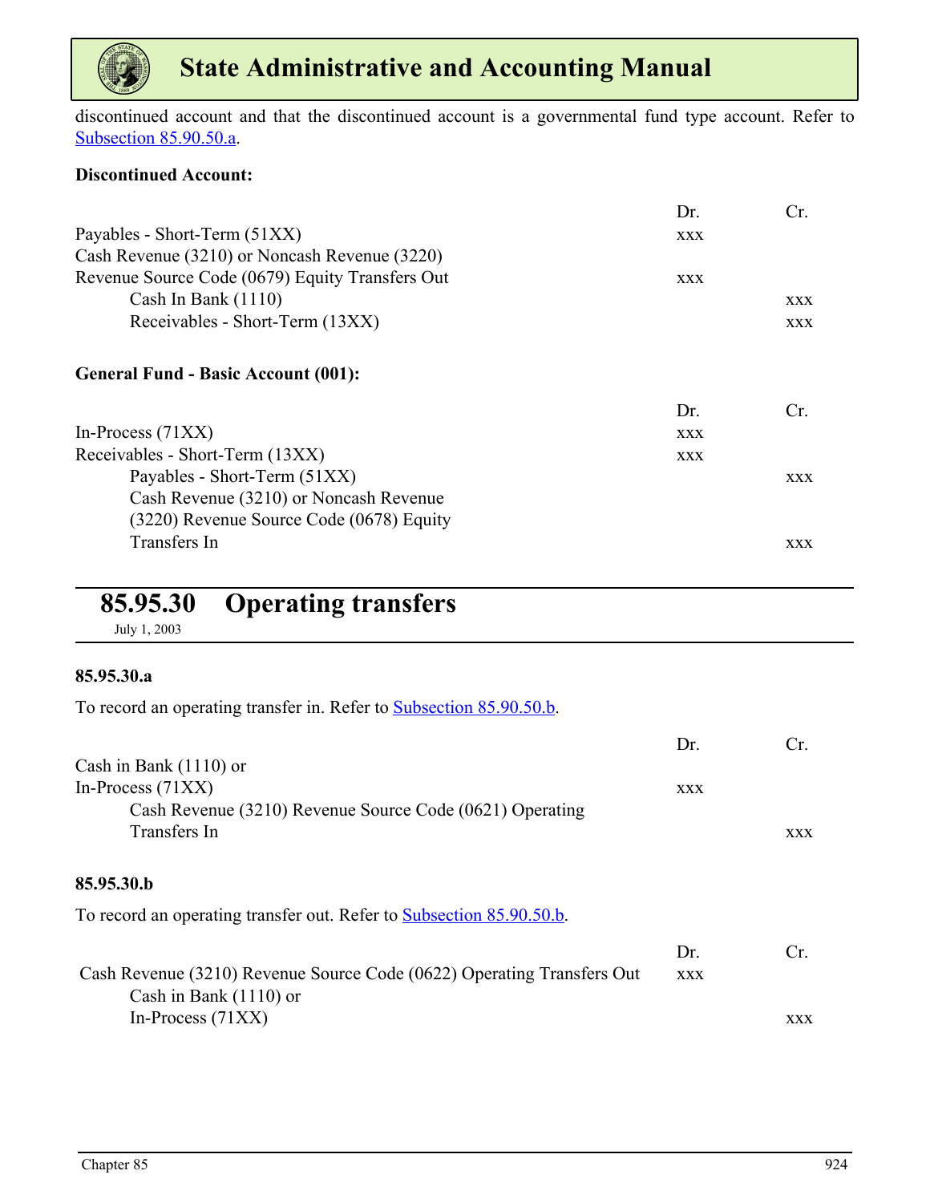discontinued account and that the discontinued account is a governmental fund type account. Refer to Subsection 85.90.50.a.

**Discontinued Account:**

| | Dr. | Cr. |
|---|---|---|
| Payables - Short-Term (51XX) | xxx | |
| Cash Revenue (3210) or Noncash Revenue (3220) Revenue Source Code (0679) Equity Transfers Out | xxx | |
| Cash In Bank (1110) | | xxx |
| Receivables - Short-Term (13XX) | | xxx |

**General Fund - Basic Account (001):**

| | Dr. | Cr. |
|---|---|---|
| In-Process (71XX) | xxx | |
| Receivables - Short-Term (13XX) | xxx | |
| Payables - Short-Term (51XX) | | xxx |
| Cash Revenue (3210) or Noncash Revenue (3220) Revenue Source Code (0678) Equity Transfers In | | xxx |

## 85.95.30 Operating transfers

July 1, 2003

### 85.95.30.a

To record an operating transfer in. Refer to Subsection 85.90.50.b.

| | Dr. | Cr. |
|---|---|---|
| Cash in Bank (1110) or In-Process (71XX) | xxx | |
| Cash Revenue (3210) Revenue Source Code (0621) Operating Transfers In | | xxx |

### 85.95.30.b

To record an operating transfer out. Refer to Subsection 85.90.50.b.

| | Dr. | Cr. |
|---|---|---|
| Cash Revenue (3210) Revenue Source Code (0622) Operating Transfers Out | xxx | |
| Cash in Bank (1110) or In-Process (71XX) | | xxx |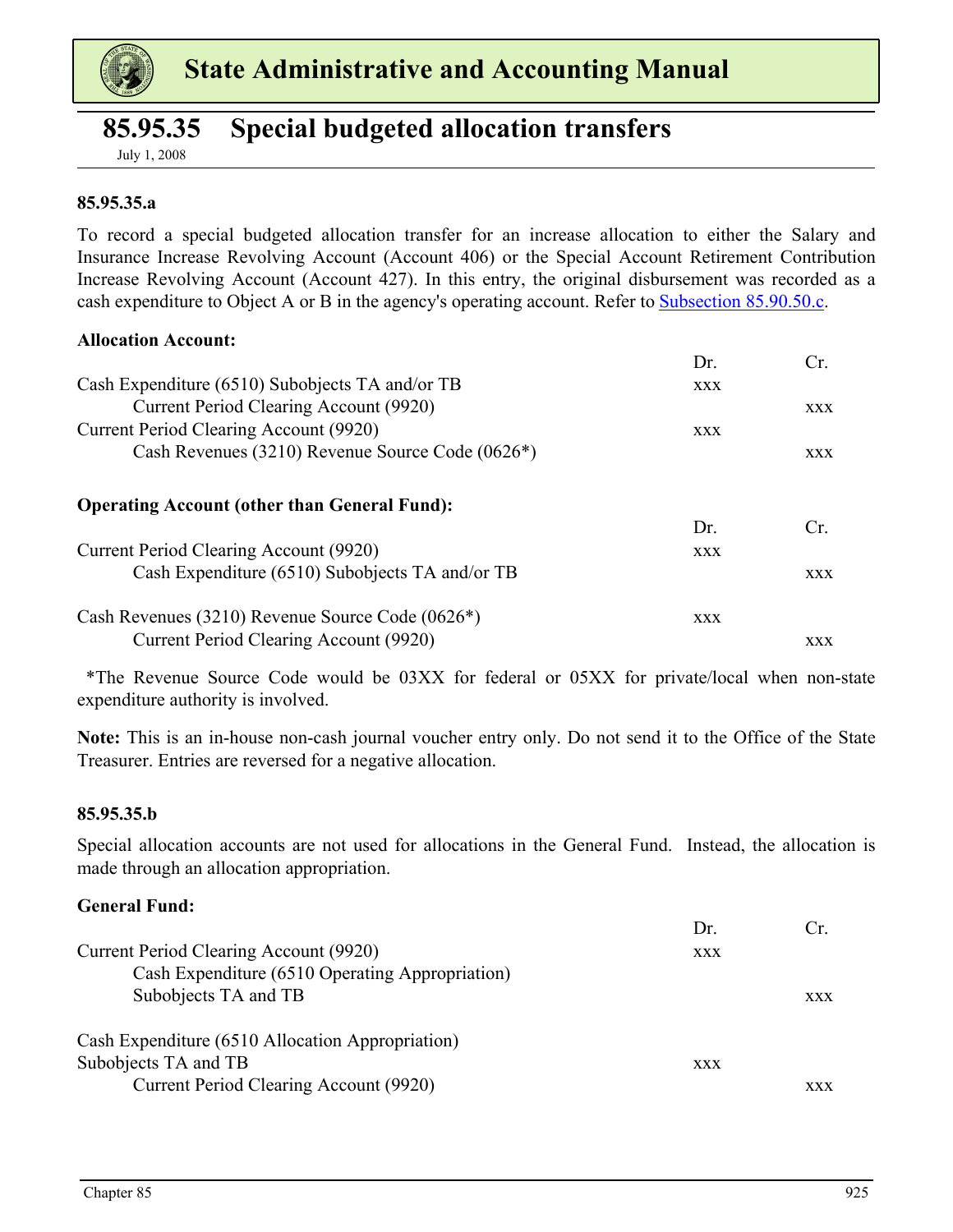# 85.95.35 Special budgeted allocation transfers

July 1, 2008

### 85.95.35.a

To record a special budgeted allocation transfer for an increase allocation to either the Salary and Insurance Increase Revolving Account (Account 406) or the Special Account Retirement Contribution Increase Revolving Account (Account 427). In this entry, the original disbursement was recorded as a cash expenditure to Object A or B in the agency's operating account. Refer to Subsection 85.90.50.c.

**Allocation Account:**

| | Dr. | Cr. |
|---|---|---|
| Cash Expenditure (6510) Subobjects TA and/or TB | xxx | |
| Current Period Clearing Account (9920) | | xxx |
| Current Period Clearing Account (9920) | xxx | |
| Cash Revenues (3210) Revenue Source Code (0626*) | | xxx |

**Operating Account (other than General Fund):**

| | Dr. | Cr. |
|---|---|---|
| Current Period Clearing Account (9920) | xxx | |
| Cash Expenditure (6510) Subobjects TA and/or TB | | xxx |
| Cash Revenues (3210) Revenue Source Code (0626*) | xxx | |
| Current Period Clearing Account (9920) | | xxx |

*The Revenue Source Code would be 03XX for federal or 05XX for private/local when non-state expenditure authority is involved.

**Note:** This is an in-house non-cash journal voucher entry only. Do not send it to the Office of the State Treasurer. Entries are reversed for a negative allocation.

### 85.95.35.b

Special allocation accounts are not used for allocations in the General Fund. Instead, the allocation is made through an allocation appropriation.

**General Fund:**

| | Dr. | Cr. |
|---|---|---|
| Current Period Clearing Account (9920) | xxx | |
| Cash Expenditure (6510 Operating Appropriation) Subobjects TA and TB | | xxx |
| Cash Expenditure (6510 Allocation Appropriation) Subobjects TA and TB | xxx | |
| Current Period Clearing Account (9920) | | xxx |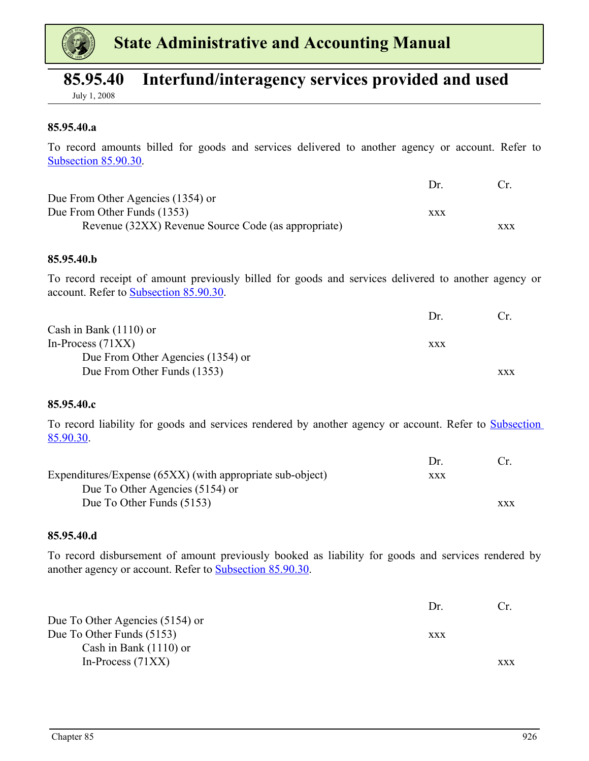# 85.95.40 Interfund/interagency services provided and used

July 1, 2008

### 85.95.40.a

To record amounts billed for goods and services delivered to another agency or account. Refer to Subsection 85.90.30.

| | Dr. | Cr. |
|---|---|---|
| Due From Other Agencies (1354) or<br>Due From Other Funds (1353) | xxx | |
| Revenue (32XX) Revenue Source Code (as appropriate) | | xxx |

### 85.95.40.b

To record receipt of amount previously billed for goods and services delivered to another agency or account. Refer to Subsection 85.90.30.

| | Dr. | Cr. |
|---|---|---|
| Cash in Bank (1110) or<br>In-Process (71XX) | xxx | |
| Due From Other Agencies (1354) or<br>Due From Other Funds (1353) | | xxx |

### 85.95.40.c

To record liability for goods and services rendered by another agency or account. Refer to Subsection 85.90.30.

| | Dr. | Cr. |
|---|---|---|
| Expenditures/Expense (65XX) (with appropriate sub-object) | xxx | |
| Due To Other Agencies (5154) or<br>Due To Other Funds (5153) | | xxx |

### 85.95.40.d

To record disbursement of amount previously booked as liability for goods and services rendered by another agency or account. Refer to Subsection 85.90.30.

| | Dr. | Cr. |
|---|---|---|
| Due To Other Agencies (5154) or<br>Due To Other Funds (5153) | xxx | |
| Cash in Bank (1110) or<br>In-Process (71XX) | | xxx |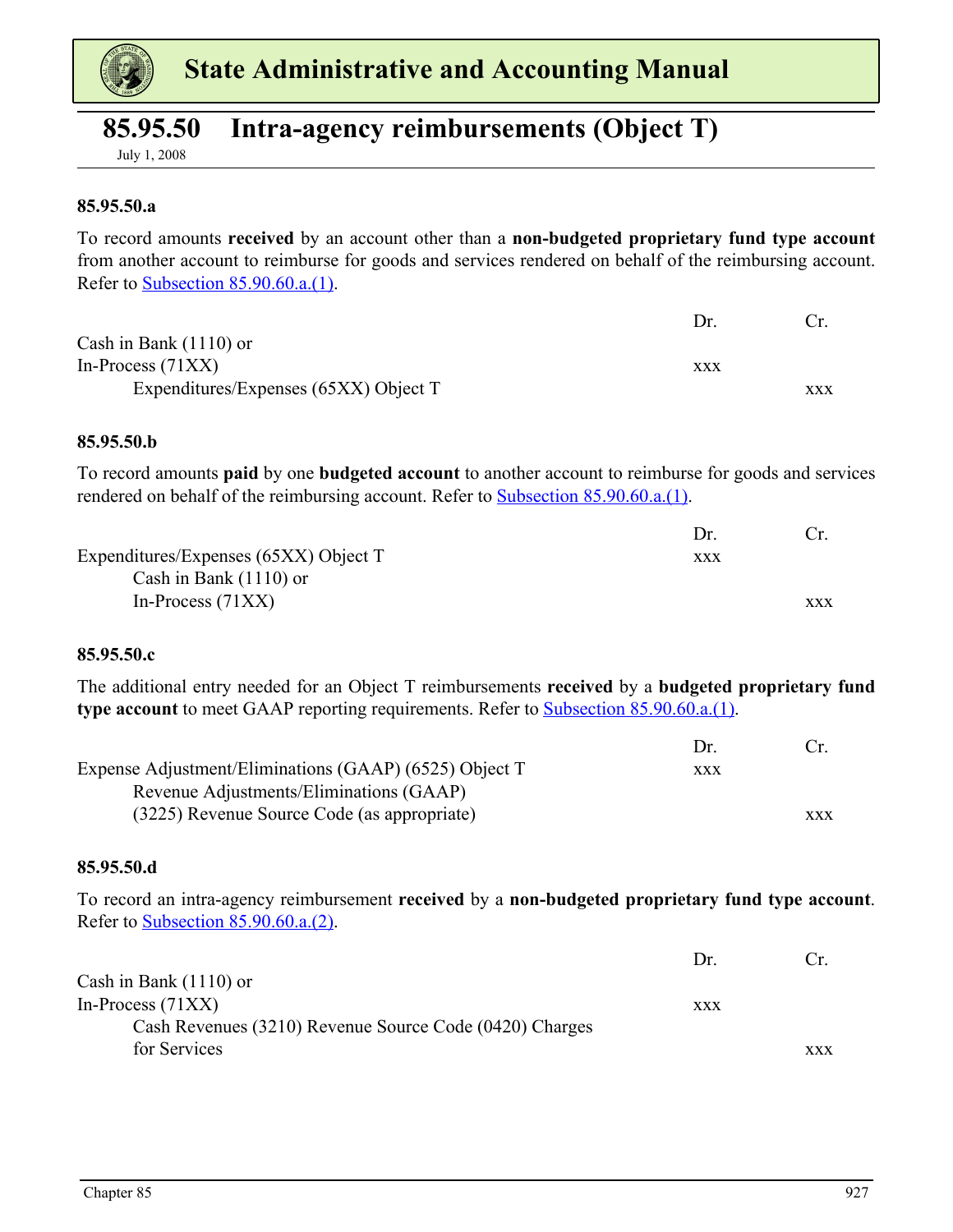# State Administrative and Accounting Manual

## 85.95.50 Intra-agency reimbursements (Object T)

July 1, 2008

### 85.95.50.a

To record amounts **received** by an account other than a **non-budgeted proprietary fund type account** from another account to reimburse for goods and services rendered on behalf of the reimbursing account. Refer to Subsection 85.90.60.a.(1).

| | Dr. | Cr. |
|---|---|---|
| Cash in Bank (1110) or In-Process (71XX) | xxx | |
| Expenditures/Expenses (65XX) Object T | | xxx |

### 85.95.50.b

To record amounts **paid** by one **budgeted account** to another account to reimburse for goods and services rendered on behalf of the reimbursing account. Refer to Subsection 85.90.60.a.(1).

| | Dr. | Cr. |
|---|---|---|
| Expenditures/Expenses (65XX) Object T | xxx | |
| Cash in Bank (1110) or In-Process (71XX) | | xxx |

### 85.95.50.c

The additional entry needed for an Object T reimbursements **received** by a **budgeted proprietary fund type account** to meet GAAP reporting requirements. Refer to Subsection 85.90.60.a.(1).

| | Dr. | Cr. |
|---|---|---|
| Expense Adjustment/Eliminations (GAAP) (6525) Object T | xxx | |
| Revenue Adjustments/Eliminations (GAAP) (3225) Revenue Source Code (as appropriate) | | xxx |

### 85.95.50.d

To record an intra-agency reimbursement **received** by a **non-budgeted proprietary fund type account**. Refer to Subsection 85.90.60.a.(2).

| | Dr. | Cr. |
|---|---|---|
| Cash in Bank (1110) or In-Process (71XX) | xxx | |
| Cash Revenues (3210) Revenue Source Code (0420) Charges for Services | | xxx |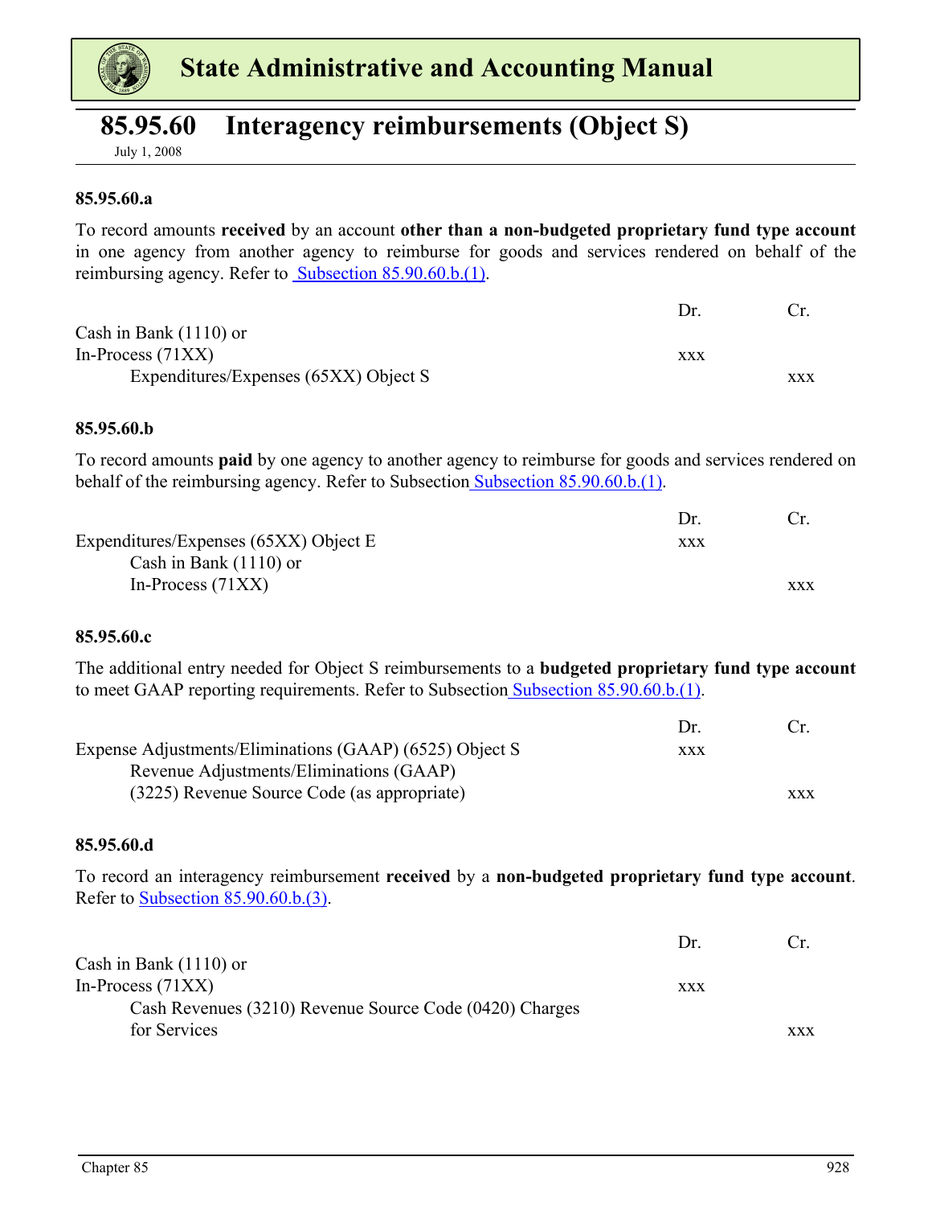# 85.95.60 Interagency reimbursements (Object S)

July 1, 2008

### 85.95.60.a

To record amounts **received** by an account **other than a non-budgeted proprietary fund type account** in one agency from another agency to reimburse for goods and services rendered on behalf of the reimbursing agency. Refer to Subsection 85.90.60.b.(1).

| | Dr. | Cr. |
|---|---|---|
| Cash in Bank (1110) or In-Process (71XX) | xxx | |
| Expenditures/Expenses (65XX) Object S | | xxx |

### 85.95.60.b

To record amounts **paid** by one agency to another agency to reimburse for goods and services rendered on behalf of the reimbursing agency. Refer to Subsection Subsection 85.90.60.b.(1).

| | Dr. | Cr. |
|---|---|---|
| Expenditures/Expenses (65XX) Object E | xxx | |
| Cash in Bank (1110) or In-Process (71XX) | | xxx |

### 85.95.60.c

The additional entry needed for Object S reimbursements to a **budgeted proprietary fund type account** to meet GAAP reporting requirements. Refer to Subsection Subsection 85.90.60.b.(1).

| | Dr. | Cr. |
|---|---|---|
| Expense Adjustments/Eliminations (GAAP) (6525) Object S | xxx | |
| Revenue Adjustments/Eliminations (GAAP) (3225) Revenue Source Code (as appropriate) | | xxx |

### 85.95.60.d

To record an interagency reimbursement **received** by a **non-budgeted proprietary fund type account**. Refer to Subsection 85.90.60.b.(3).

| | Dr. | Cr. |
|---|---|---|
| Cash in Bank (1110) or In-Process (71XX) | xxx | |
| Cash Revenues (3210) Revenue Source Code (0420) Charges for Services | | xxx |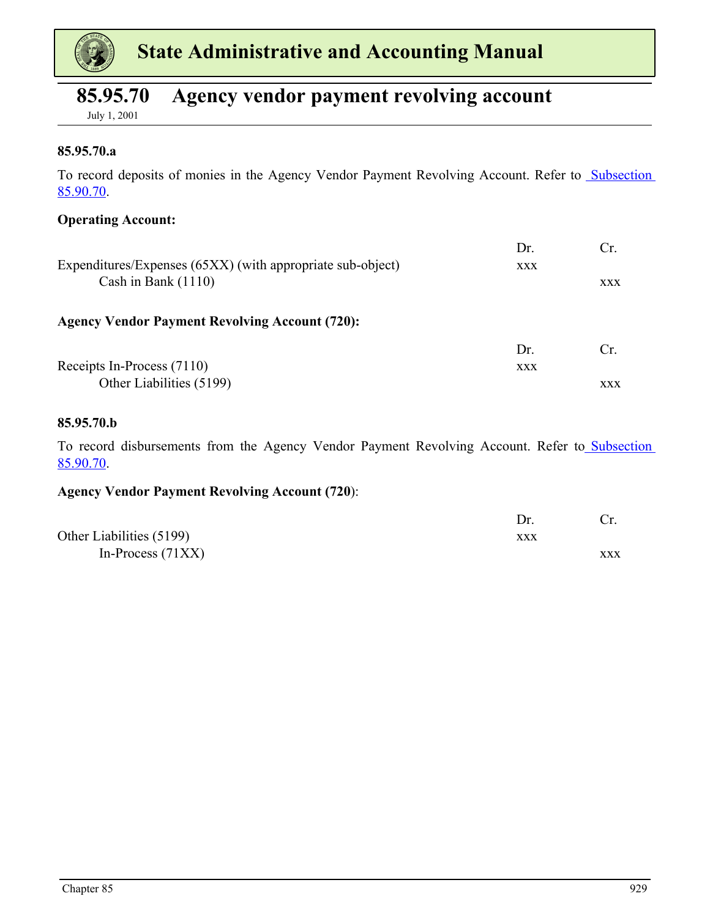## 85.95.70 Agency vendor payment revolving account

July 1, 2001

### 85.95.70.a

To record deposits of monies in the Agency Vendor Payment Revolving Account. Refer to Subsection 85.90.70.

**Operating Account:**

| | Dr. | Cr. |
|---|---|---|
| Expenditures/Expenses (65XX) (with appropriate sub-object) | xxx | |
| Cash in Bank (1110) | | xxx |

**Agency Vendor Payment Revolving Account (720):**

| | Dr. | Cr. |
|---|---|---|
| Receipts In-Process (7110) | xxx | |
| Other Liabilities (5199) | | xxx |

### 85.95.70.b

To record disbursements from the Agency Vendor Payment Revolving Account. Refer to Subsection 85.90.70.

**Agency Vendor Payment Revolving Account (720)**:

| | Dr. | Cr. |
|---|---|---|
| Other Liabilities (5199) | xxx | |
| In-Process (71XX) | | xxx |